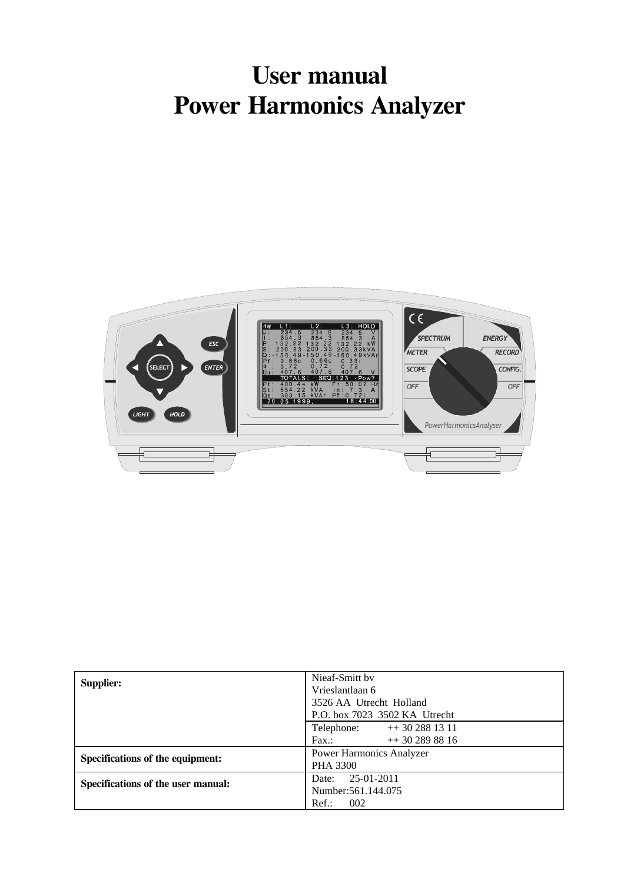# User manual
# Power Harmonics Analyzer

| | |
|---|---|
| **Supplier:** | Nieaf-Smitt bv<br>Vrieslantlaan 6<br>3526 AA Utrecht Holland<br>P.O. box 7023 3502 KA Utrecht<br>Telephone: ++ 30 288 13 11<br>Fax.: ++ 30 289 88 16 |
| **Specifications of the equipment:** | Power Harmonics Analyzer<br>PHA 3300 |
| **Specifications of the user manual:** | Date: 25-01-2011<br>Number:561.144.075<br>Ref.: 002 |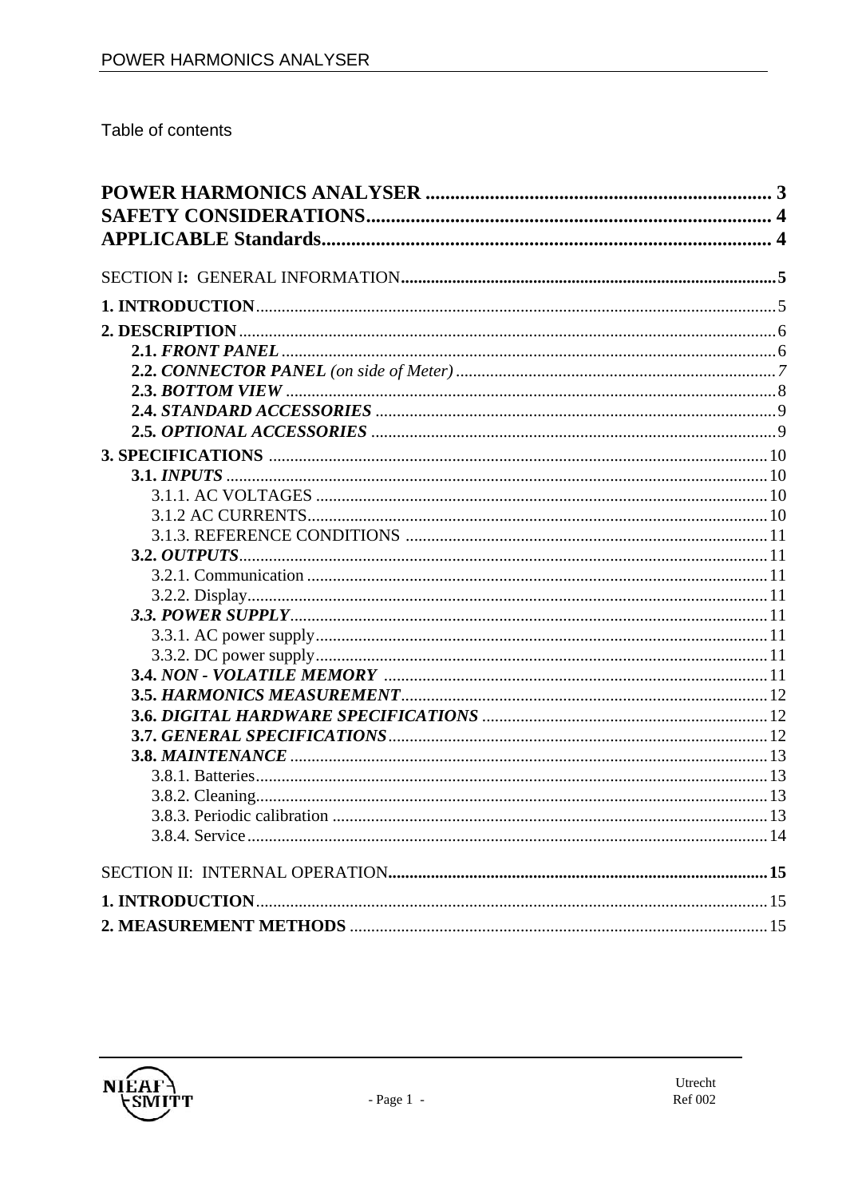Table of contents

**POWER HARMONICS ANALYSER** ..................................................................... 3
**SAFETY CONSIDERATIONS**................................................................................ 4
**APPLICABLE Standards**........................................................................................ 4

SECTION I: GENERAL INFORMATION.......................................................................................5

**1. INTRODUCTION**...........................................................................................................5

**2. DESCRIPTION**.............................................................................................................6
- **2.1.** ***FRONT PANEL***..................................................................................................6
- **2.2.** ***CONNECTOR PANEL*** *(on side of Meter)*........................................................7
- **2.3.** ***BOTTOM VIEW***................................................................................................8
- **2.4.** ***STANDARD ACCESSORIES***............................................................................9
- **2.5.** ***OPTIONAL ACCESSORIES***.............................................................................9

**3. SPECIFICATIONS** ........................................................................................................10
- **3.1.** ***INPUTS***.........................................................................................................10
  - 3.1.1. AC VOLTAGES ..........................................................................................10
  - 3.1.2 AC CURRENTS............................................................................................10
  - 3.1.3. REFERENCE CONDITIONS .......................................................................11
- **3.2.** ***OUTPUTS***........................................................................................................11
  - 3.2.1. Communication ...........................................................................................11
  - 3.2.2. Display.........................................................................................................11
- ***3.3. POWER SUPPLY***..................................................................................................11
  - 3.3.1. AC power supply..........................................................................................11
  - 3.3.2. DC power supply..........................................................................................11
- **3.4.** ***NON - VOLATILE MEMORY*** ...........................................................................11
- **3.5.** ***HARMONICS MEASUREMENT***......................................................................12
- **3.6.** ***DIGITAL HARDWARE SPECIFICATIONS***........................................................12
- **3.7.** ***GENERAL SPECIFICATIONS***.........................................................................12
- **3.8.** ***MAINTENANCE***.................................................................................................13
  - 3.8.1. Batteries.......................................................................................................13
  - 3.8.2. Cleaning.......................................................................................................13
  - 3.8.3. Periodic calibration .....................................................................................13
  - 3.8.4. Service.........................................................................................................14

SECTION II: INTERNAL OPERATION.........................................................................................15

**1. INTRODUCTION**............................................................................................................15

**2. MEASUREMENT METHODS** ........................................................................................15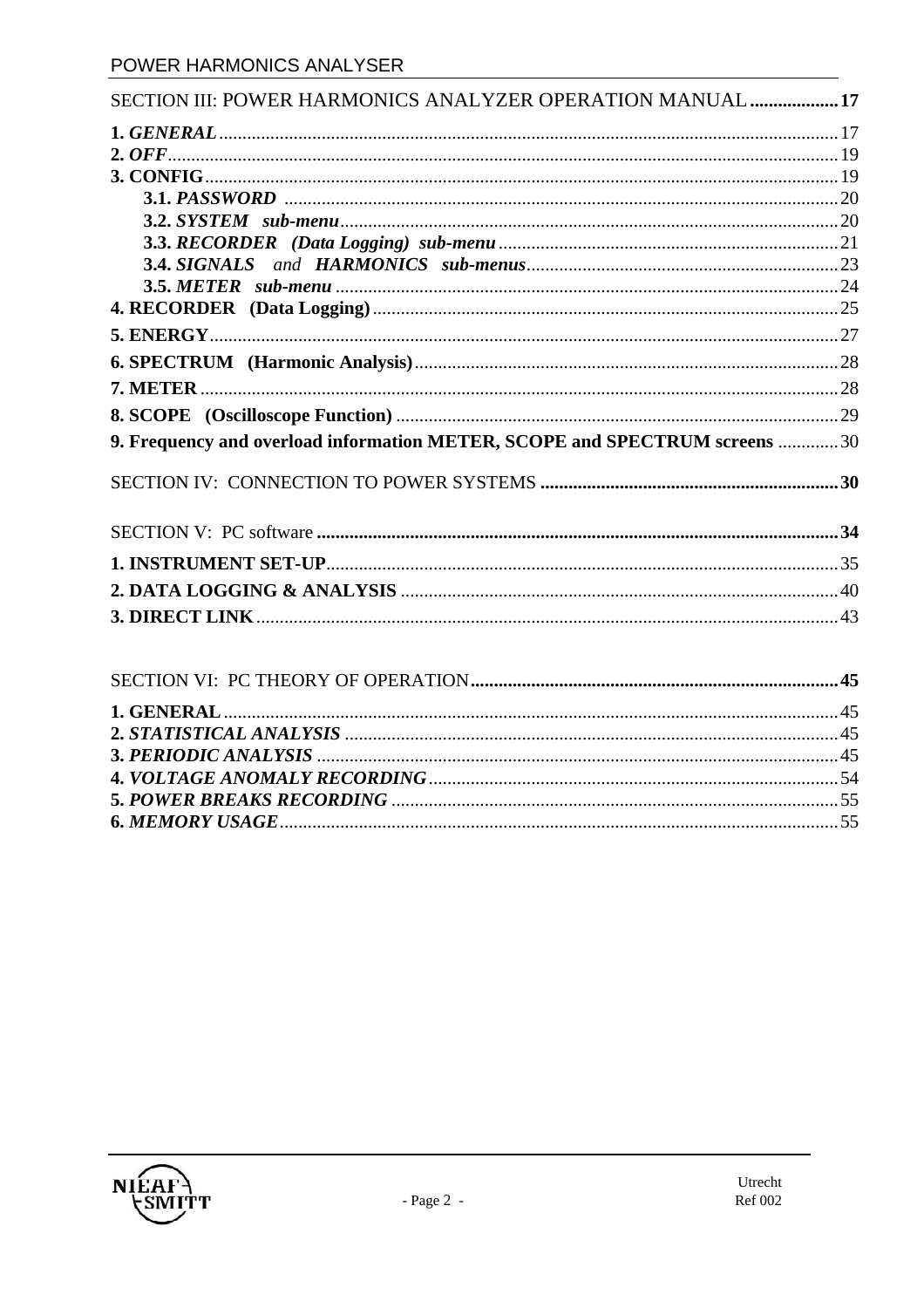SECTION III: POWER HARMONICS ANALYZER OPERATION MANUAL .................. **17**

**1.** ***GENERAL*** .......... 17
**2.** ***OFF*** .......... 19
**3. CONFIG** .......... 19
- **3.1.** ***PASSWORD*** .......... 20
- **3.2.** ***SYSTEM sub-menu*** .......... 20
- **3.3.** ***RECORDER (Data Logging) sub-menu*** .......... 21
- **3.4.** ***SIGNALS*** *and* ***HARMONICS sub-menus*** .......... 23
- **3.5.** ***METER sub-menu*** .......... 24

**4. RECORDER (Data Logging)** .......... 25

**5. ENERGY** .......... 27

**6. SPECTRUM (Harmonic Analysis)** .......... 28

**7. METER** .......... 28

**8. SCOPE (Oscilloscope Function)** .......... 29

**9. Frequency and overload information METER, SCOPE and SPECTRUM screens** .......... 30

SECTION IV: CONNECTION TO POWER SYSTEMS .......... **30**

SECTION V: PC software .......... **34**

**1. INSTRUMENT SET-UP** .......... 35

**2. DATA LOGGING & ANALYSIS** .......... 40

**3. DIRECT LINK** .......... 43

SECTION VI: PC THEORY OF OPERATION .......... **45**

**1. GENERAL** .......... 45
**2.** ***STATISTICAL ANALYSIS*** .......... 45
**3.** ***PERIODIC ANALYSIS*** .......... 45
**4.** ***VOLTAGE ANOMALY RECORDING*** .......... 54
**5.** ***POWER BREAKS RECORDING*** .......... 55
**6.** ***MEMORY USAGE*** .......... 55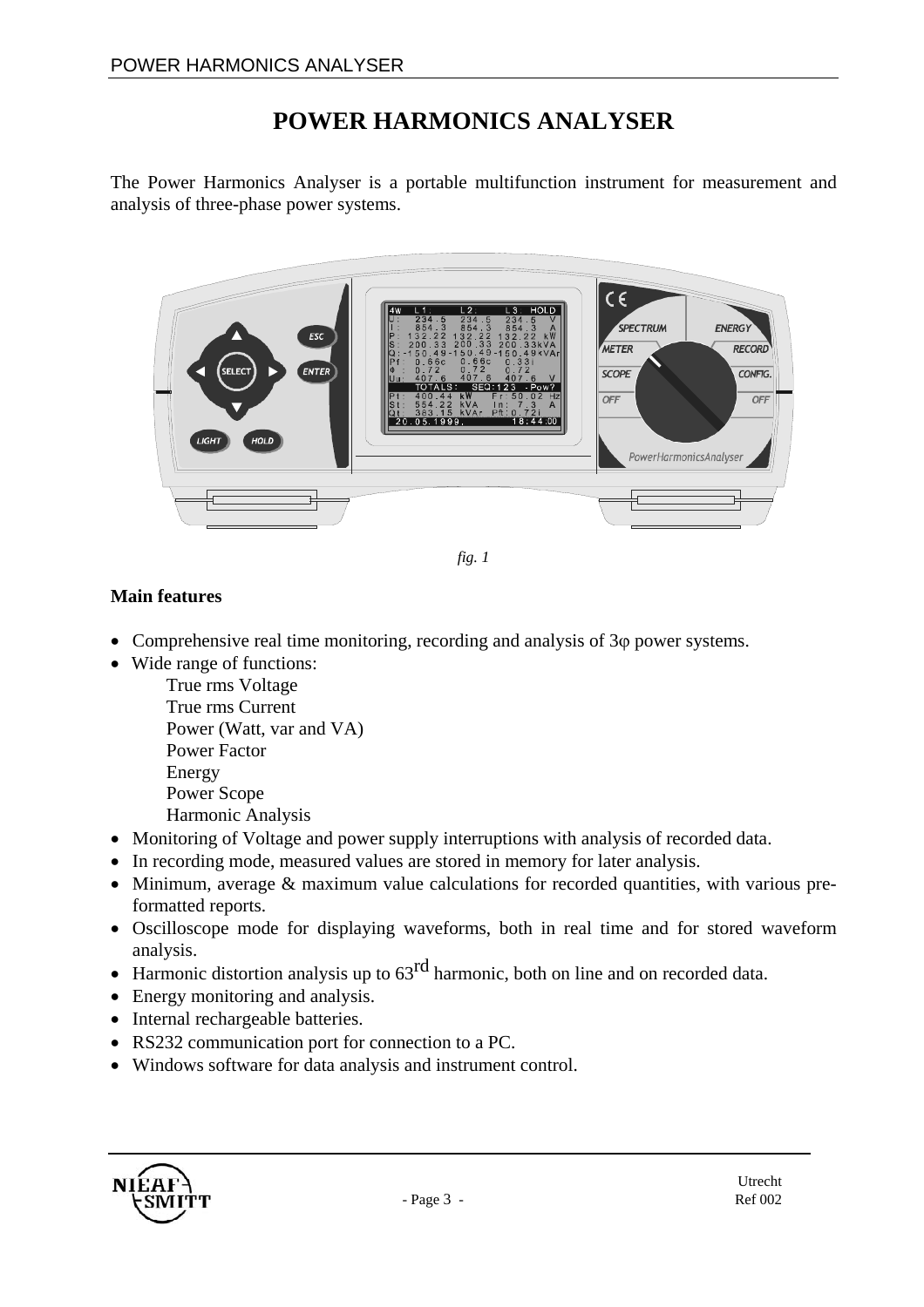# POWER HARMONICS ANALYSER

The Power Harmonics Analyser is a portable multifunction instrument for measurement and analysis of three-phase power systems.

*fig. 1*

**Main features**

- Comprehensive real time monitoring, recording and analysis of 3φ power systems.
- Wide range of functions:
  - True rms Voltage
  - True rms Current
  - Power (Watt, var and VA)
  - Power Factor
  - Energy
  - Power Scope
  - Harmonic Analysis
- Monitoring of Voltage and power supply interruptions with analysis of recorded data.
- In recording mode, measured values are stored in memory for later analysis.
- Minimum, average & maximum value calculations for recorded quantities, with various pre-formatted reports.
- Oscilloscope mode for displaying waveforms, both in real time and for stored waveform analysis.
- Harmonic distortion analysis up to 63rd harmonic, both on line and on recorded data.
- Energy monitoring and analysis.
- Internal rechargeable batteries.
- RS232 communication port for connection to a PC.
- Windows software for data analysis and instrument control.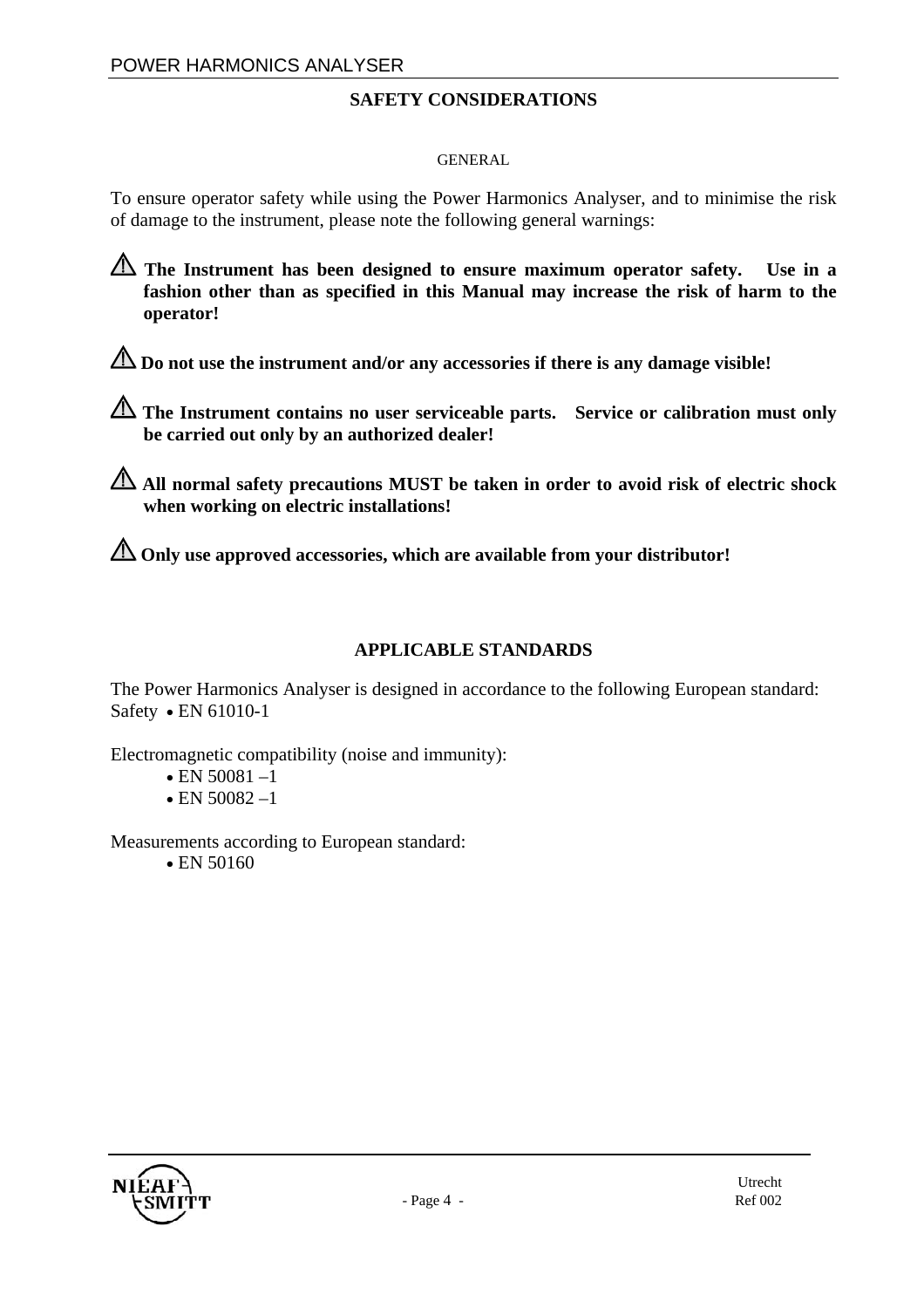## SAFETY CONSIDERATIONS

### GENERAL

To ensure operator safety while using the Power Harmonics Analyser, and to minimise the risk of damage to the instrument, please note the following general warnings:

⚠ **The Instrument has been designed to ensure maximum operator safety. Use in a fashion other than as specified in this Manual may increase the risk of harm to the operator!**

⚠ **Do not use the instrument and/or any accessories if there is any damage visible!**

⚠ **The Instrument contains no user serviceable parts. Service or calibration must only be carried out only by an authorized dealer!**

⚠ **All normal safety precautions MUST be taken in order to avoid risk of electric shock when working on electric installations!**

⚠ **Only use approved accessories, which are available from your distributor!**

## APPLICABLE STANDARDS

The Power Harmonics Analyser is designed in accordance to the following European standard:
Safety • EN 61010-1

Electromagnetic compatibility (noise and immunity):

- EN 50081 –1
- EN 50082 –1

Measurements according to European standard:

- EN 50160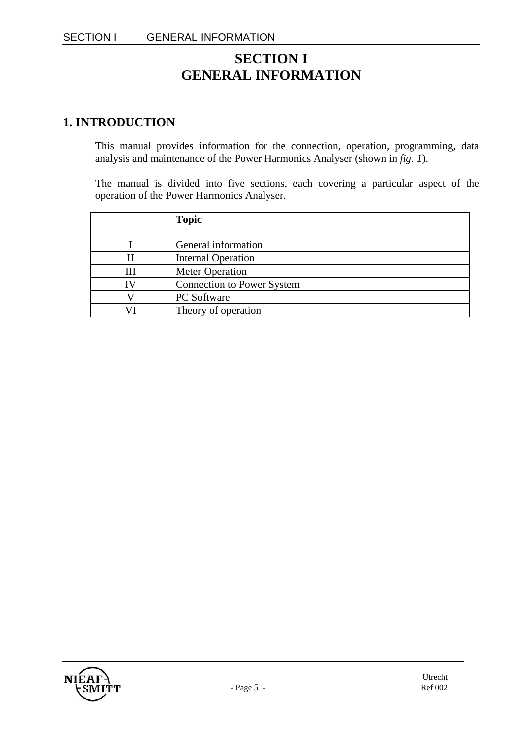# SECTION I
# GENERAL INFORMATION

## 1. INTRODUCTION

This manual provides information for the connection, operation, programming, data analysis and maintenance of the Power Harmonics Analyser (shown in *fig. 1*).

The manual is divided into five sections, each covering a particular aspect of the operation of the Power Harmonics Analyser.

| | **Topic** |
|---|---|
| I | General information |
| II | Internal Operation |
| III | Meter Operation |
| IV | Connection to Power System |
| V | PC Software |
| VI | Theory of operation |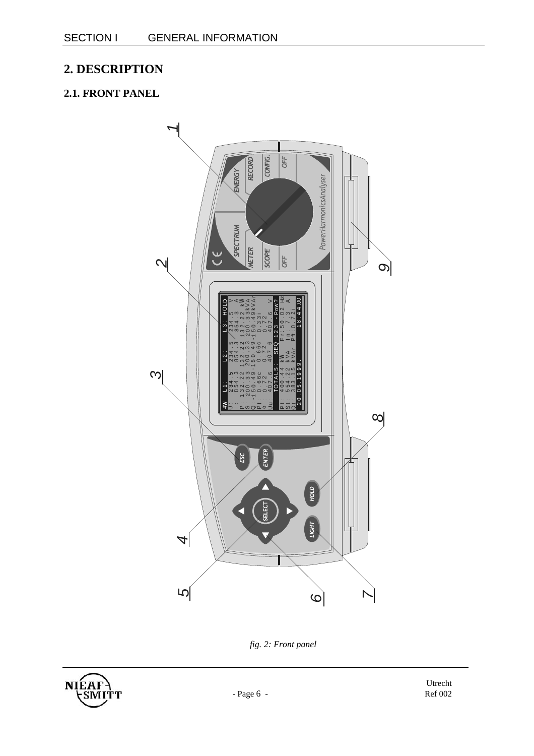# 2. DESCRIPTION

## 2.1. FRONT PANEL

*fig. 2: Front panel*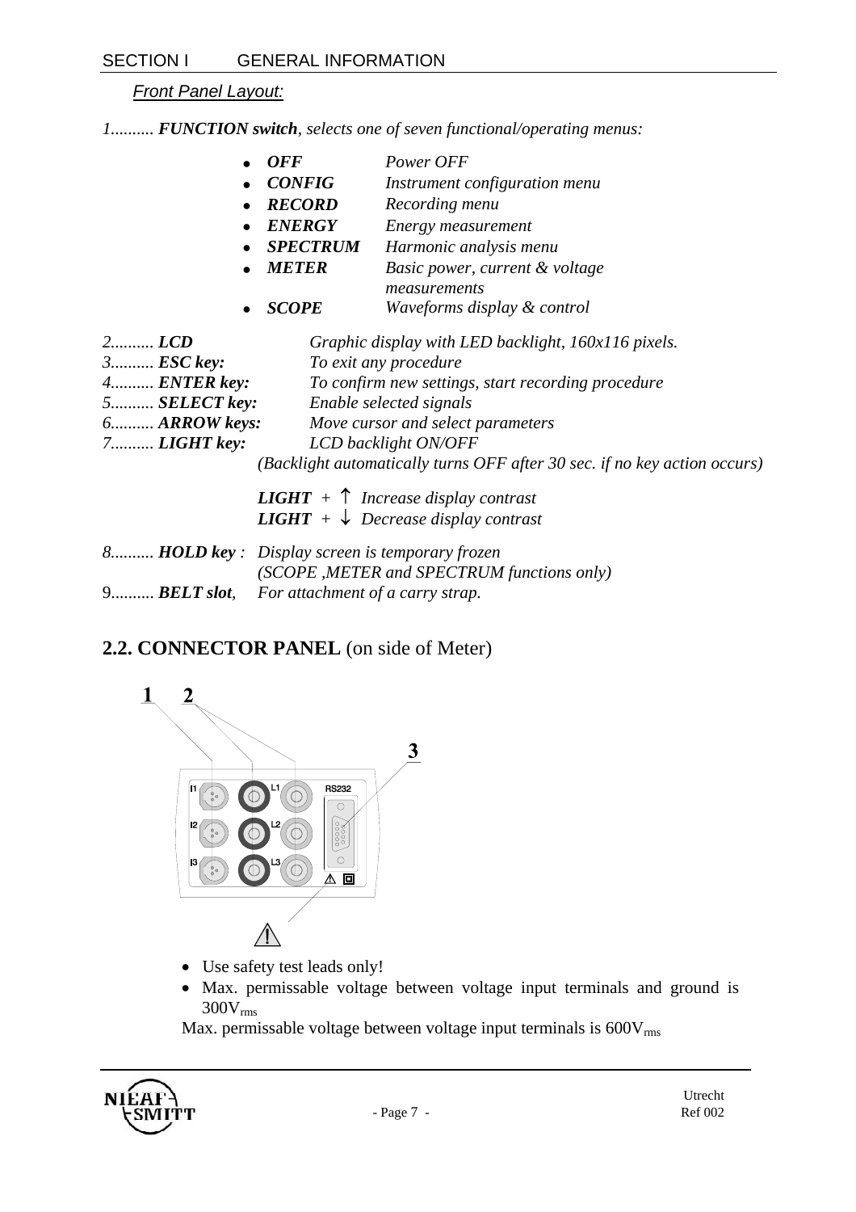*Front Panel Layout:*

*1.......... **FUNCTION switch**, selects one of seven functional/operating menus:*

- ***OFF*** *Power OFF*
- ***CONFIG*** *Instrument configuration menu*
- ***RECORD*** *Recording menu*
- ***ENERGY*** *Energy measurement*
- ***SPECTRUM*** *Harmonic analysis menu*
- ***METER*** *Basic power, current & voltage measurements*
- ***SCOPE*** *Waveforms display & control*

*2.......... **LCD*** *Graphic display with LED backlight, 160x116 pixels.*
*3.......... **ESC key:*** *To exit any procedure*
*4.......... **ENTER key:*** *To confirm new settings, start recording procedure*
*5.......... **SELECT key:*** *Enable selected signals*
*6.......... **ARROW keys:*** *Move cursor and select parameters*
*7.......... **LIGHT key:*** *LCD backlight ON/OFF*
*(Backlight automatically turns OFF after 30 sec. if no key action occurs)*

***LIGHT*** *+ ↑ Increase display contrast*
***LIGHT*** *+ ↓ Decrease display contrast*

*8.......... **HOLD key** : Display screen is temporary frozen*
*(SCOPE ,METER and SPECTRUM functions only)*
9.......... ***BELT slot**, For attachment of a carry strap.*

## 2.2. CONNECTOR PANEL (on side of Meter)

- Use safety test leads only!
- Max. permissable voltage between voltage input terminals and ground is $300V_{rms}$

Max. permissable voltage between voltage input terminals is $600V_{rms}$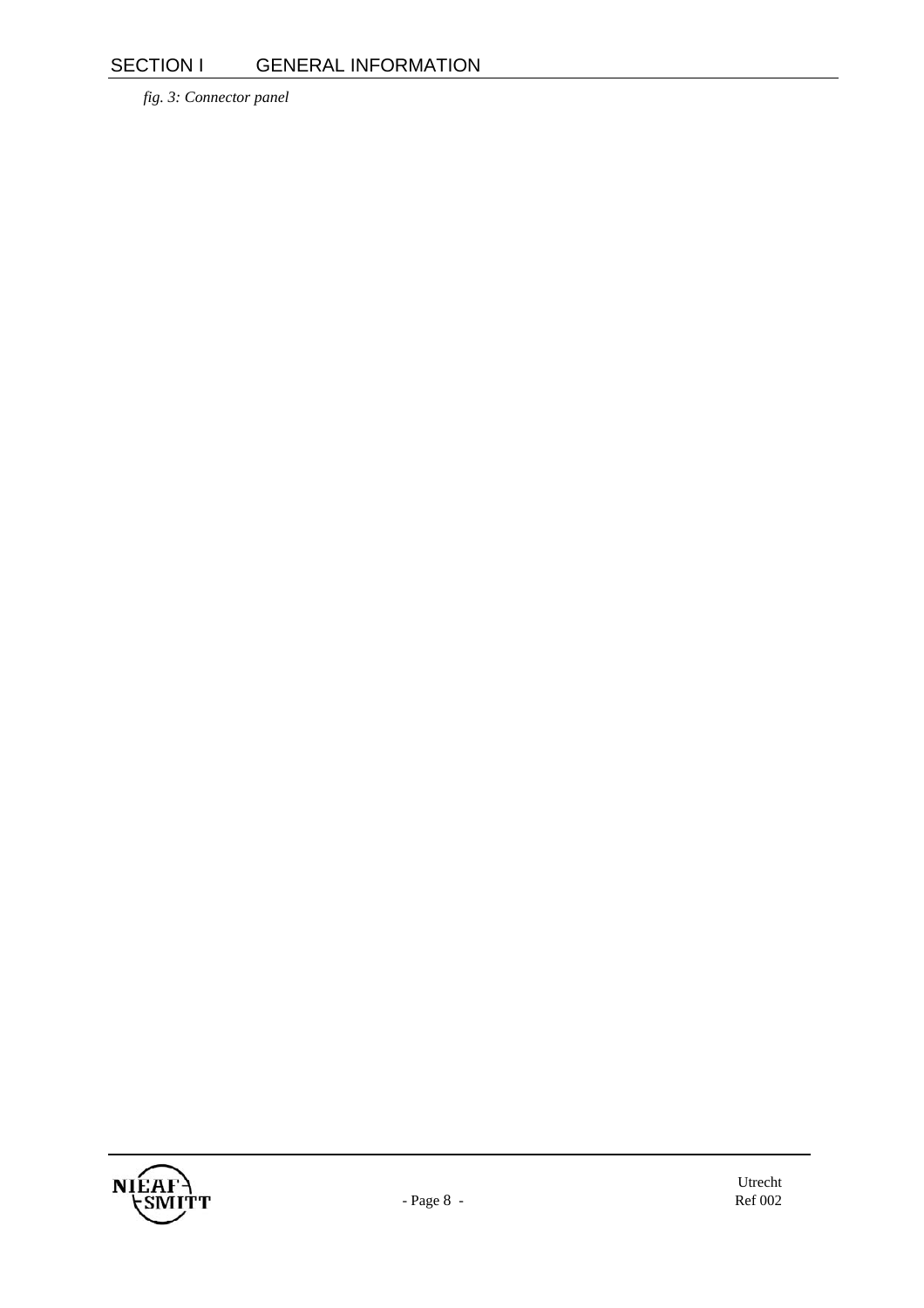*fig. 3: Connector panel*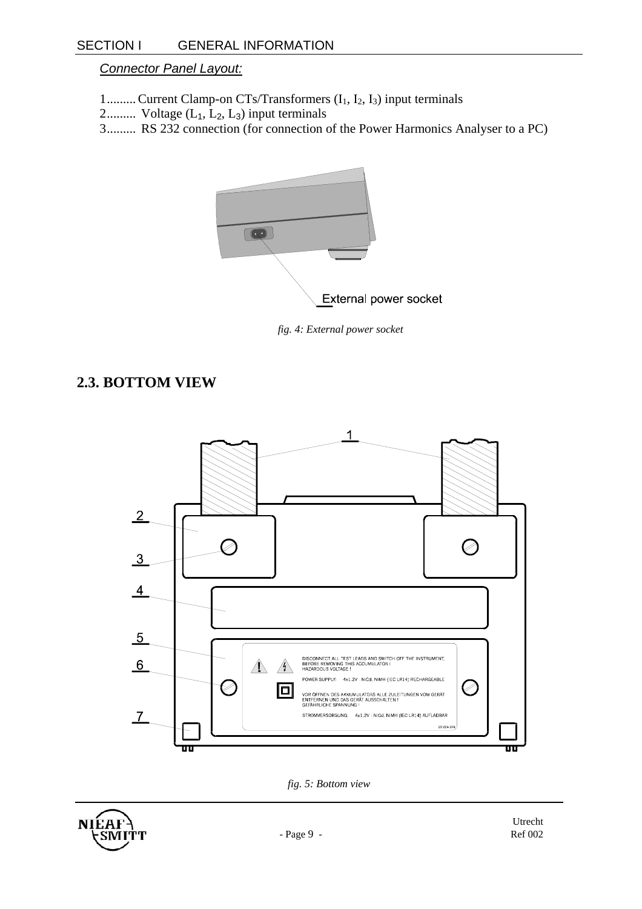*Connector Panel Layout:*

1......... Current Clamp-on CTs/Transformers ($I_1$, $I_2$, $I_3$) input terminals
2......... Voltage ($L_1$, $L_2$, $L_3$) input terminals
3......... RS 232 connection (for connection of the Power Harmonics Analyser to a PC)

External power socket

*fig. 4: External power socket*

## 2.3. BOTTOM VIEW

1
2
3
4
5
6
7

DISCONNECT ALL TEST LEADS AND SWITCH OFF THE INSTRUMENT, BEFORE REMOVING THIS ACCUMULATOR ! HAZARDOUS VOLTAGE !

POWER SUPPLY: 4x1.2V - NiCd, NiMH (IEC LR14) RECHARGEABLE

VOR ÖFFNEN DES AKKUMULATORS ALLE ZULEITUNGEN VOM GERÄT ENTFERNEN UND DAS GERÄT AUSSCHALTEN ! GEFÄHRLICHE SPANNUNG !

STROMVERSORGUNG: 4x1.2V - NiCd, NiMH (IEC LR14) AUFLADBAR

20 224 206

*fig. 5: Bottom view*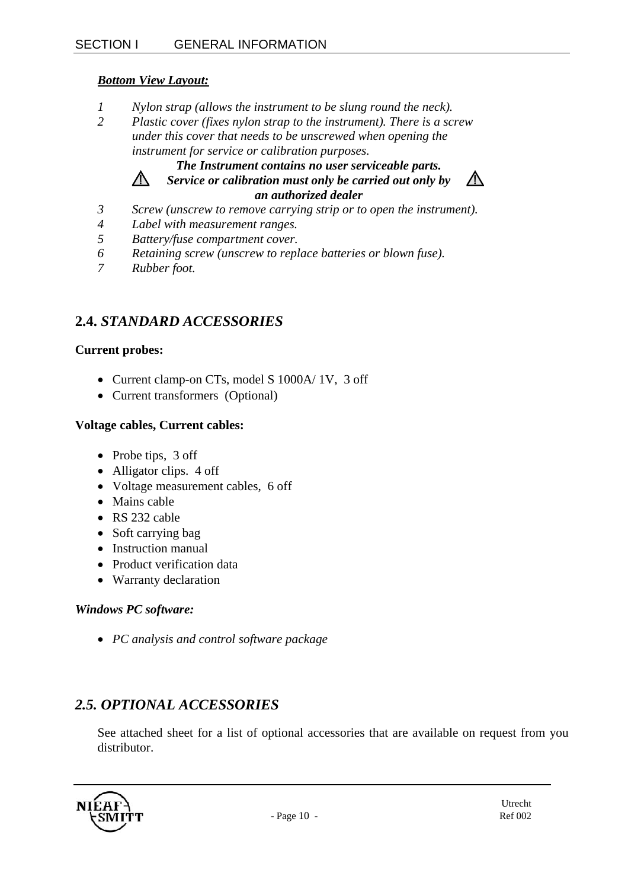***Bottom View Layout:***

1. *Nylon strap (allows the instrument to be slung round the neck).*
2. *Plastic cover (fixes nylon strap to the instrument). There is a screw under this cover that needs to be unscrewed when opening the instrument for service or calibration purposes.*

   ⚠ ***The Instrument contains no user serviceable parts. Service or calibration must only be carried out only by an authorized dealer*** ⚠

3. *Screw (unscrew to remove carrying strip or to open the instrument).*
4. *Label with measurement ranges.*
5. *Battery/fuse compartment cover.*
6. *Retaining screw (unscrew to replace batteries or blown fuse).*
7. *Rubber foot.*

## 2.4. *STANDARD ACCESSORIES*

**Current probes:**

- Current clamp-on CTs, model S 1000A/ 1V, 3 off
- Current transformers (Optional)

**Voltage cables, Current cables:**

- Probe tips, 3 off
- Alligator clips. 4 off
- Voltage measurement cables, 6 off
- Mains cable
- RS 232 cable
- Soft carrying bag
- Instruction manual
- Product verification data
- Warranty declaration

***Windows PC software:***

- *PC analysis and control software package*

## *2.5. OPTIONAL ACCESSORIES*

See attached sheet for a list of optional accessories that are available on request from you distributor.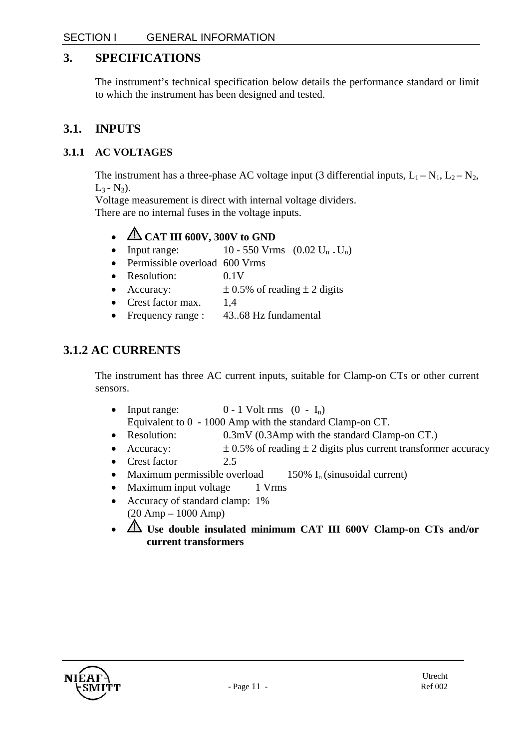# 3. SPECIFICATIONS

The instrument's technical specification below details the performance standard or limit to which the instrument has been designed and tested.

## 3.1. INPUTS

### 3.1.1 AC VOLTAGES

The instrument has a three-phase AC voltage input (3 differential inputs, $L_1 – N_1$, $L_2 – N_2$, $L_3 - N_3$).
Voltage measurement is direct with internal voltage dividers.
There are no internal fuses in the voltage inputs.

- ⚠ **CAT III 600V, 300V to GND**
- Input range: 10 - 550 Vrms ($0.02\ U_n - U_n$)
- Permissible overload 600 Vrms
- Resolution: 0.1V
- Accuracy: ± 0.5% of reading ± 2 digits
- Crest factor max. 1,4
- Frequency range : 43..68 Hz fundamental

### 3.1.2 AC CURRENTS

The instrument has three AC current inputs, suitable for Clamp-on CTs or other current sensors.

- Input range: 0 - 1 Volt rms ($0 - I_n$)
  Equivalent to 0 - 1000 Amp with the standard Clamp-on CT.
- Resolution: 0.3mV (0.3Amp with the standard Clamp-on CT.)
- Accuracy: ± 0.5% of reading ± 2 digits plus current transformer accuracy
- Crest factor 2.5
- Maximum permissible overload 150% $I_n$ (sinusoidal current)
- Maximum input voltage 1 Vrms
- Accuracy of standard clamp: 1%
  (20 Amp – 1000 Amp)
- ⚠ **Use double insulated minimum CAT III 600V Clamp-on CTs and/or current transformers**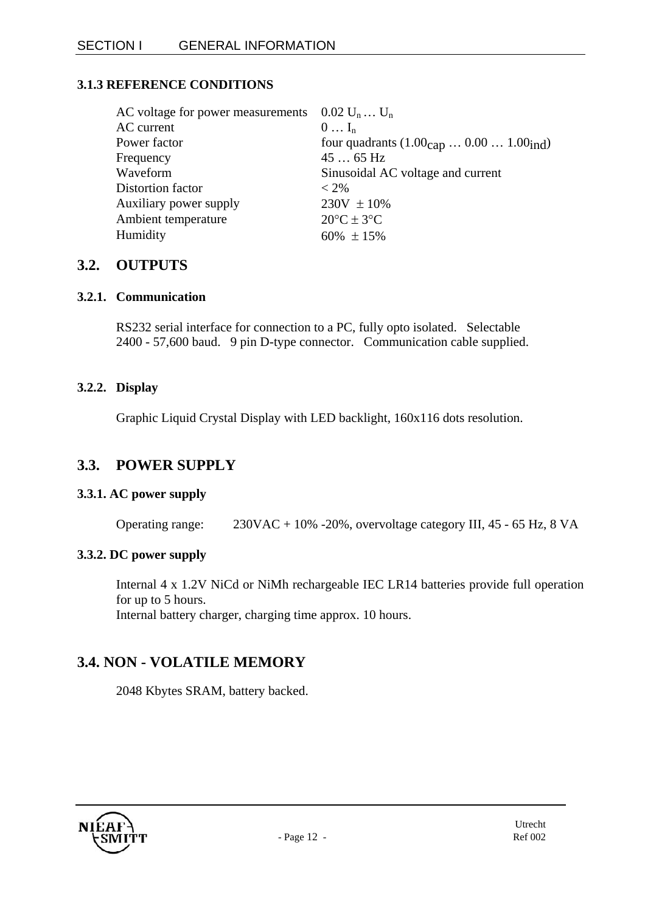### 3.1.3 REFERENCE CONDITIONS

| | |
|---|---|
| AC voltage for power measurements | $0.02\ U_n \ldots U_n$ |
| AC current | $0 \ldots I_n$ |
| Power factor | four quadrants ($1.00_{cap} \ldots 0.00 \ldots 1.00_{ind}$) |
| Frequency | 45 … 65 Hz |
| Waveform | Sinusoidal AC voltage and current |
| Distortion factor | < 2% |
| Auxiliary power supply | 230V ± 10% |
| Ambient temperature | 20°C ± 3°C |
| Humidity | 60% ± 15% |

## 3.2. OUTPUTS

### 3.2.1. Communication

RS232 serial interface for connection to a PC, fully opto isolated. Selectable 2400 - 57,600 baud. 9 pin D-type connector. Communication cable supplied.

### 3.2.2. Display

Graphic Liquid Crystal Display with LED backlight, 160x116 dots resolution.

## 3.3. POWER SUPPLY

### 3.3.1. AC power supply

Operating range: 230VAC + 10% -20%, overvoltage category III, 45 - 65 Hz, 8 VA

### 3.3.2. DC power supply

Internal 4 x 1.2V NiCd or NiMh rechargeable IEC LR14 batteries provide full operation for up to 5 hours.
Internal battery charger, charging time approx. 10 hours.

## 3.4. NON - VOLATILE MEMORY

2048 Kbytes SRAM, battery backed.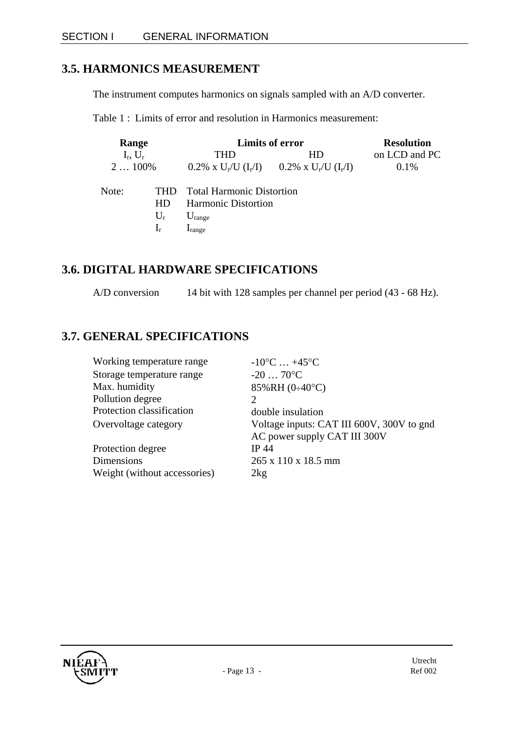## 3.5. HARMONICS MEASUREMENT

The instrument computes harmonics on signals sampled with an A/D converter.

Table 1 : Limits of error and resolution in Harmonics measurement:

| Range | Limits of error | | Resolution |
|---|---|---|---|
| $I_r$, $U_r$ | THD | HD | on LCD and PC |
| 2 … 100% | 0.2% x $U_r$/U ($I_r$/I) | 0.2% x $U_r$/U ($I_r$/I) | 0.1% |

Note:
- THD Total Harmonic Distortion
- HD Harmonic Distortion
- $U_r$ $U_{range}$
- $I_r$ $I_{range}$

## 3.6. DIGITAL HARDWARE SPECIFICATIONS

A/D conversion    14 bit with 128 samples per channel per period (43 - 68 Hz).

## 3.7. GENERAL SPECIFICATIONS

| | |
|---|---|
| Working temperature range | -10°C … +45°C |
| Storage temperature range | -20 … 70°C |
| Max. humidity | 85%RH (0÷40°C) |
| Pollution degree | 2 |
| Protection classification | double insulation |
| Overvoltage category | Voltage inputs: CAT III 600V, 300V to gnd<br>AC power supply CAT III 300V |
| Protection degree | IP 44 |
| Dimensions | 265 x 110 x 18.5 mm |
| Weight (without accessories) | 2kg |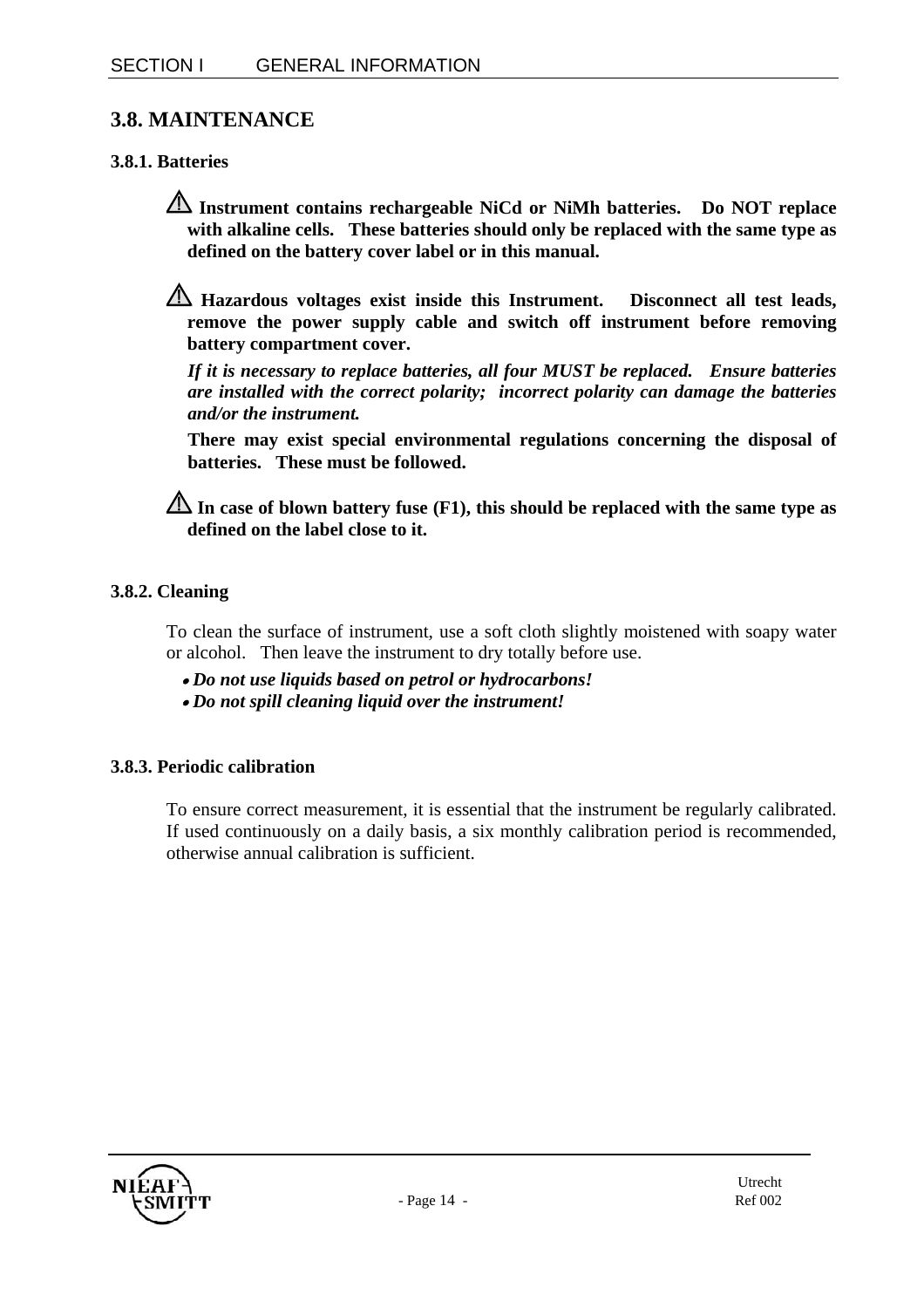## 3.8. MAINTENANCE

### 3.8.1. Batteries

⚠ **Instrument contains rechargeable NiCd or NiMh batteries. Do NOT replace with alkaline cells. These batteries should only be replaced with the same type as defined on the battery cover label or in this manual.**

⚠ **Hazardous voltages exist inside this Instrument. Disconnect all test leads, remove the power supply cable and switch off instrument before removing battery compartment cover.**

***If it is necessary to replace batteries, all four MUST be replaced. Ensure batteries are installed with the correct polarity; incorrect polarity can damage the batteries and/or the instrument.***

**There may exist special environmental regulations concerning the disposal of batteries. These must be followed.**

⚠ **In case of blown battery fuse (F1), this should be replaced with the same type as defined on the label close to it.**

### 3.8.2. Cleaning

To clean the surface of instrument, use a soft cloth slightly moistened with soapy water or alcohol. Then leave the instrument to dry totally before use.

- ***Do not use liquids based on petrol or hydrocarbons!***
- ***Do not spill cleaning liquid over the instrument!***

### 3.8.3. Periodic calibration

To ensure correct measurement, it is essential that the instrument be regularly calibrated. If used continuously on a daily basis, a six monthly calibration period is recommended, otherwise annual calibration is sufficient.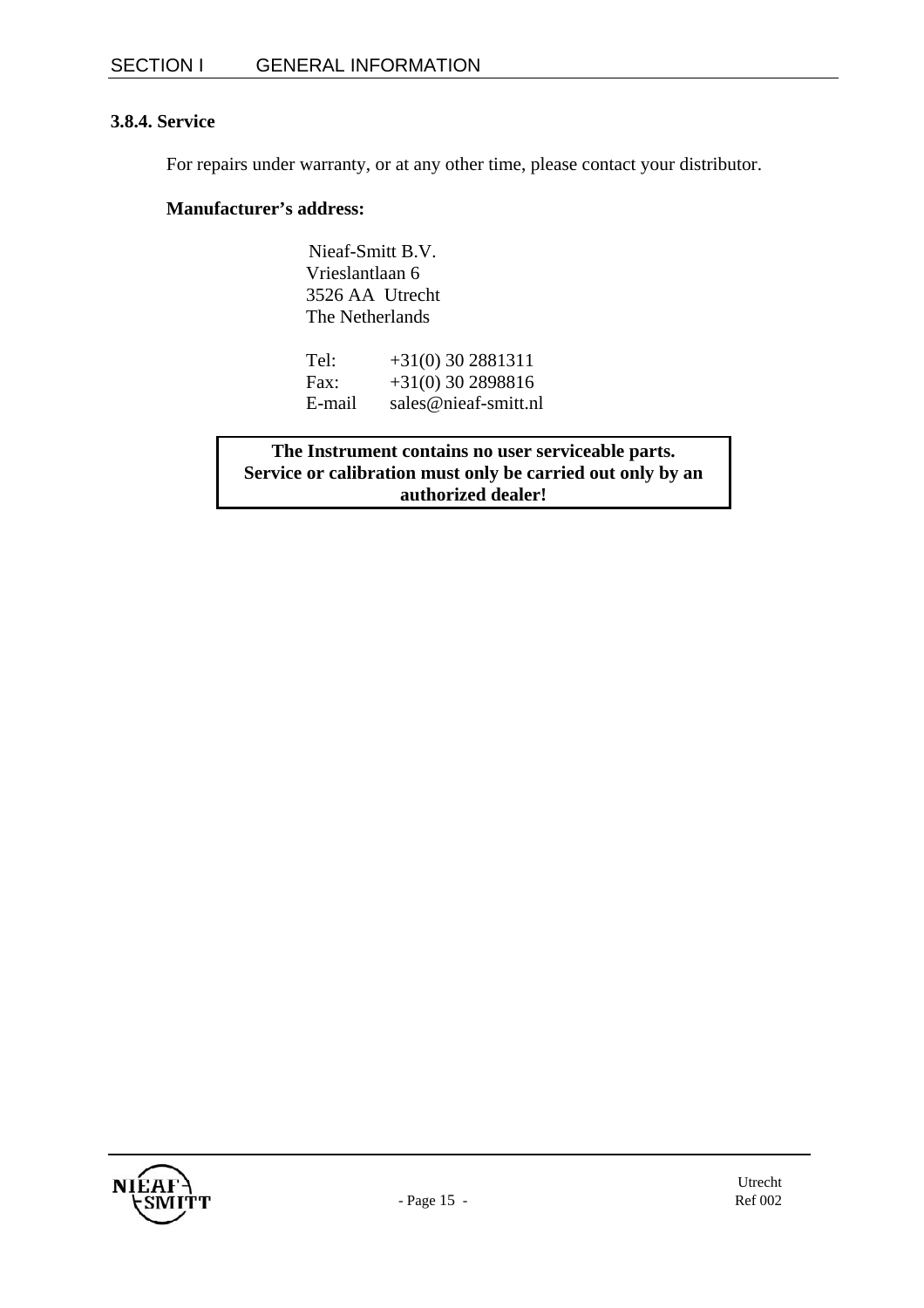### 3.8.4. Service

For repairs under warranty, or at any other time, please contact your distributor.

**Manufacturer's address:**

Nieaf-Smitt B.V.
Vrieslantlaan 6
3526 AA Utrecht
The Netherlands

| | |
|---|---|
| Tel: | +31(0) 30 2881311 |
| Fax: | +31(0) 30 2898816 |
| E-mail | sales@nieaf-smitt.nl |

**The Instrument contains no user serviceable parts. Service or calibration must only be carried out only by an authorized dealer!**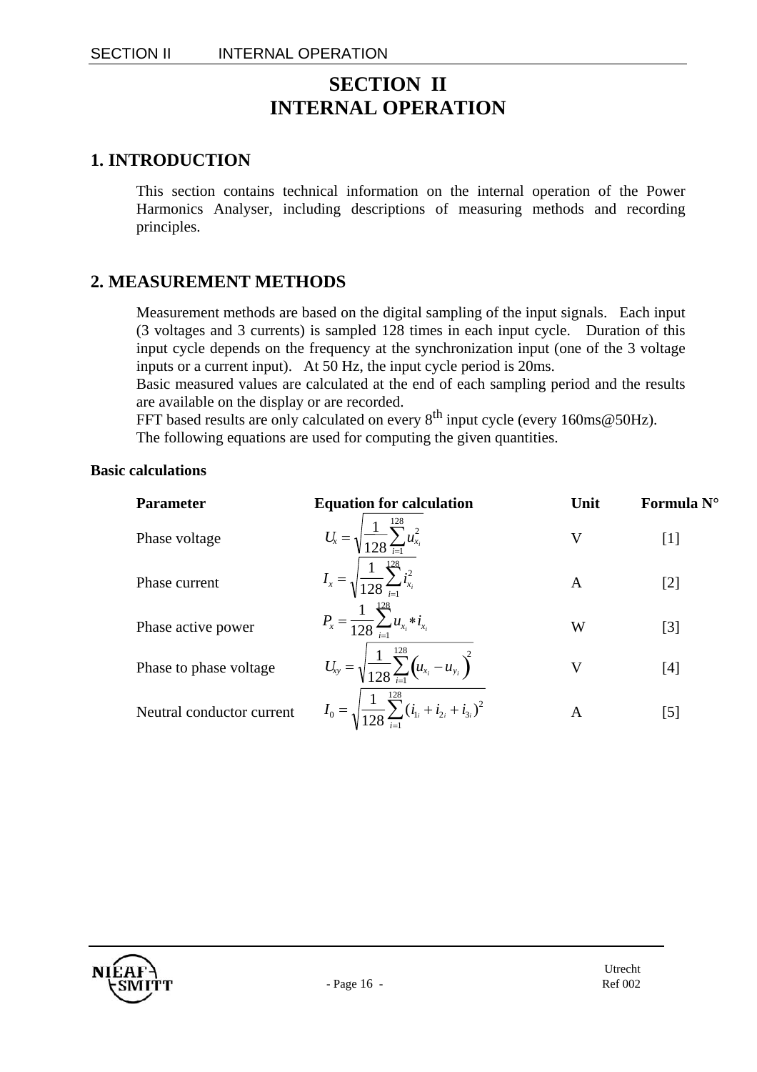# SECTION II
# INTERNAL OPERATION

## 1. INTRODUCTION

This section contains technical information on the internal operation of the Power Harmonics Analyser, including descriptions of measuring methods and recording principles.

## 2. MEASUREMENT METHODS

Measurement methods are based on the digital sampling of the input signals. Each input (3 voltages and 3 currents) is sampled 128 times in each input cycle. Duration of this input cycle depends on the frequency at the synchronization input (one of the 3 voltage inputs or a current input). At 50 Hz, the input cycle period is 20ms.
Basic measured values are calculated at the end of each sampling period and the results are available on the display or are recorded.
FFT based results are only calculated on every $8^{th}$ input cycle (every 160ms@50Hz).
The following equations are used for computing the given quantities.

**Basic calculations**

| **Parameter** | **Equation for calculation** | **Unit** | **Formula N°** |
|---|---|---|---|
| Phase voltage | $U_x = \sqrt{\frac{1}{128}\sum_{i=1}^{128} u_{x_i}^2}$ | V | [1] |
| Phase current | $I_x = \sqrt{\frac{1}{128}\sum_{i=1}^{128} i_{x_i}^2}$ | A | [2] |
| Phase active power | $P_x = \frac{1}{128}\sum_{i=1}^{128} u_{x_i} * i_{x_i}$ | W | [3] |
| Phase to phase voltage | $U_{xy} = \sqrt{\frac{1}{128}\sum_{i=1}^{128}\left(u_{x_i} - u_{y_i}\right)^2}$ | V | [4] |
| Neutral conductor current | $I_0 = \sqrt{\frac{1}{128}\sum_{i=1}^{128}(i_{1i} + i_{2i} + i_{3i})^2}$ | A | [5] |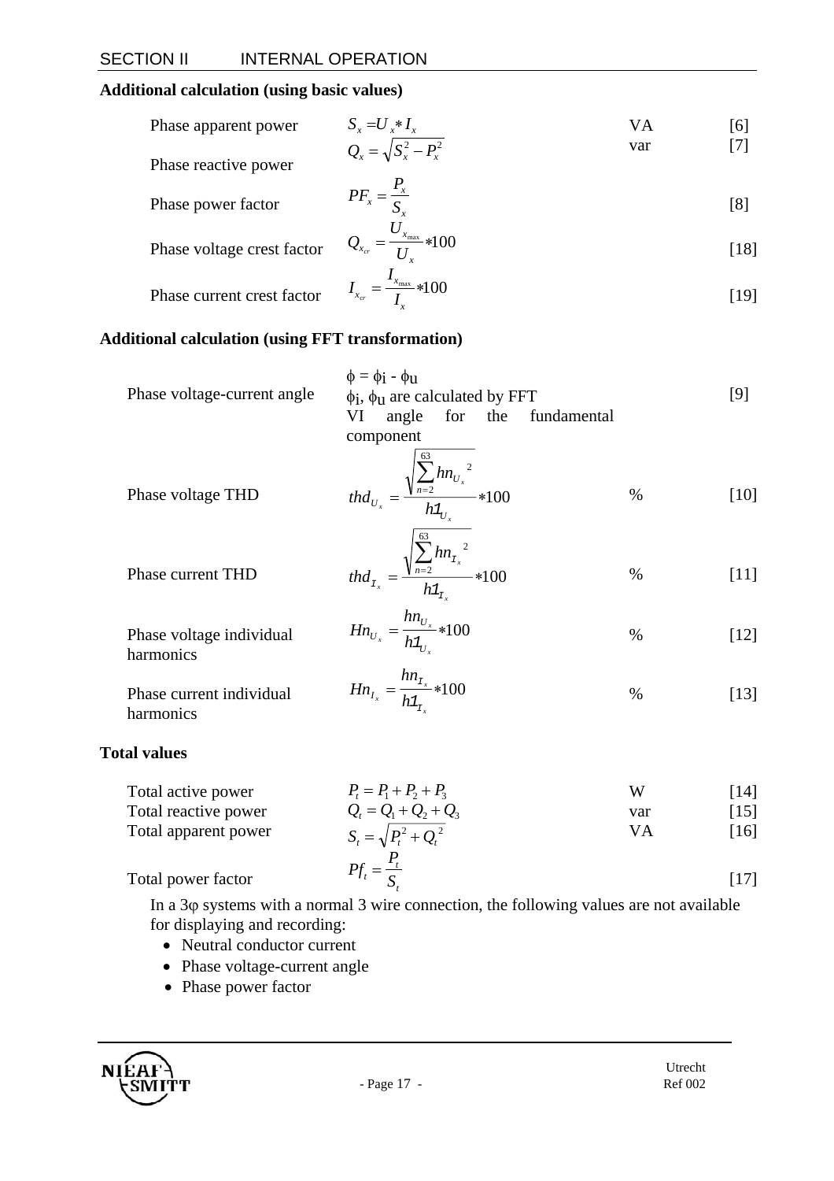### Additional calculation (using basic values)

| | | | |
|---|---|---|---|
| Phase apparent power | $S_x = U_x * I_x$ | VA | [6] |
| Phase reactive power | $Q_x = \sqrt{S_x^2 - P_x^2}$ | var | [7] |
| Phase power factor | $PF_x = \dfrac{P_x}{S_x}$ | | [8] |
| Phase voltage crest factor | $Q_{x_{cr}} = \dfrac{U_{x_{\max}}}{U_x} * 100$ | | [18] |
| Phase current crest factor | $I_{x_{cr}} = \dfrac{I_{x_{\max}}}{I_x} * 100$ | | [19] |

### Additional calculation (using FFT transformation)

| | | | |
|---|---|---|---|
| Phase voltage-current angle | $\phi = \phi_i - \phi_u$<br>$\phi_i$, $\phi_u$ are calculated by FFT<br>VI angle for the fundamental component | | [9] |
| Phase voltage THD | $thd_{U_x} = \dfrac{\sqrt{\sum_{n=2}^{63} hn_{U_x}^{\ 2}}}{h1_{U_x}} * 100$ | % | [10] |
| Phase current THD | $thd_{I_x} = \dfrac{\sqrt{\sum_{n=2}^{63} hn_{I_x}^{\ 2}}}{h1_{I_x}} * 100$ | % | [11] |
| Phase voltage individual harmonics | $Hn_{U_x} = \dfrac{hn_{U_x}}{h1_{U_x}} * 100$ | % | [12] |
| Phase current individual harmonics | $Hn_{I_x} = \dfrac{hn_{I_x}}{h1_{I_x}} * 100$ | % | [13] |

### Total values

| | | | |
|---|---|---|---|
| Total active power | $P_t = P_1 + P_2 + P_3$ | W | [14] |
| Total reactive power | $Q_t = Q_1 + Q_2 + Q_3$ | var | [15] |
| Total apparent power | $S_t = \sqrt{P_t^2 + Q_t^{\ 2}}$ | VA | [16] |
| Total power factor | $Pf_t = \dfrac{P_t}{S_t}$ | | [17] |

In a 3φ systems with a normal 3 wire connection, the following values are not available for displaying and recording:

- Neutral conductor current
- Phase voltage-current angle
- Phase power factor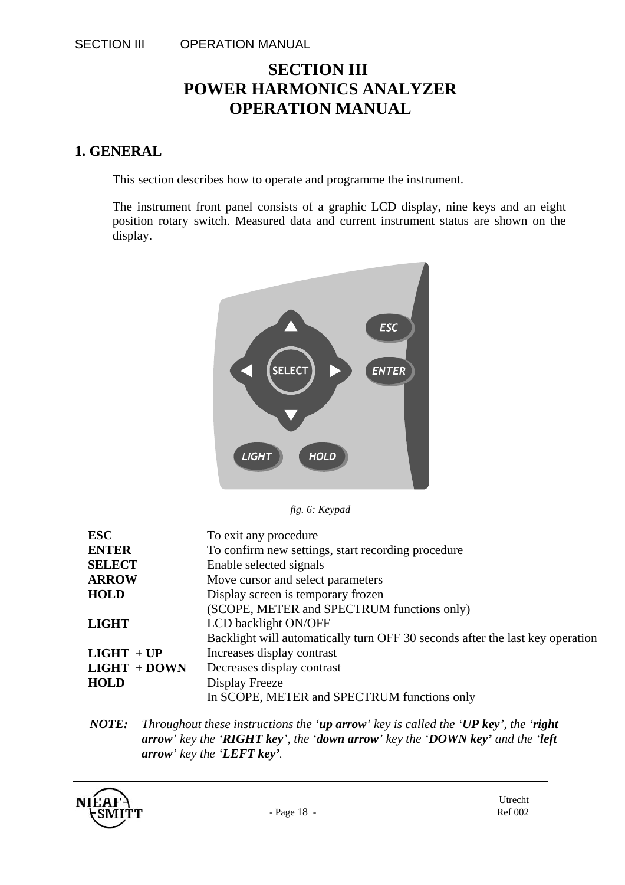# SECTION III
# POWER HARMONICS ANALYZER
# OPERATION MANUAL

## 1. GENERAL

This section describes how to operate and programme the instrument.

The instrument front panel consists of a graphic LCD display, nine keys and an eight position rotary switch. Measured data and current instrument status are shown on the display.

*fig. 6: Keypad*

| | |
|---|---|
| **ESC** | To exit any procedure |
| **ENTER** | To confirm new settings, start recording procedure |
| **SELECT** | Enable selected signals |
| **ARROW** | Move cursor and select parameters |
| **HOLD** | Display screen is temporary frozen<br>(SCOPE, METER and SPECTRUM functions only) |
| **LIGHT** | LCD backlight ON/OFF<br>Backlight will automatically turn OFF 30 seconds after the last key operation |
| **LIGHT + UP** | Increases display contrast |
| **LIGHT + DOWN** | Decreases display contrast |
| **HOLD** | Display Freeze<br>In SCOPE, METER and SPECTRUM functions only |

***NOTE:*** *Throughout these instructions the '**up arrow**' key is called the '**UP key**', the '**right arrow**' key the '**RIGHT key**', the '**down arrow**' key the '**DOWN key'** and the '**left arrow**' key the '**LEFT key'**.*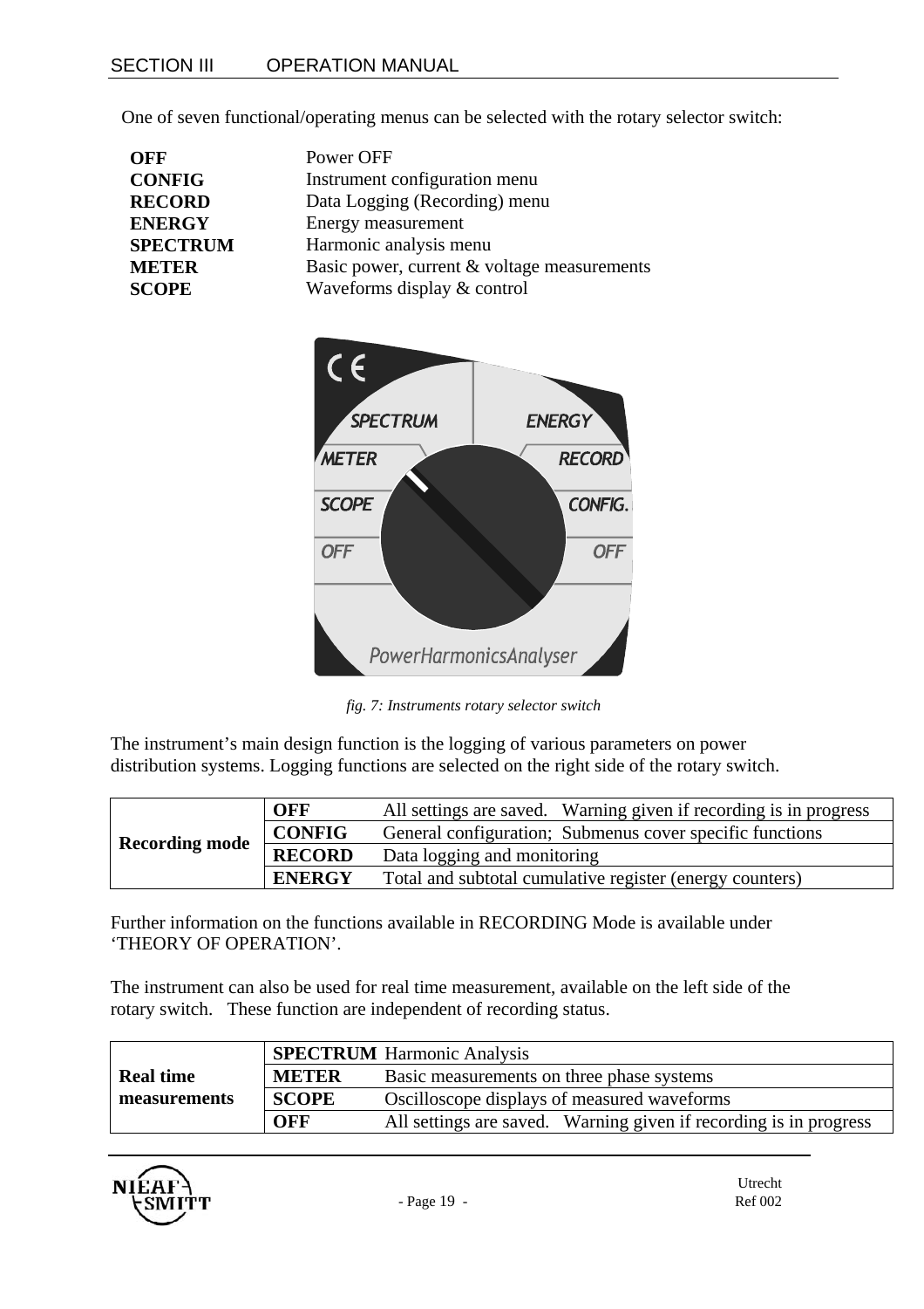One of seven functional/operating menus can be selected with the rotary selector switch:

| | |
|---|---|
| **OFF** | Power OFF |
| **CONFIG** | Instrument configuration menu |
| **RECORD** | Data Logging (Recording) menu |
| **ENERGY** | Energy measurement |
| **SPECTRUM** | Harmonic analysis menu |
| **METER** | Basic power, current & voltage measurements |
| **SCOPE** | Waveforms display & control |

*fig. 7: Instruments rotary selector switch*

The instrument's main design function is the logging of various parameters on power distribution systems. Logging functions are selected on the right side of the rotary switch.

| | | |
|---|---|---|
| **Recording mode** | **OFF** | All settings are saved. Warning given if recording is in progress |
| | **CONFIG** | General configuration; Submenus cover specific functions |
| | **RECORD** | Data logging and monitoring |
| | **ENERGY** | Total and subtotal cumulative register (energy counters) |

Further information on the functions available in RECORDING Mode is available under 'THEORY OF OPERATION'.

The instrument can also be used for real time measurement, available on the left side of the rotary switch. These function are independent of recording status.

| | | |
|---|---|---|
| **Real time measurements** | **SPECTRUM** | Harmonic Analysis |
| | **METER** | Basic measurements on three phase systems |
| | **SCOPE** | Oscilloscope displays of measured waveforms |
| | **OFF** | All settings are saved. Warning given if recording is in progress |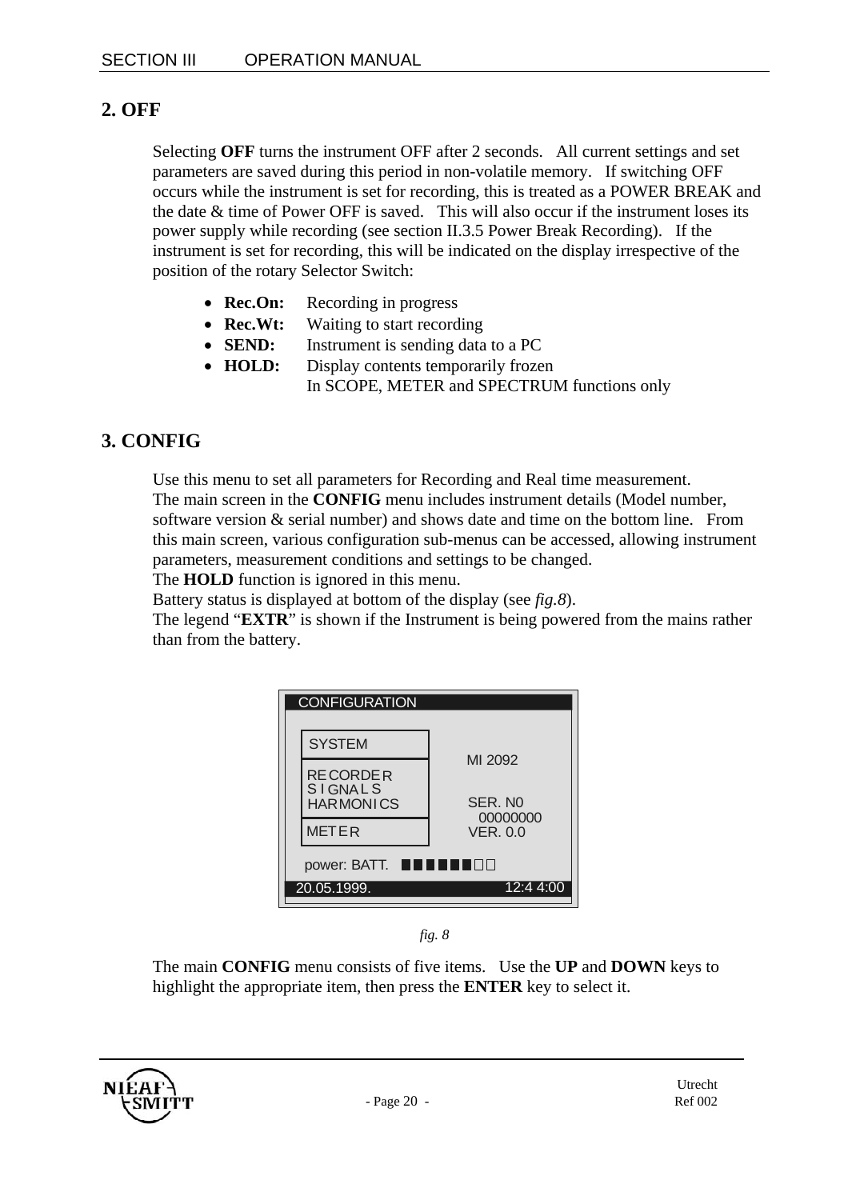## 2. OFF

Selecting **OFF** turns the instrument OFF after 2 seconds. All current settings and set parameters are saved during this period in non-volatile memory. If switching OFF occurs while the instrument is set for recording, this is treated as a POWER BREAK and the date & time of Power OFF is saved. This will also occur if the instrument loses its power supply while recording (see section II.3.5 Power Break Recording). If the instrument is set for recording, this will be indicated on the display irrespective of the position of the rotary Selector Switch:

- **Rec.On:** Recording in progress
- **Rec.Wt:** Waiting to start recording
- **SEND:** Instrument is sending data to a PC
- **HOLD:** Display contents temporarily frozen
  In SCOPE, METER and SPECTRUM functions only

## 3. CONFIG

Use this menu to set all parameters for Recording and Real time measurement.
The main screen in the **CONFIG** menu includes instrument details (Model number, software version & serial number) and shows date and time on the bottom line. From this main screen, various configuration sub-menus can be accessed, allowing instrument parameters, measurement conditions and settings to be changed.
The **HOLD** function is ignored in this menu.
Battery status is displayed at bottom of the display (see *fig.8*).
The legend "**EXTR**" is shown if the Instrument is being powered from the mains rather than from the battery.

```
CONFIGURATION

SYSTEM                MI 2092
RECORDER
SIGNALS
HARMONICS             SER. N0
                        00000000
METER                 VER. 0.0

power: BATT.
20.05.1999.                 12:4 4:00
```

*fig. 8*

The main **CONFIG** menu consists of five items. Use the **UP** and **DOWN** keys to highlight the appropriate item, then press the **ENTER** key to select it.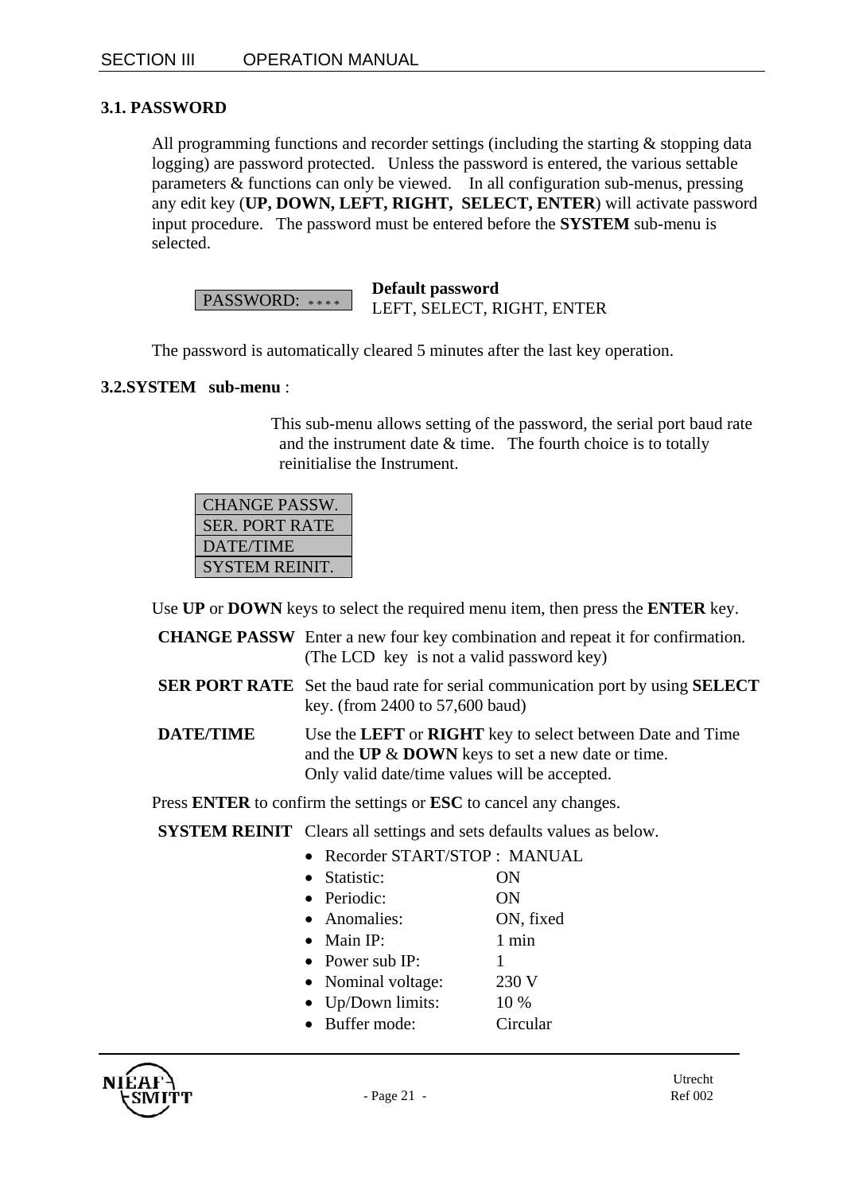### 3.1. PASSWORD

All programming functions and recorder settings (including the starting & stopping data logging) are password protected. Unless the password is entered, the various settable parameters & functions can only be viewed. In all configuration sub-menus, pressing any edit key (**UP, DOWN, LEFT, RIGHT, SELECT, ENTER**) will activate password input procedure. The password must be entered before the **SYSTEM** sub-menu is selected.

| PASSWORD: **** |
|---|

**Default password**
LEFT, SELECT, RIGHT, ENTER

The password is automatically cleared 5 minutes after the last key operation.

### 3.2.SYSTEM sub-menu :

This sub-menu allows setting of the password, the serial port baud rate and the instrument date & time. The fourth choice is to totally reinitialise the Instrument.

| CHANGE PASSW. |
|---|
| SER. PORT RATE |
| DATE/TIME |
| SYSTEM REINIT. |

Use **UP** or **DOWN** keys to select the required menu item, then press the **ENTER** key.

**CHANGE PASSW** Enter a new four key combination and repeat it for confirmation. (The LCD key is not a valid password key)

**SER PORT RATE** Set the baud rate for serial communication port by using **SELECT** key. (from 2400 to 57,600 baud)

**DATE/TIME** Use the **LEFT** or **RIGHT** key to select between Date and Time and the **UP** & **DOWN** keys to set a new date or time. Only valid date/time values will be accepted.

Press **ENTER** to confirm the settings or **ESC** to cancel any changes.

**SYSTEM REINIT** Clears all settings and sets defaults values as below.

- Recorder START/STOP : MANUAL
- Statistic: ON
- Periodic: ON
- Anomalies: ON, fixed
- Main IP: 1 min
- Power sub IP: 1
- Nominal voltage: 230 V
- Up/Down limits: 10 %
- Buffer mode: Circular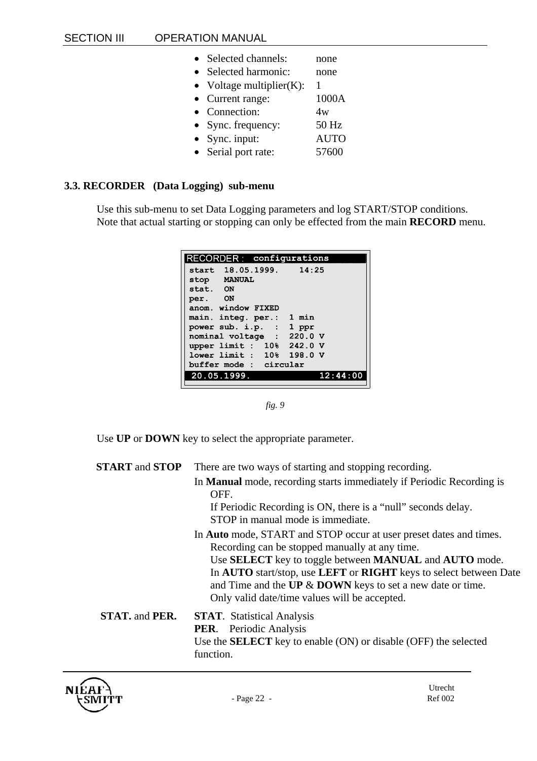- Selected channels: none
- Selected harmonic: none
- Voltage multiplier(K): 1
- Current range: 1000A
- Connection: 4w
- Sync. frequency: 50 Hz
- Sync. input: AUTO
- Serial port rate: 57600

### 3.3. RECORDER (Data Logging) sub-menu

Use this sub-menu to set Data Logging parameters and log START/STOP conditions.
Note that actual starting or stopping can only be effected from the main **RECORD** menu.

```
RECORDER : configurations
start  18.05.1999.    14:25
stop   MANUAL
stat.  ON
per.   ON
anom. window FIXED
main. integ. per.:  1 min
power sub. i.p.  :  1 ppr
nominal voltage  :  220.0 V
upper limit :  10%  242.0 V
lower limit :  10%  198.0 V
buffer mode :  circular
 20.05.1999.          12:44:00
```

*fig. 9*

Use **UP** or **DOWN** key to select the appropriate parameter.

**START** and **STOP**

There are two ways of starting and stopping recording.

In **Manual** mode, recording starts immediately if Periodic Recording is OFF.
If Periodic Recording is ON, there is a "null" seconds delay.
STOP in manual mode is immediate.

In **Auto** mode, START and STOP occur at user preset dates and times.
Recording can be stopped manually at any time.
Use **SELECT** key to toggle between **MANUAL** and **AUTO** mode.
In **AUTO** start/stop, use **LEFT** or **RIGHT** keys to select between Date and Time and the **UP** & **DOWN** keys to set a new date or time.
Only valid date/time values will be accepted.

**STAT.** and **PER.**

**STAT**. Statistical Analysis
**PER**. Periodic Analysis
Use the **SELECT** key to enable (ON) or disable (OFF) the selected function.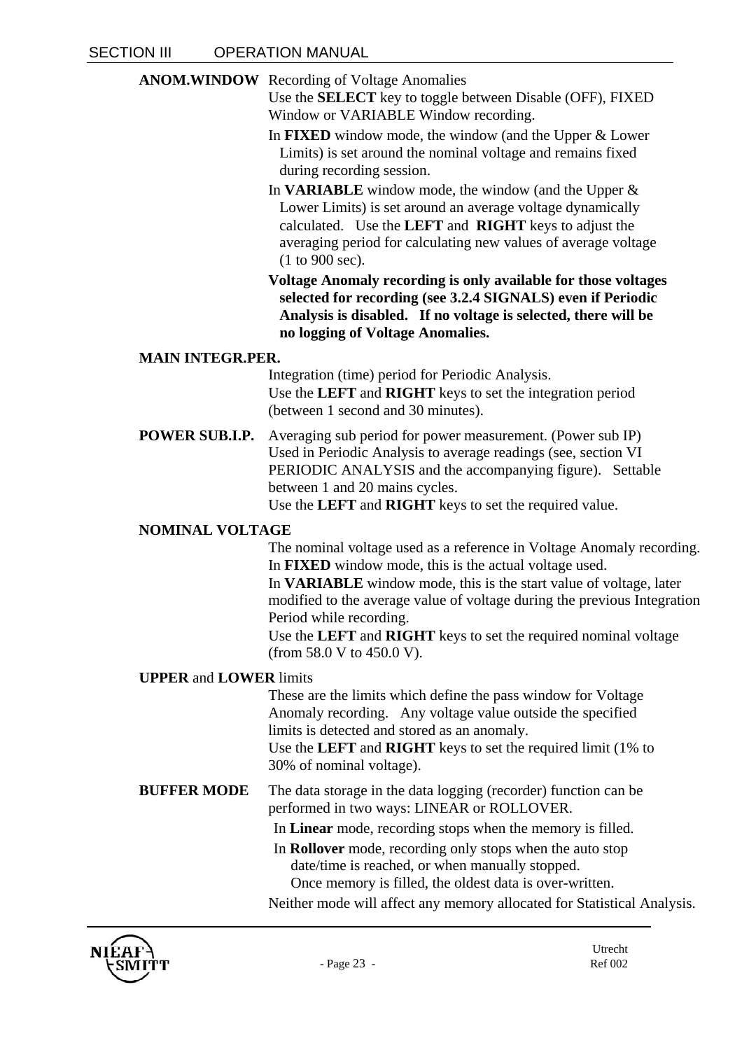**ANOM.WINDOW** Recording of Voltage Anomalies
Use the **SELECT** key to toggle between Disable (OFF), FIXED Window or VARIABLE Window recording.

In **FIXED** window mode, the window (and the Upper & Lower Limits) is set around the nominal voltage and remains fixed during recording session.

In **VARIABLE** window mode, the window (and the Upper & Lower Limits) is set around an average voltage dynamically calculated. Use the **LEFT** and **RIGHT** keys to adjust the averaging period for calculating new values of average voltage (1 to 900 sec).

**Voltage Anomaly recording is only available for those voltages selected for recording (see 3.2.4 SIGNALS) even if Periodic Analysis is disabled. If no voltage is selected, there will be no logging of Voltage Anomalies.**

**MAIN INTEGR.PER.**
Integration (time) period for Periodic Analysis.
Use the **LEFT** and **RIGHT** keys to set the integration period (between 1 second and 30 minutes).

**POWER SUB.I.P.** Averaging sub period for power measurement. (Power sub IP) Used in Periodic Analysis to average readings (see, section VI PERIODIC ANALYSIS and the accompanying figure). Settable between 1 and 20 mains cycles.
Use the **LEFT** and **RIGHT** keys to set the required value.

**NOMINAL VOLTAGE**
The nominal voltage used as a reference in Voltage Anomaly recording.
In **FIXED** window mode, this is the actual voltage used.
In **VARIABLE** window mode, this is the start value of voltage, later modified to the average value of voltage during the previous Integration Period while recording.
Use the **LEFT** and **RIGHT** keys to set the required nominal voltage (from 58.0 V to 450.0 V).

**UPPER** and **LOWER** limits
These are the limits which define the pass window for Voltage Anomaly recording. Any voltage value outside the specified limits is detected and stored as an anomaly.
Use the **LEFT** and **RIGHT** keys to set the required limit (1% to 30% of nominal voltage).

**BUFFER MODE** The data storage in the data logging (recorder) function can be performed in two ways: LINEAR or ROLLOVER.

In **Linear** mode, recording stops when the memory is filled.

In **Rollover** mode, recording only stops when the auto stop date/time is reached, or when manually stopped.
Once memory is filled, the oldest data is over-written.

Neither mode will affect any memory allocated for Statistical Analysis.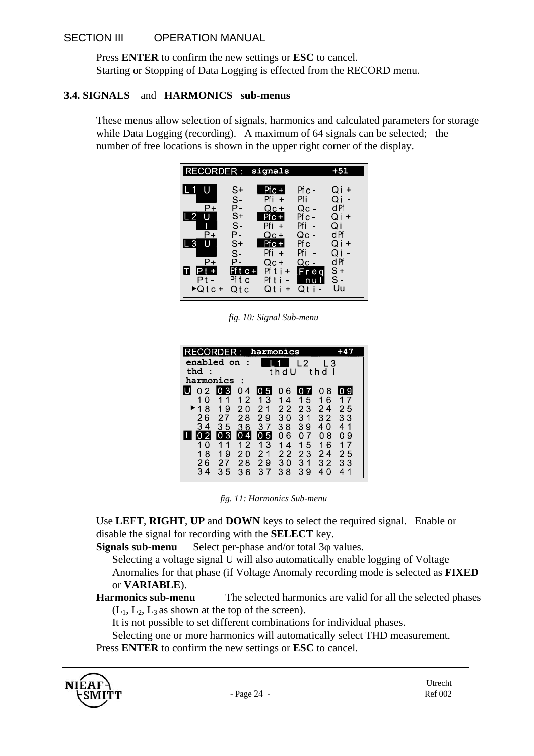Press **ENTER** to confirm the new settings or **ESC** to cancel.
Starting or Stopping of Data Logging is effected from the RECORD menu.

### 3.4. SIGNALS and HARMONICS sub-menus

These menus allow selection of signals, harmonics and calculated parameters for storage while Data Logging (recording). A maximum of 64 signals can be selected; the number of free locations is shown in the upper right corner of the display.

```
RECORDER :  signals            +51

L1  U      S+     Pfc+    Pfc-    Qi+
    I      S-     Pfi+    Pfi-    Qi-
    P+     P-     Qc+     Qc-     dPf
L2  U      S+     Pfc+    Pfc-    Qi+
    I      S-     Pfi+    Pfi-    Qi-
    P+     P-     Qc+     Qc-     dPf
L3  U      S+     Pfc+    Pfc-    Qi+
    I      S-     Pfi+    Pfi-    Qi-
    P+     P-     Qc+     Qc-     dPf
T   Pt+    Pftc+  Pfti+   Freq    S+
    Pt-    Pftc-  Pfti-   Inul    S-
   ►Qtc+   Qtc-   Qti+    Qti-    Uu
```

*fig. 10: Signal Sub-menu*

```
RECORDER :  harmonics          +47
enabled on :    L1   L2   L3
thd :           thdU   thdI
harmonics :
U   02  03  04  05  06  07  08  09
    10  11  12  13  14  15  16  17
   ►18  19  20  21  22  23  24  25
    26  27  28  29  30  31  32  33
    34  35  36  37  38  39  40  41
I   02  03  04  05  06  07  08  09
    10  11  12  13  14  15  16  17
    18  19  20  21  22  23  24  25
    26  27  28  29  30  31  32  33
    34  35  36  37  38  39  40  41
```

*fig. 11: Harmonics Sub-menu*

Use **LEFT**, **RIGHT**, **UP** and **DOWN** keys to select the required signal. Enable or disable the signal for recording with the **SELECT** key.

**Signals sub-menu** Select per-phase and/or total 3φ values.
Selecting a voltage signal U will also automatically enable logging of Voltage Anomalies for that phase (if Voltage Anomaly recording mode is selected as **FIXED** or **VARIABLE**).

**Harmonics sub-menu** The selected harmonics are valid for all the selected phases ($L_1$, $L_2$, $L_3$ as shown at the top of the screen).
It is not possible to set different combinations for individual phases.
Selecting one or more harmonics will automatically select THD measurement.

Press **ENTER** to confirm the new settings or **ESC** to cancel.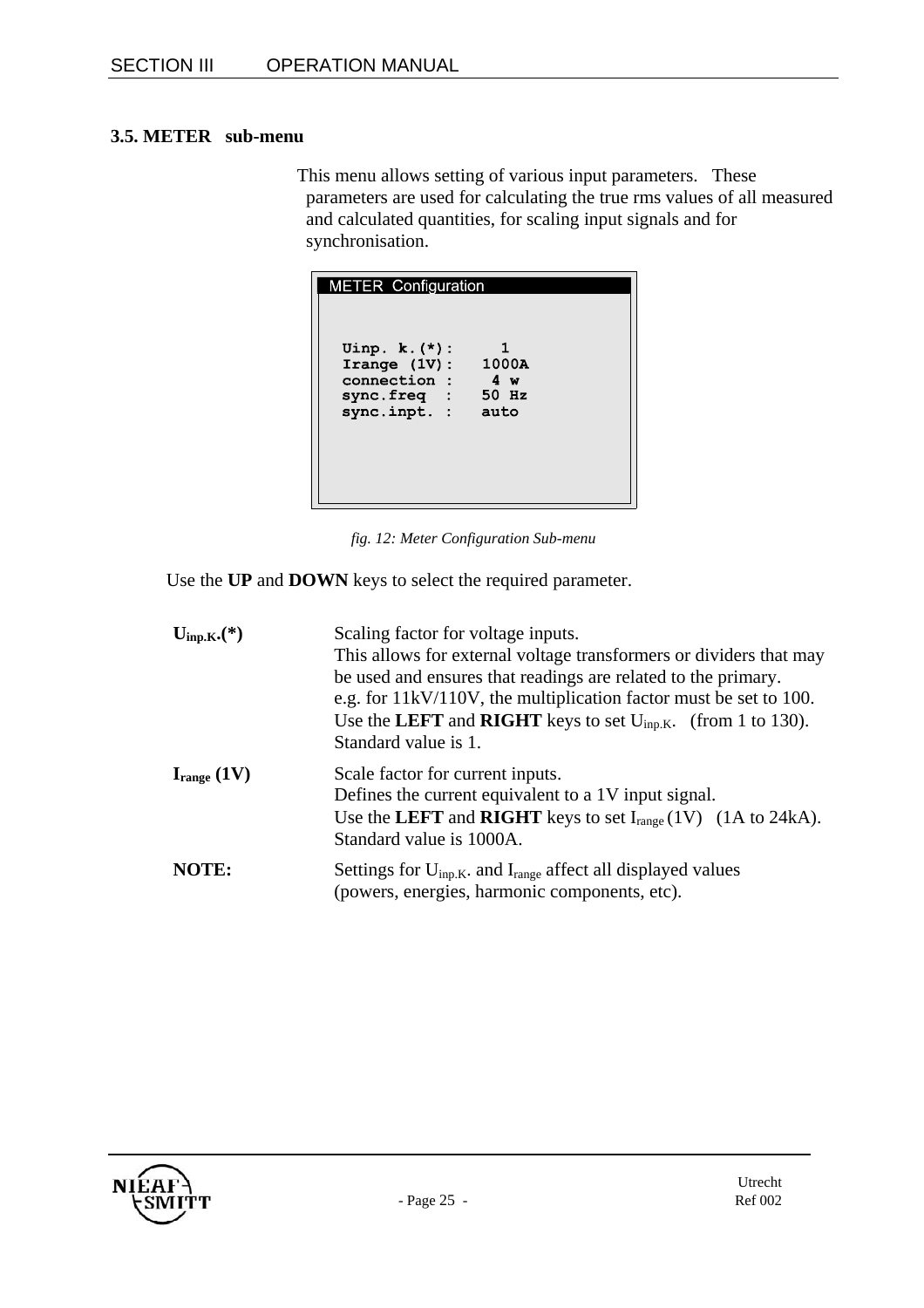### 3.5. METER sub-menu

This menu allows setting of various input parameters. These parameters are used for calculating the true rms values of all measured and calculated quantities, for scaling input signals and for synchronisation.

```
METER Configuration

Uinp. k.(*):      1
Irange (1V):   1000A
connection :     4 w
sync.freq  :   50 Hz
sync.inpt. :   auto
```

*fig. 12: Meter Configuration Sub-menu*

Use the **UP** and **DOWN** keys to select the required parameter.

**$U_{inp.K}$.(*)** Scaling factor for voltage inputs.
This allows for external voltage transformers or dividers that may be used and ensures that readings are related to the primary.
e.g. for 11kV/110V, the multiplication factor must be set to 100.
Use the **LEFT** and **RIGHT** keys to set $U_{inp.K}$. (from 1 to 130).
Standard value is 1.

**$I_{range}$ (1V)** Scale factor for current inputs.
Defines the current equivalent to a 1V input signal.
Use the **LEFT** and **RIGHT** keys to set $I_{range}$ (1V) (1A to 24kA).
Standard value is 1000A.

**NOTE:** Settings for $U_{inp.K}$. and $I_{range}$ affect all displayed values (powers, energies, harmonic components, etc).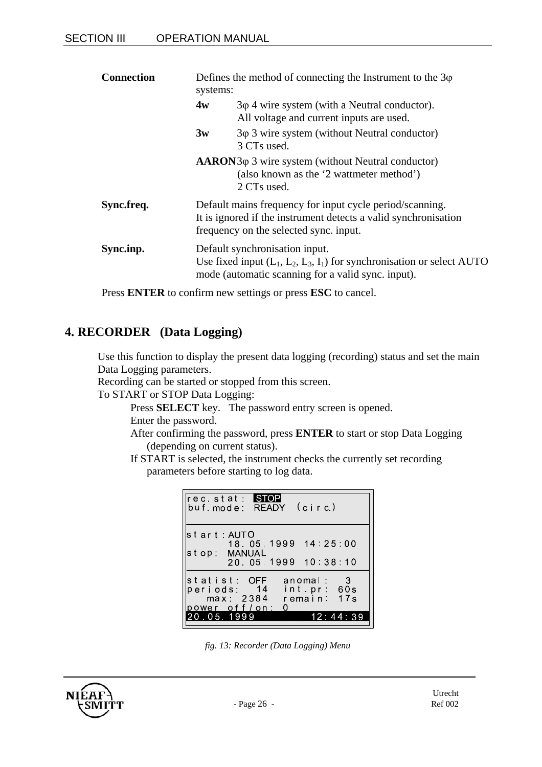**Connection** Defines the method of connecting the Instrument to the 3φ systems:

- **4w** 3φ 4 wire system (with a Neutral conductor). All voltage and current inputs are used.
- **3w** 3φ 3 wire system (without Neutral conductor) 3 CTs used.
- **AARON** 3φ 3 wire system (without Neutral conductor) (also known as the '2 wattmeter method') 2 CTs used.

**Sync.freq.** Default mains frequency for input cycle period/scanning. It is ignored if the instrument detects a valid synchronisation frequency on the selected sync. input.

**Sync.inp.** Default synchronisation input. Use fixed input ($L_1$, $L_2$, $L_3$, $I_1$) for synchronisation or select AUTO mode (automatic scanning for a valid sync. input).

Press **ENTER** to confirm new settings or press **ESC** to cancel.

## 4. RECORDER (Data Logging)

Use this function to display the present data logging (recording) status and set the main Data Logging parameters.
Recording can be started or stopped from this screen.
To START or STOP Data Logging:

Press **SELECT** key. The password entry screen is opened.
Enter the password.
After confirming the password, press **ENTER** to start or stop Data Logging (depending on current status).
If START is selected, the instrument checks the currently set recording parameters before starting to log data.

```
rec.stat: STOP
buf.mode: READY (circ.)

start:AUTO
      18.05.1999  14:25:00
stop: MANUAL
      20.05.1999  10:38:10

statist: OFF   anomal:   3
periods:   14  int.pr:  60s
   max: 2384   remain:  17s
power off/on: 0
20.05.1999         12:44:39
```

*fig. 13: Recorder (Data Logging) Menu*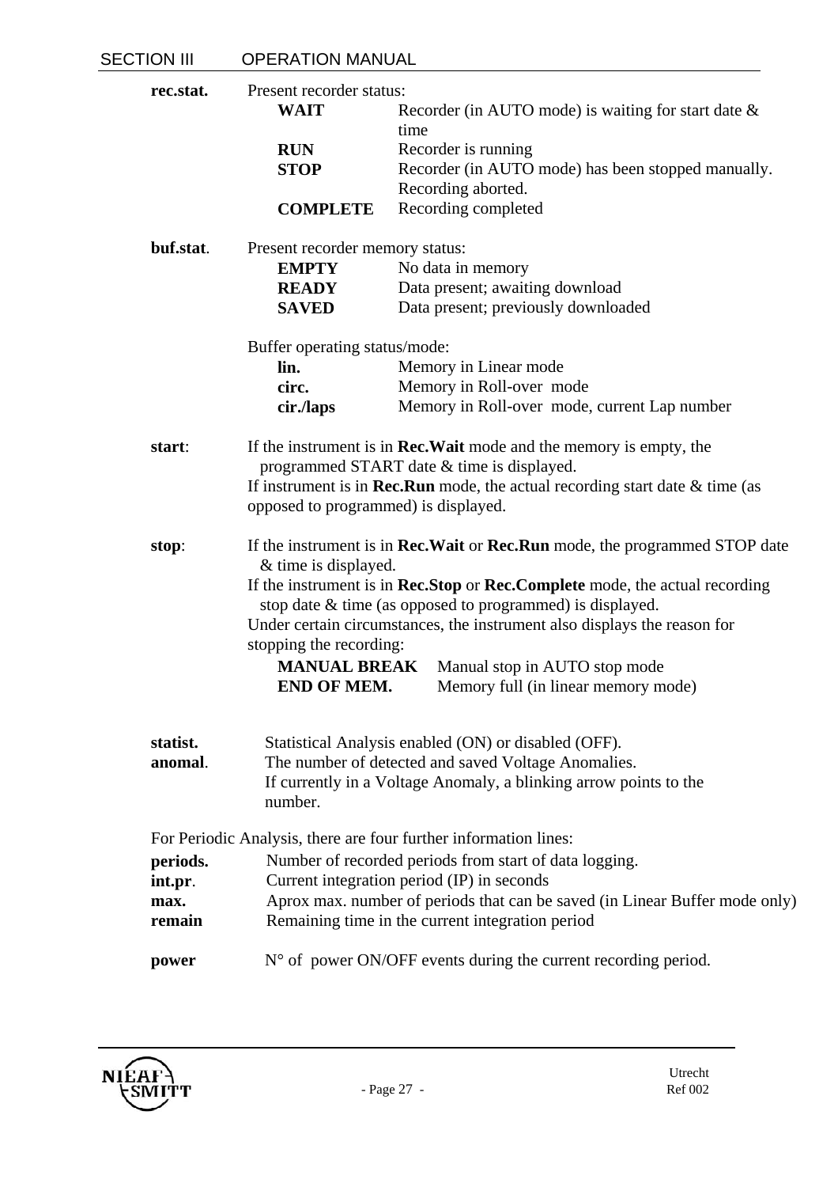**rec.stat.** Present recorder status:

| | |
|---|---|
| **WAIT** | Recorder (in AUTO mode) is waiting for start date & time |
| **RUN** | Recorder is running |
| **STOP** | Recorder (in AUTO mode) has been stopped manually. Recording aborted. |
| **COMPLETE** | Recording completed |

**buf.stat**. Present recorder memory status:

| | |
|---|---|
| **EMPTY** | No data in memory |
| **READY** | Data present; awaiting download |
| **SAVED** | Data present; previously downloaded |

Buffer operating status/mode:

| | |
|---|---|
| **lin.** | Memory in Linear mode |
| **circ.** | Memory in Roll-over mode |
| **cir./laps** | Memory in Roll-over mode, current Lap number |

**start**: If the instrument is in **Rec.Wait** mode and the memory is empty, the programmed START date & time is displayed.
If instrument is in **Rec.Run** mode, the actual recording start date & time (as opposed to programmed) is displayed.

**stop**: If the instrument is in **Rec.Wait** or **Rec.Run** mode, the programmed STOP date & time is displayed.
If the instrument is in **Rec.Stop** or **Rec.Complete** mode, the actual recording stop date & time (as opposed to programmed) is displayed.
Under certain circumstances, the instrument also displays the reason for stopping the recording:

| | |
|---|---|
| **MANUAL BREAK** | Manual stop in AUTO stop mode |
| **END OF MEM.** | Memory full (in linear memory mode) |

**statist.** Statistical Analysis enabled (ON) or disabled (OFF).
**anomal**. The number of detected and saved Voltage Anomalies.
If currently in a Voltage Anomaly, a blinking arrow points to the number.

For Periodic Analysis, there are four further information lines:

**periods.** Number of recorded periods from start of data logging.
**int.pr**. Current integration period (IP) in seconds
**max.** Aprox max. number of periods that can be saved (in Linear Buffer mode only)
**remain** Remaining time in the current integration period

**power** N° of power ON/OFF events during the current recording period.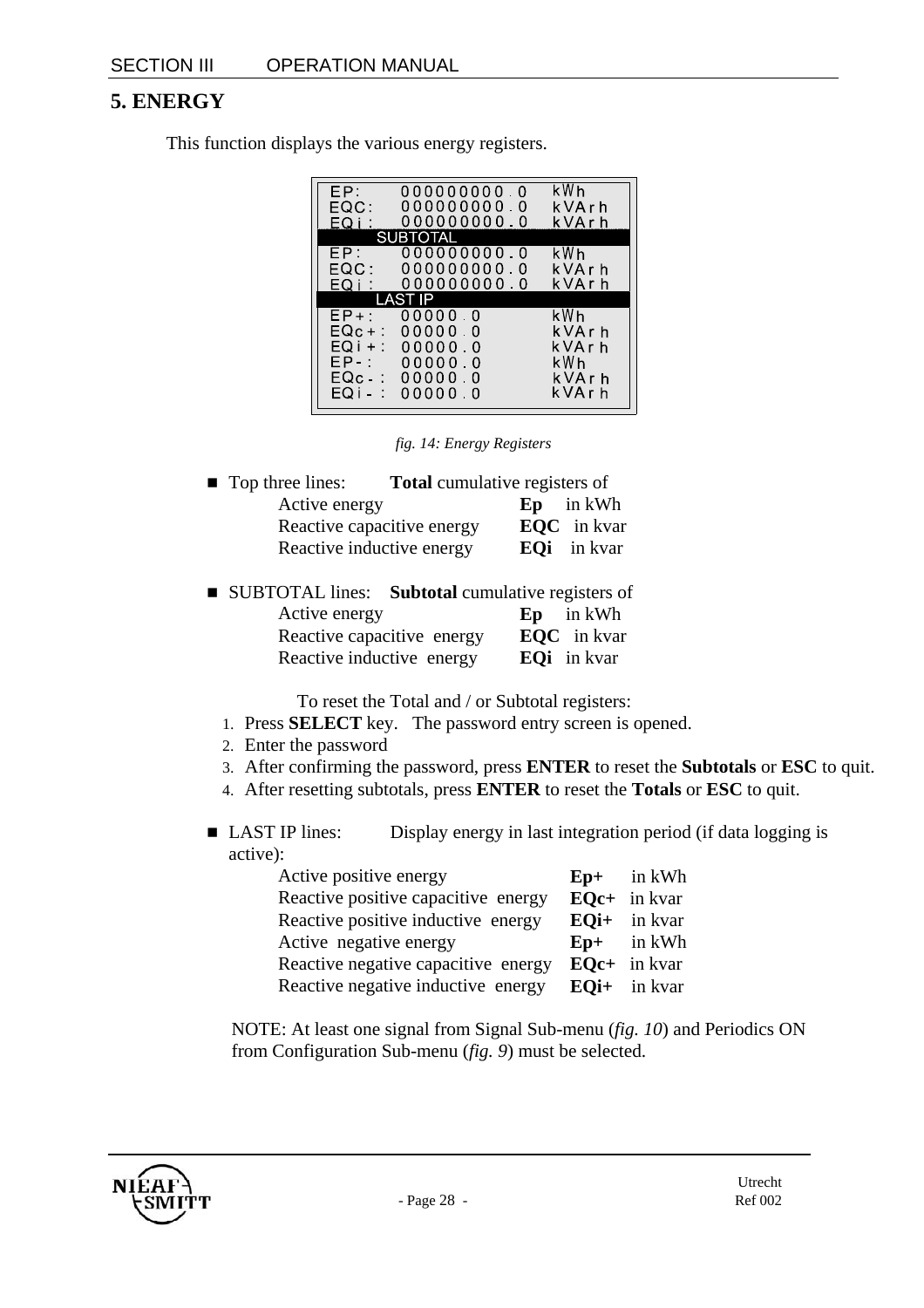## 5. ENERGY

This function displays the various energy registers.

```
EP:     000000000.0   kWh
EQC:    000000000.0   kVArh
EQi:    000000000.0   kVArh
        SUBTOTAL
EP:     000000000.0   kWh
EQC:    000000000.0   kVArh
EQi:    000000000.0   kVArh
        LAST IP
EP+:    00000.0       kWh
EQc+:   00000.0       kVArh
EQi+:   00000.0       kVArh
EP-:    00000.0       kWh
EQc-:   00000.0       kVArh
EQi-:   00000.0       kVArh
```

*fig. 14: Energy Registers*

- Top three lines: **Total** cumulative registers of

  | | | |
  |---|---|---|
  | Active energy | **Ep** | in kWh |
  | Reactive capacitive energy | **EQC** | in kvar |
  | Reactive inductive energy | **EQi** | in kvar |

- SUBTOTAL lines: **Subtotal** cumulative registers of

  | | | |
  |---|---|---|
  | Active energy | **Ep** | in kWh |
  | Reactive capacitive energy | **EQC** | in kvar |
  | Reactive inductive energy | **EQi** | in kvar |

  To reset the Total and / or Subtotal registers:

  1. Press **SELECT** key. The password entry screen is opened.
  2. Enter the password
  3. After confirming the password, press **ENTER** to reset the **Subtotals** or **ESC** to quit.
  4. After resetting subtotals, press **ENTER** to reset the **Totals** or **ESC** to quit.

- LAST IP lines: Display energy in last integration period (if data logging is active):

  | | | |
  |---|---|---|
  | Active positive energy | **Ep+** | in kWh |
  | Reactive positive capacitive energy | **EQc+** | in kvar |
  | Reactive positive inductive energy | **EQi+** | in kvar |
  | Active negative energy | **Ep+** | in kWh |
  | Reactive negative capacitive energy | **EQc+** | in kvar |
  | Reactive negative inductive energy | **EQi+** | in kvar |

  NOTE: At least one signal from Signal Sub-menu (*fig. 10*) and Periodics ON from Configuration Sub-menu (*fig. 9*) must be selected.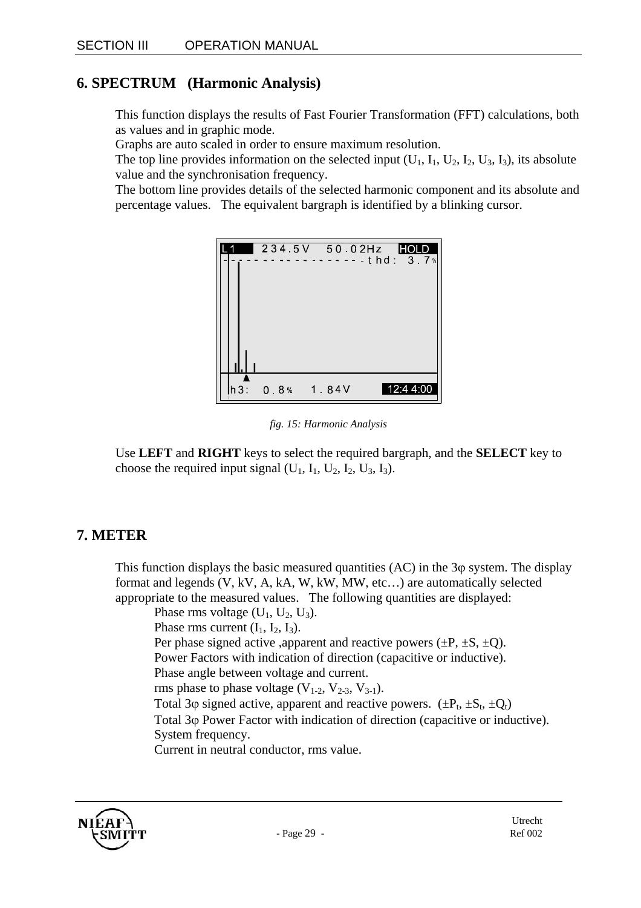## 6. SPECTRUM (Harmonic Analysis)

This function displays the results of Fast Fourier Transformation (FFT) calculations, both as values and in graphic mode.

Graphs are auto scaled in order to ensure maximum resolution.

The top line provides information on the selected input ($U_1$, $I_1$, $U_2$, $I_2$, $U_3$, $I_3$), its absolute value and the synchronisation frequency.

The bottom line provides details of the selected harmonic component and its absolute and percentage values. The equivalent bargraph is identified by a blinking cursor.

*fig. 15: Harmonic Analysis*

Use **LEFT** and **RIGHT** keys to select the required bargraph, and the **SELECT** key to choose the required input signal ($U_1$, $I_1$, $U_2$, $I_2$, $U_3$, $I_3$).

## 7. METER

This function displays the basic measured quantities (AC) in the 3φ system. The display format and legends (V, kV, A, kA, W, kW, MW, etc…) are automatically selected appropriate to the measured values. The following quantities are displayed:

- Phase rms voltage ($U_1$, $U_2$, $U_3$).
- Phase rms current ($I_1$, $I_2$, $I_3$).
- Per phase signed active ,apparent and reactive powers (±P, ±S, ±Q).
- Power Factors with indication of direction (capacitive or inductive).
- Phase angle between voltage and current.
- rms phase to phase voltage ($V_{1-2}$, $V_{2-3}$, $V_{3-1}$).
- Total 3φ signed active, apparent and reactive powers. ($\pm P_t$, $\pm S_t$, $\pm Q_t$)
- Total 3φ Power Factor with indication of direction (capacitive or inductive).
- System frequency.
- Current in neutral conductor, rms value.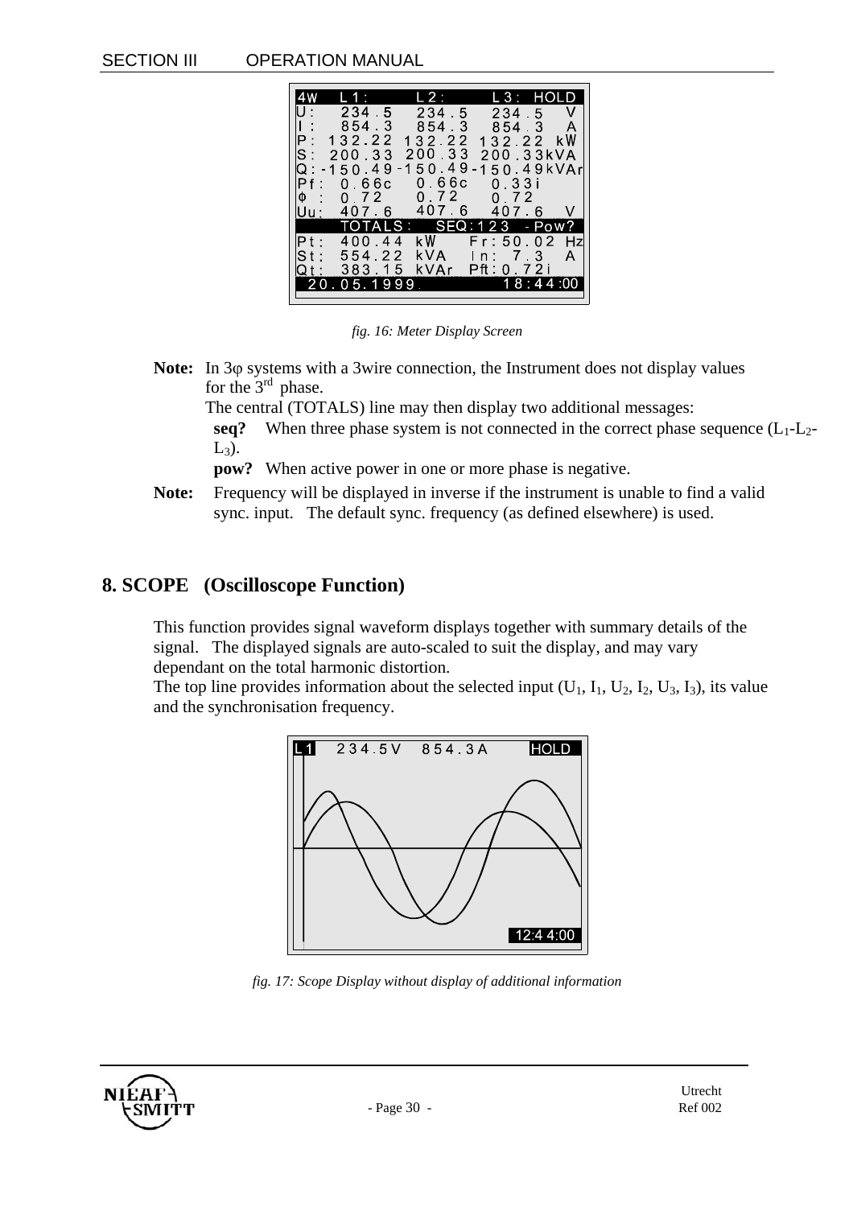fig. 16: Meter Display Screen

**Note:** In 3φ systems with a 3wire connection, the Instrument does not display values for the 3rd phase.

The central (TOTALS) line may then display two additional messages:

**seq?** When three phase system is not connected in the correct phase sequence ($L_1$-$L_2$-$L_3$).

**pow?** When active power in one or more phase is negative.

**Note:** Frequency will be displayed in inverse if the instrument is unable to find a valid sync. input. The default sync. frequency (as defined elsewhere) is used.

## 8. SCOPE (Oscilloscope Function)

This function provides signal waveform displays together with summary details of the signal. The displayed signals are auto-scaled to suit the display, and may vary dependant on the total harmonic distortion.

The top line provides information about the selected input ($U_1$, $I_1$, $U_2$, $I_2$, $U_3$, $I_3$), its value and the synchronisation frequency.

fig. 17: Scope Display without display of additional information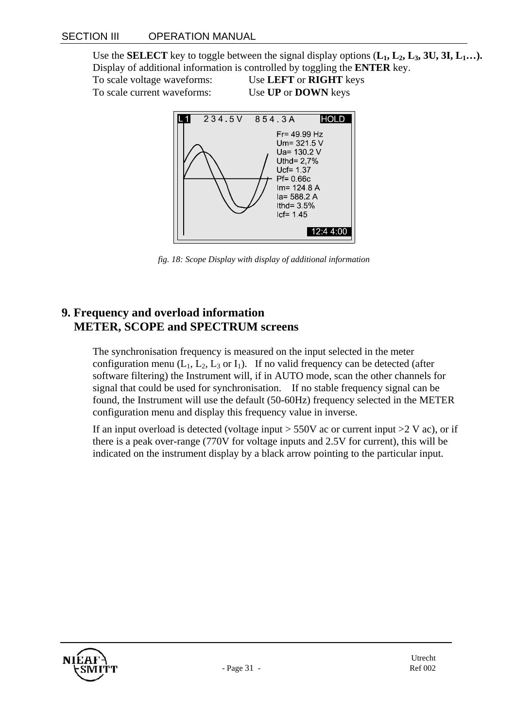Use the **SELECT** key to toggle between the signal display options (**$L_1$, $L_2$, $L_3$, 3U, 3I, $L_1$…).**
Display of additional information is controlled by toggling the **ENTER** key.
To scale voltage waveforms: Use **LEFT** or **RIGHT** keys
To scale current waveforms: Use **UP** or **DOWN** keys

*fig. 18: Scope Display with display of additional information*

## 9. Frequency and overload information METER, SCOPE and SPECTRUM screens

The synchronisation frequency is measured on the input selected in the meter configuration menu ($L_1$, $L_2$, $L_3$ or $I_1$). If no valid frequency can be detected (after software filtering) the Instrument will, if in AUTO mode, scan the other channels for signal that could be used for synchronisation. If no stable frequency signal can be found, the Instrument will use the default (50-60Hz) frequency selected in the METER configuration menu and display this frequency value in inverse.

If an input overload is detected (voltage input > 550V ac or current input >2 V ac), or if there is a peak over-range (770V for voltage inputs and 2.5V for current), this will be indicated on the instrument display by a black arrow pointing to the particular input.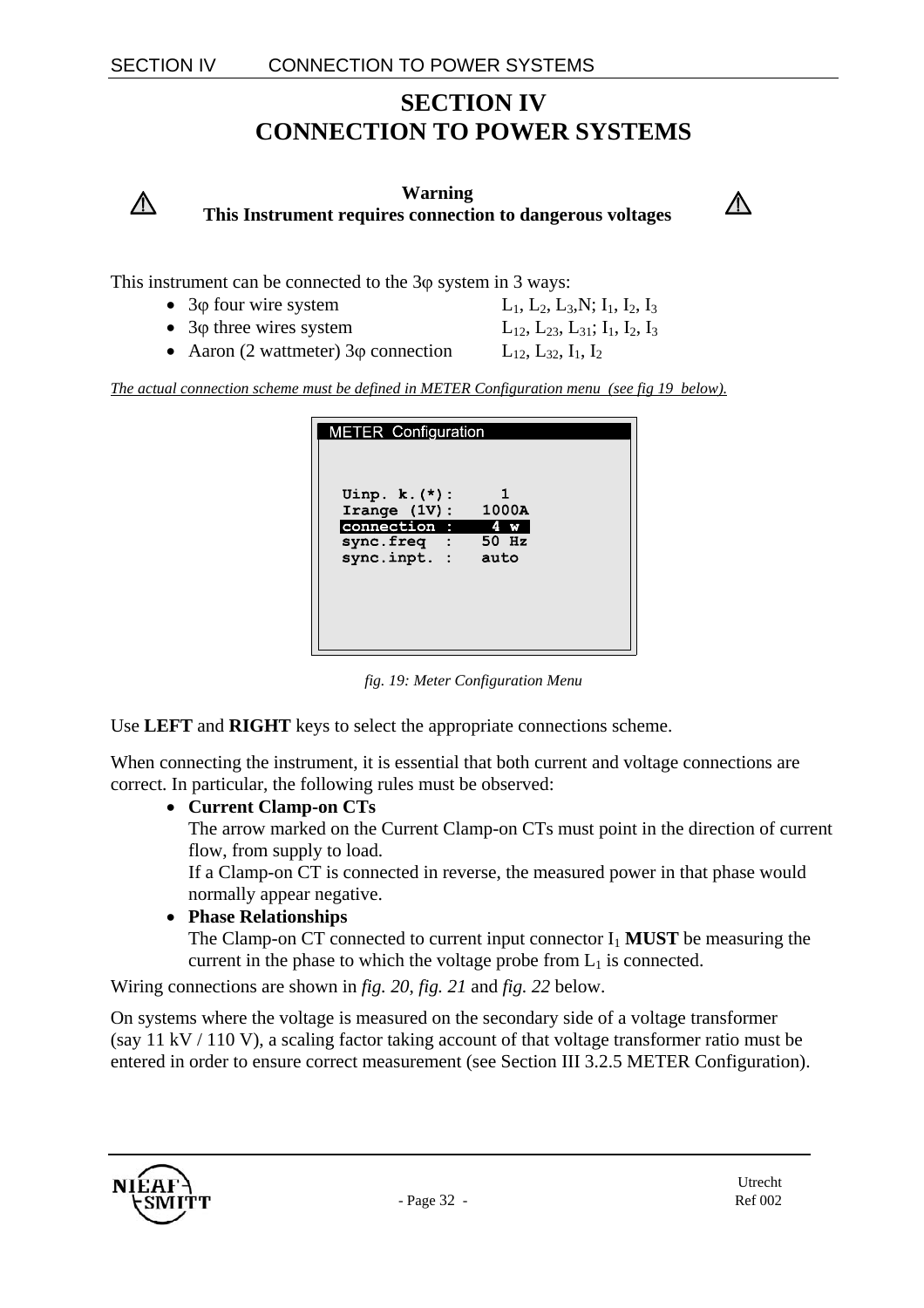# SECTION IV
# CONNECTION TO POWER SYSTEMS

⚠ **Warning** ⚠
**This Instrument requires connection to dangerous voltages**

This instrument can be connected to the 3φ system in 3 ways:

- 3φ four wire system — $L_1$, $L_2$, $L_3$,N; $I_1$, $I_2$, $I_3$
- 3φ three wires system — $L_{12}$, $L_{23}$, $L_{31}$; $I_1$, $I_2$, $I_3$
- Aaron (2 wattmeter) 3φ connection — $L_{12}$, $L_{32}$, $I_1$, $I_2$

*The actual connection scheme must be defined in METER Configuration menu (see fig 19 below).*

```
METER Configuration

Uinp. k.(*):      1
Irange (1V):   1000A
connection :    4 w
sync.freq  :   50 Hz
sync.inpt. :   auto
```

*fig. 19: Meter Configuration Menu*

Use **LEFT** and **RIGHT** keys to select the appropriate connections scheme.

When connecting the instrument, it is essential that both current and voltage connections are correct. In particular, the following rules must be observed:

- **Current Clamp-on CTs**
  The arrow marked on the Current Clamp-on CTs must point in the direction of current flow, from supply to load.
  If a Clamp-on CT is connected in reverse, the measured power in that phase would normally appear negative.
- **Phase Relationships**
  The Clamp-on CT connected to current input connector $I_1$ **MUST** be measuring the current in the phase to which the voltage probe from $L_1$ is connected.

Wiring connections are shown in *fig. 20*, *fig. 21* and *fig. 22* below.

On systems where the voltage is measured on the secondary side of a voltage transformer (say 11 kV / 110 V), a scaling factor taking account of that voltage transformer ratio must be entered in order to ensure correct measurement (see Section III 3.2.5 METER Configuration).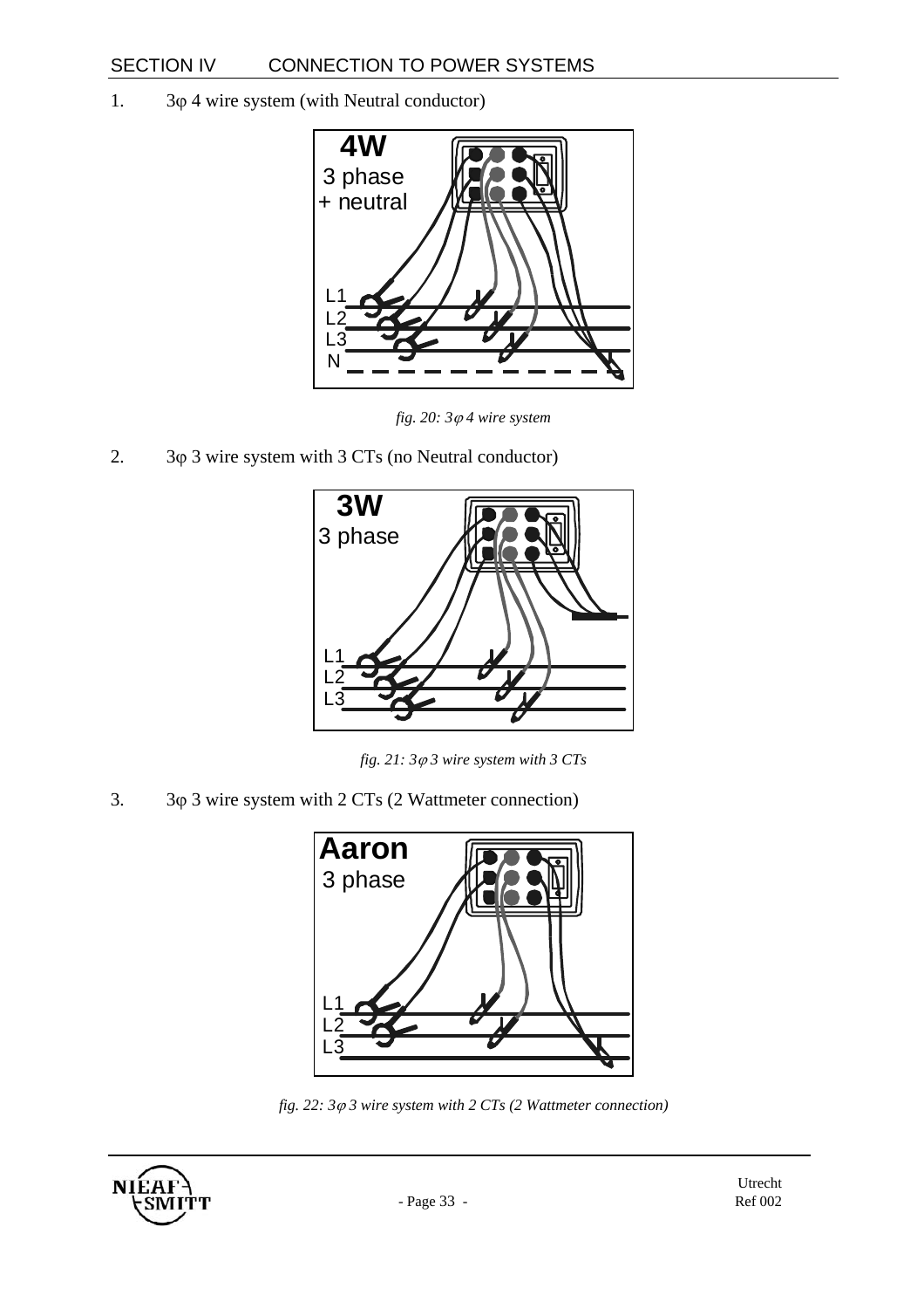## SECTION IV CONNECTION TO POWER SYSTEMS

1. 3φ 4 wire system (with Neutral conductor)

*fig. 20: 3φ 4 wire system*

2. 3φ 3 wire system with 3 CTs (no Neutral conductor)

*fig. 21: 3φ 3 wire system with 3 CTs*

3. 3φ 3 wire system with 2 CTs (2 Wattmeter connection)

*fig. 22: 3φ 3 wire system with 2 CTs (2 Wattmeter connection)*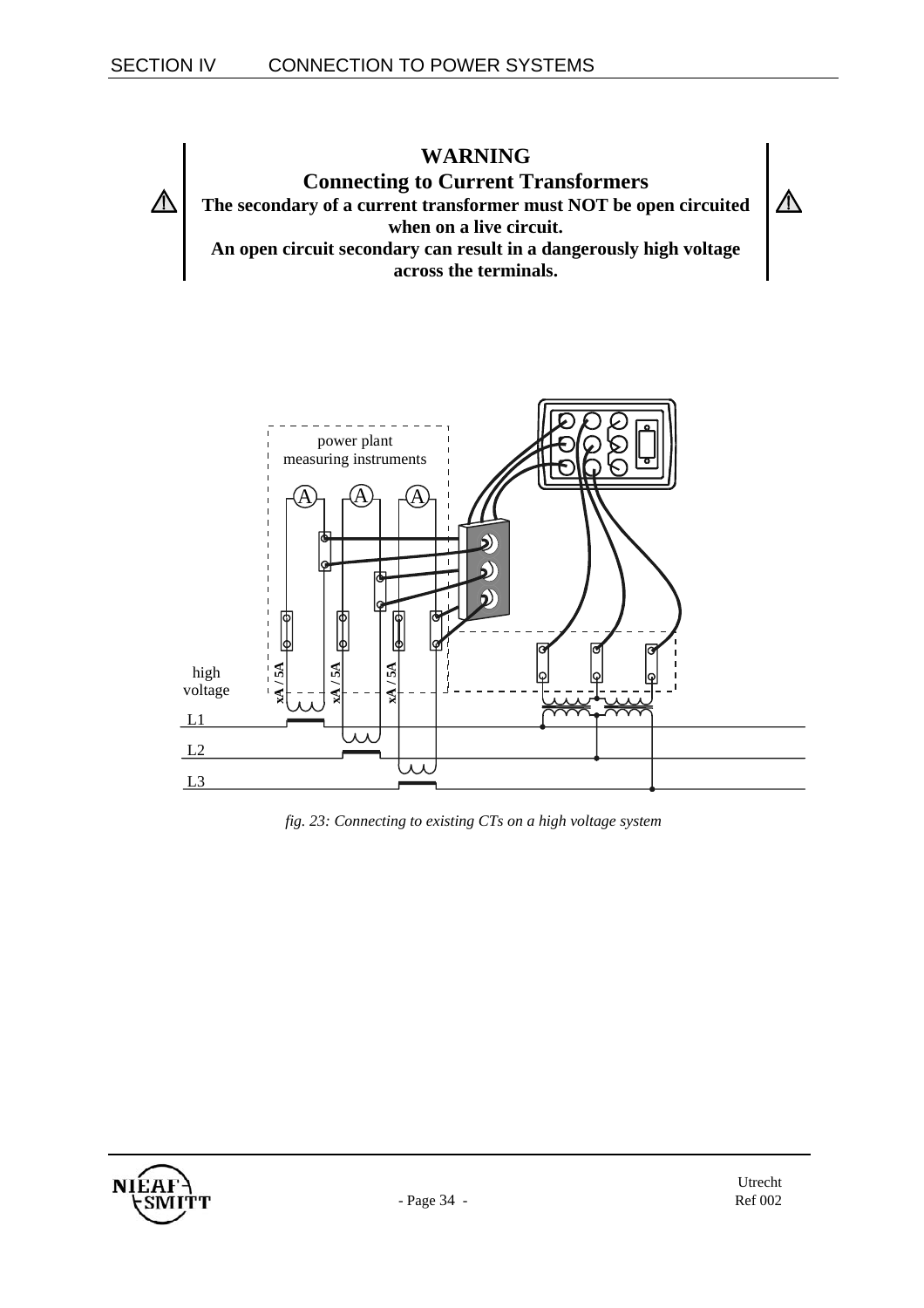**WARNING**
**Connecting to Current Transformers**
**The secondary of a current transformer must NOT be open circuited when on a live circuit.**
**An open circuit secondary can result in a dangerously high voltage across the terminals.**

power plant measuring instruments

A A A

high voltage

xA / 5A xA / 5A xA / 5A

L1

L2

L3

*fig. 23: Connecting to existing CTs on a high voltage system*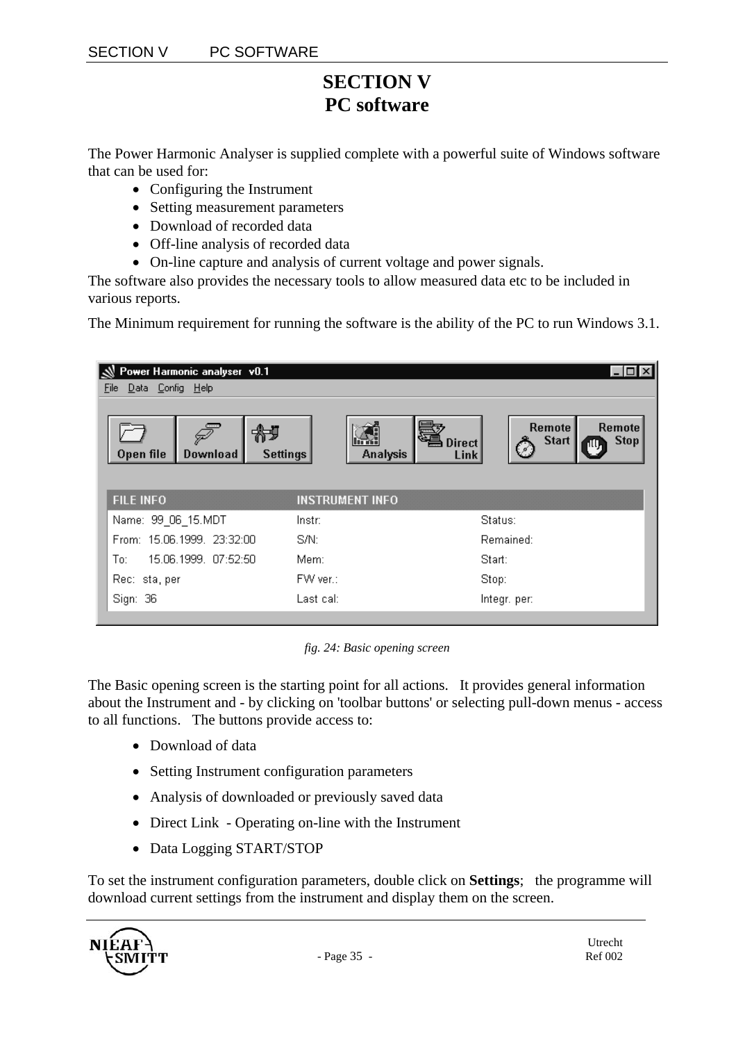# SECTION V
# PC software

The Power Harmonic Analyser is supplied complete with a powerful suite of Windows software that can be used for:

- Configuring the Instrument
- Setting measurement parameters
- Download of recorded data
- Off-line analysis of recorded data
- On-line capture and analysis of current voltage and power signals.

The software also provides the necessary tools to allow measured data etc to be included in various reports.

The Minimum requirement for running the software is the ability of the PC to run Windows 3.1.

*fig. 24: Basic opening screen*

The Basic opening screen is the starting point for all actions. It provides general information about the Instrument and - by clicking on 'toolbar buttons' or selecting pull-down menus - access to all functions. The buttons provide access to:

- Download of data
- Setting Instrument configuration parameters
- Analysis of downloaded or previously saved data
- Direct Link - Operating on-line with the Instrument
- Data Logging START/STOP

To set the instrument configuration parameters, double click on **Settings**; the programme will download current settings from the instrument and display them on the screen.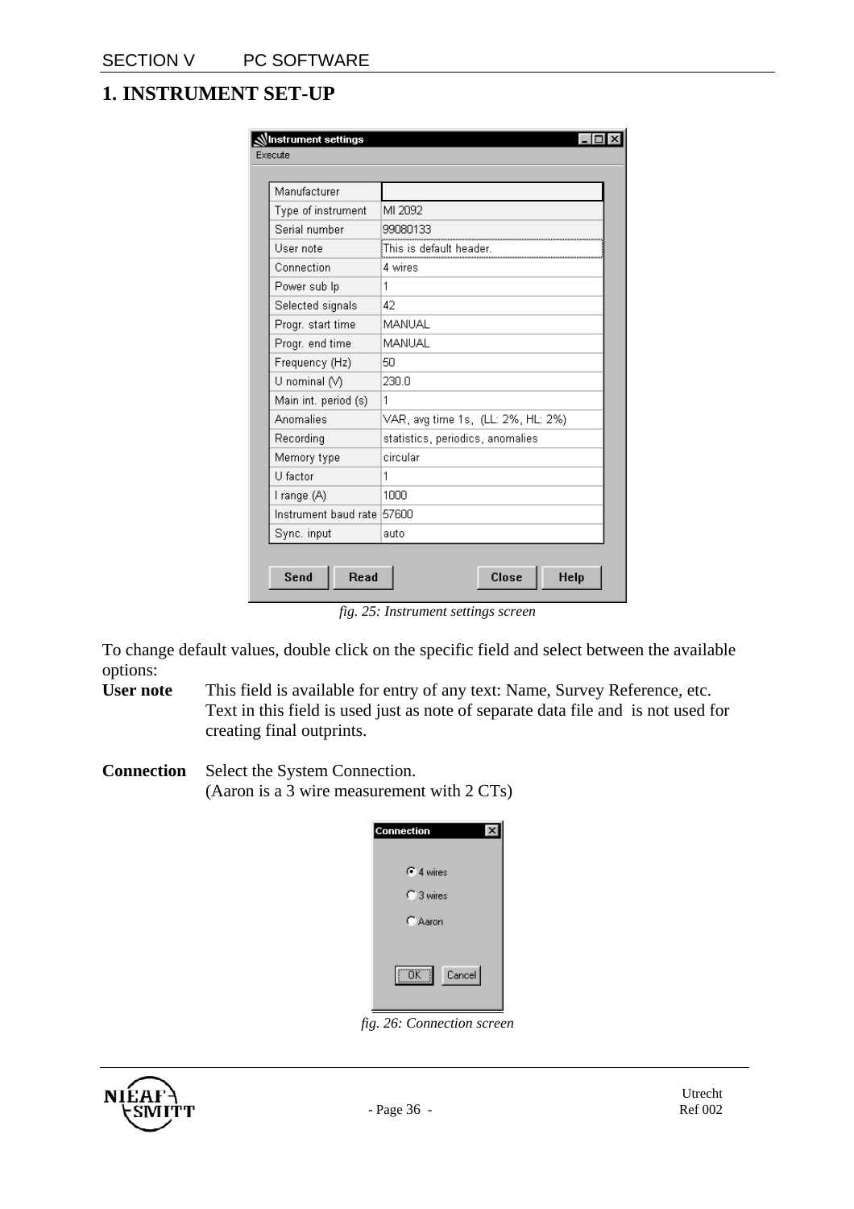# 1. INSTRUMENT SET-UP

| Manufacturer | |
|---|---|
| Type of instrument | MI 2092 |
| Serial number | 99080133 |
| User note | This is default header. |
| Connection | 4 wires |
| Power sub Ip | 1 |
| Selected signals | 42 |
| Progr. start time | MANUAL |
| Progr. end time | MANUAL |
| Frequency (Hz) | 50 |
| U nominal (V) | 230.0 |
| Main int. period (s) | 1 |
| Anomalies | VAR, avg time 1s, (LL: 2%, HL: 2%) |
| Recording | statistics, periodics, anomalies |
| Memory type | circular |
| U factor | 1 |
| I range (A) | 1000 |
| Instrument baud rate | 57600 |
| Sync. input | auto |

*fig. 25: Instrument settings screen*

To change default values, double click on the specific field and select between the available options:

**User note** This field is available for entry of any text: Name, Survey Reference, etc. Text in this field is used just as note of separate data file and is not used for creating final outprints.

**Connection** Select the System Connection.
(Aaron is a 3 wire measurement with 2 CTs)

- 4 wires
- 3 wires
- Aaron

*fig. 26: Connection screen*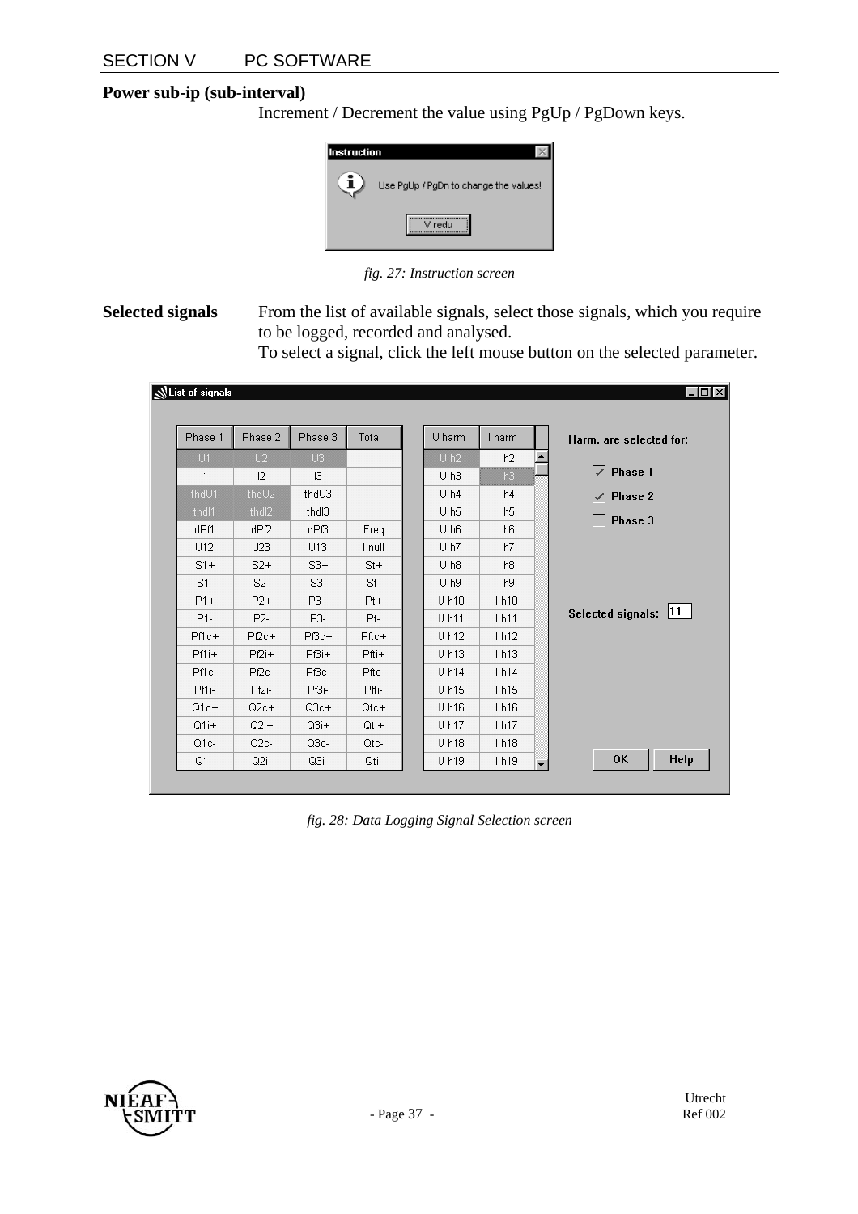**Power sub-ip (sub-interval)**

Increment / Decrement the value using PgUp / PgDown keys.

*fig. 27: Instruction screen*

**Selected signals**

From the list of available signals, select those signals, which you require to be logged, recorded and analysed.

To select a signal, click the left mouse button on the selected parameter.

*fig. 28: Data Logging Signal Selection screen*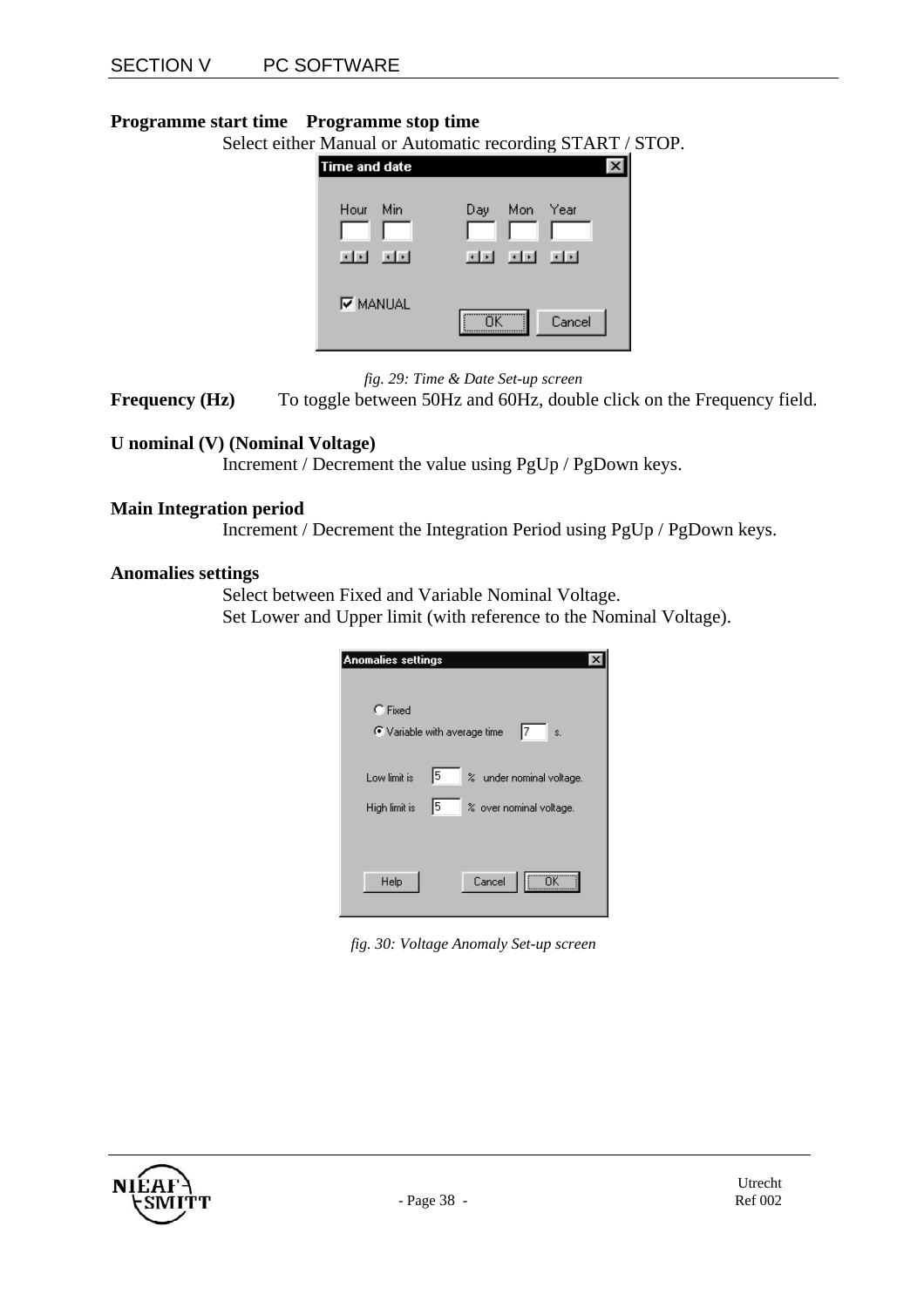**Programme start time Programme stop time**

Select either Manual or Automatic recording START / STOP.

*fig. 29: Time & Date Set-up screen*

**Frequency (Hz)** To toggle between 50Hz and 60Hz, double click on the Frequency field.

**U nominal (V) (Nominal Voltage)**

Increment / Decrement the value using PgUp / PgDown keys.

**Main Integration period**

Increment / Decrement the Integration Period using PgUp / PgDown keys.

**Anomalies settings**

Select between Fixed and Variable Nominal Voltage.

Set Lower and Upper limit (with reference to the Nominal Voltage).

*fig. 30: Voltage Anomaly Set-up screen*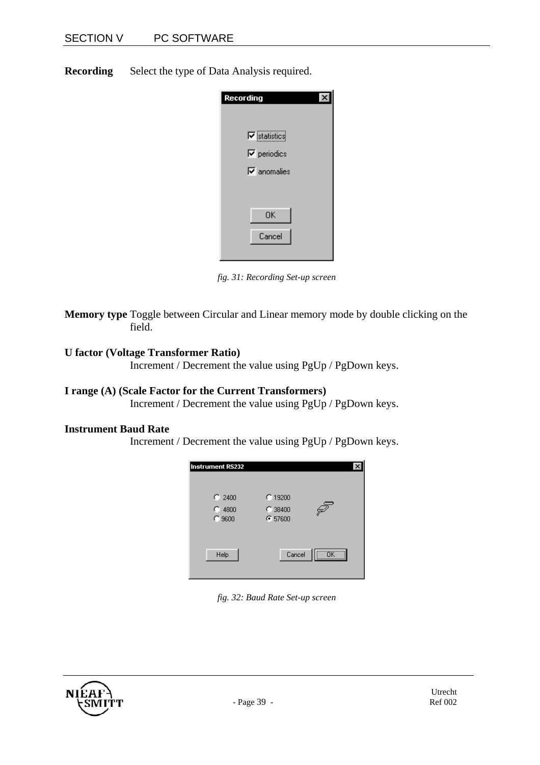**Recording** Select the type of Data Analysis required.

*fig. 31: Recording Set-up screen*

**Memory type** Toggle between Circular and Linear memory mode by double clicking on the field.

**U factor (Voltage Transformer Ratio)**
Increment / Decrement the value using PgUp / PgDown keys.

**I range (A) (Scale Factor for the Current Transformers)**
Increment / Decrement the value using PgUp / PgDown keys.

**Instrument Baud Rate**
Increment / Decrement the value using PgUp / PgDown keys.

*fig. 32: Baud Rate Set-up screen*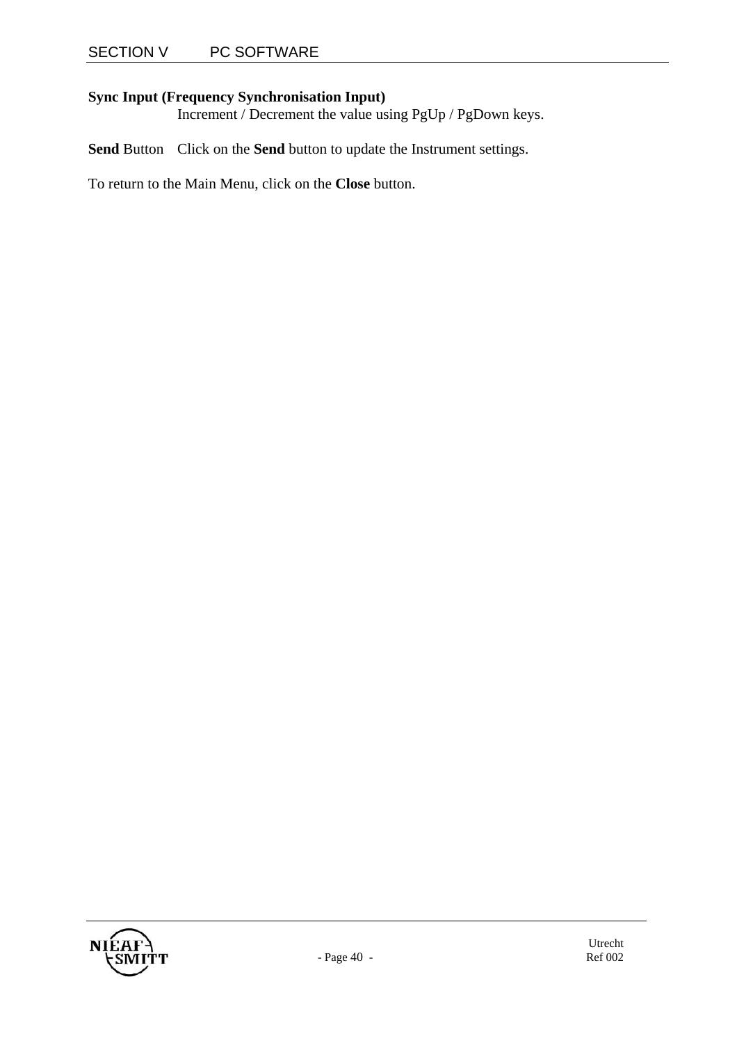**Sync Input (Frequency Synchronisation Input)**
Increment / Decrement the value using PgUp / PgDown keys.

**Send** Button  Click on the **Send** button to update the Instrument settings.

To return to the Main Menu, click on the **Close** button.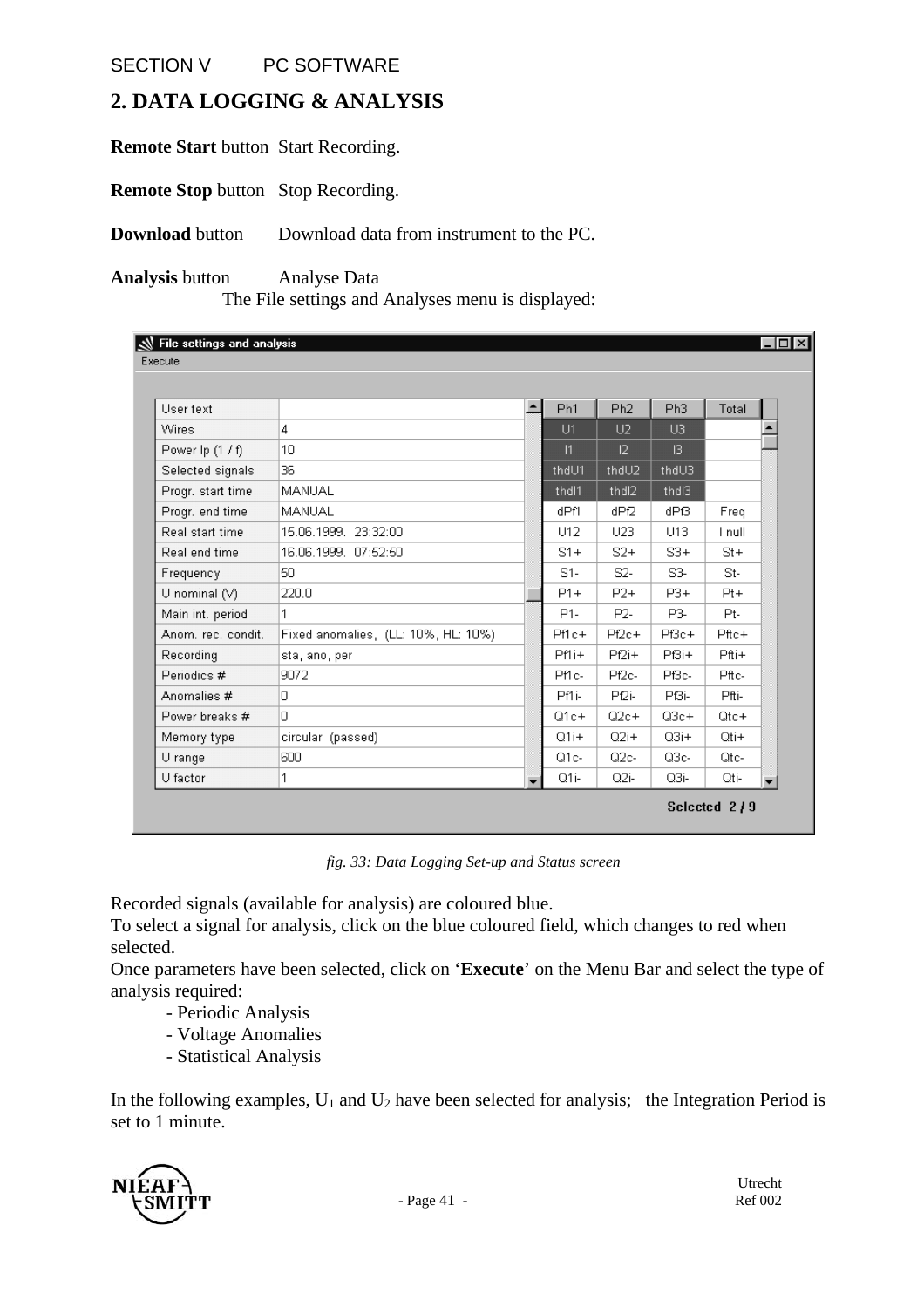## 2. DATA LOGGING & ANALYSIS

**Remote Start** button Start Recording.

**Remote Stop** button Stop Recording.

**Download** button Download data from instrument to the PC.

**Analysis** button Analyse Data

The File settings and Analyses menu is displayed:

File settings and analysis

Execute

| User text | |
|---|---|
| Wires | 4 |
| Power lp (1 / f) | 10 |
| Selected signals | 36 |
| Progr. start time | MANUAL |
| Progr. end time | MANUAL |
| Real start time | 15.06.1999. 23:32:00 |
| Real end time | 16.06.1999. 07:52:50 |
| Frequency | 50 |
| U nominal (V) | 220.0 |
| Main int. period | 1 |
| Anom. rec. condit. | Fixed anomalies, (LL: 10%, HL: 10%) |
| Recording | sta, ano, per |
| Periodics # | 9072 |
| Anomalies # | 0 |
| Power breaks # | 0 |
| Memory type | circular (passed) |
| U range | 600 |
| U factor | 1 |

| Ph1 | Ph2 | Ph3 | Total |
|---|---|---|---|
| U1 | U2 | U3 | |
| I1 | I2 | I3 | |
| thdU1 | thdU2 | thdU3 | |
| thdI1 | thdI2 | thdI3 | |
| dPf1 | dPf2 | dPf3 | Freq |
| U12 | U23 | U13 | I null |
| S1+ | S2+ | S3+ | St+ |
| S1- | S2- | S3- | St- |
| P1+ | P2+ | P3+ | Pt+ |
| P1- | P2- | P3- | Pt- |
| Pf1c+ | Pf2c+ | Pf3c+ | Pftc+ |
| Pf1i+ | Pf2i+ | Pf3i+ | Pfti+ |
| Pf1c- | Pf2c- | Pf3c- | Pftc- |
| Pf1i- | Pf2i- | Pf3i- | Pfti- |
| Q1c+ | Q2c+ | Q3c+ | Qtc+ |
| Q1i+ | Q2i+ | Q3i+ | Qti+ |
| Q1c- | Q2c- | Q3c- | Qtc- |
| Q1i- | Q2i- | Q3i- | Qti- |

Selected 2 / 9

*fig. 33: Data Logging Set-up and Status screen*

Recorded signals (available for analysis) are coloured blue.
To select a signal for analysis, click on the blue coloured field, which changes to red when selected.
Once parameters have been selected, click on '**Execute**' on the Menu Bar and select the type of analysis required:

- Periodic Analysis
- Voltage Anomalies
- Statistical Analysis

In the following examples, $U_1$ and $U_2$ have been selected for analysis; the Integration Period is set to 1 minute.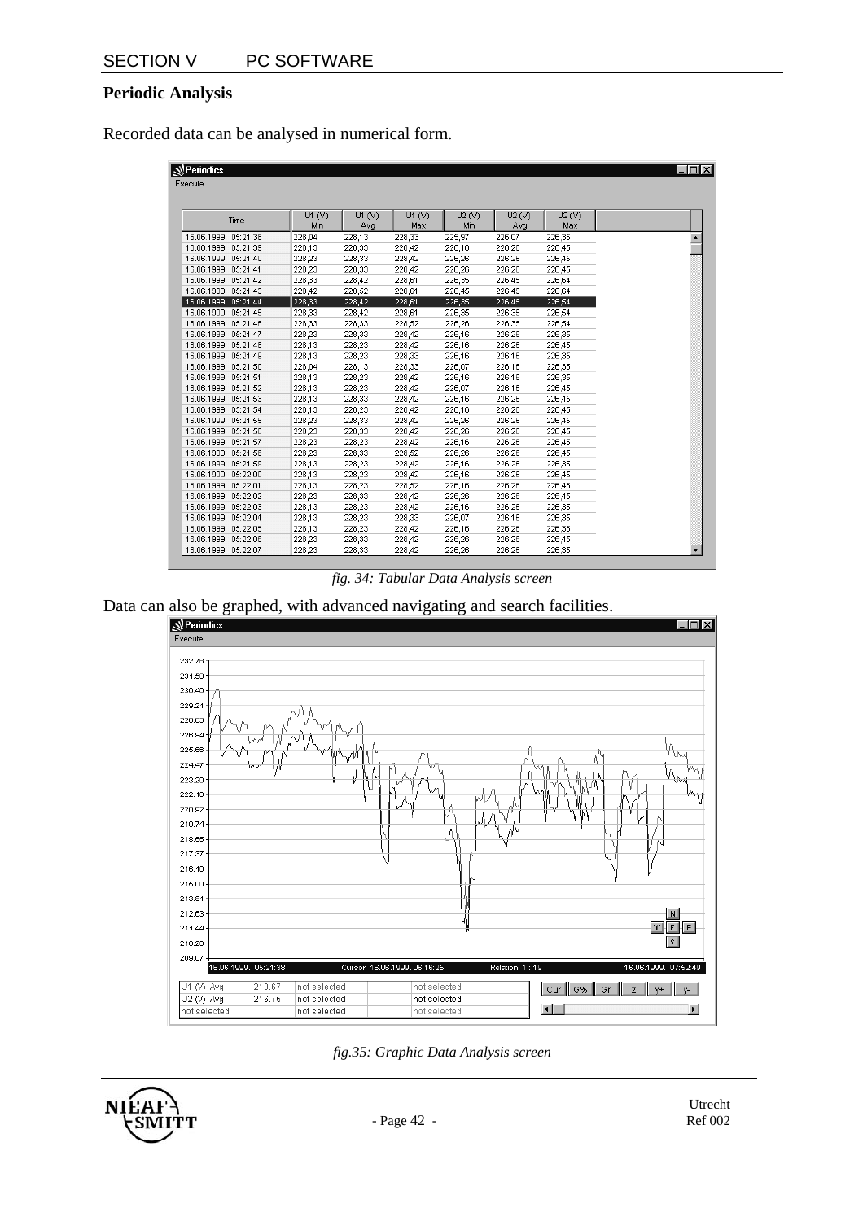## Periodic Analysis

Recorded data can be analysed in numerical form.

*fig. 34: Tabular Data Analysis screen*

Data can also be graphed, with advanced navigating and search facilities.

*fig.35: Graphic Data Analysis screen*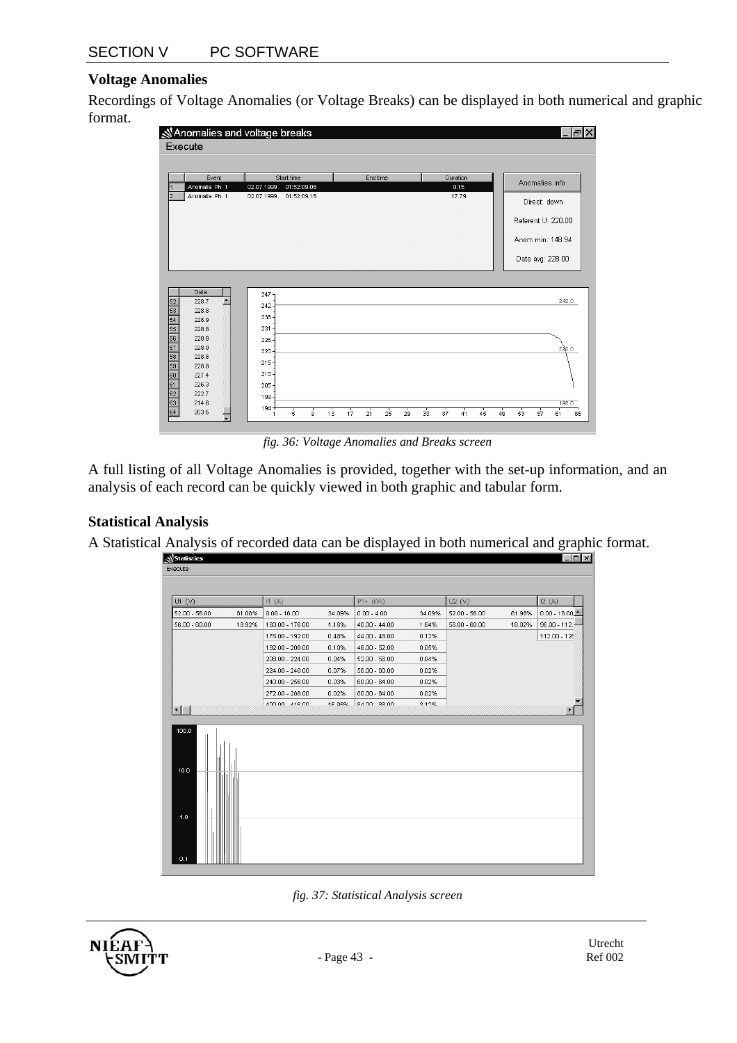### Voltage Anomalies

Recordings of Voltage Anomalies (or Voltage Breaks) can be displayed in both numerical and graphic format.

*fig. 36: Voltage Anomalies and Breaks screen*

A full listing of all Voltage Anomalies is provided, together with the set-up information, and an analysis of each record can be quickly viewed in both graphic and tabular form.

### Statistical Analysis

A Statistical Analysis of recorded data can be displayed in both numerical and graphic format.

*fig. 37: Statistical Analysis screen*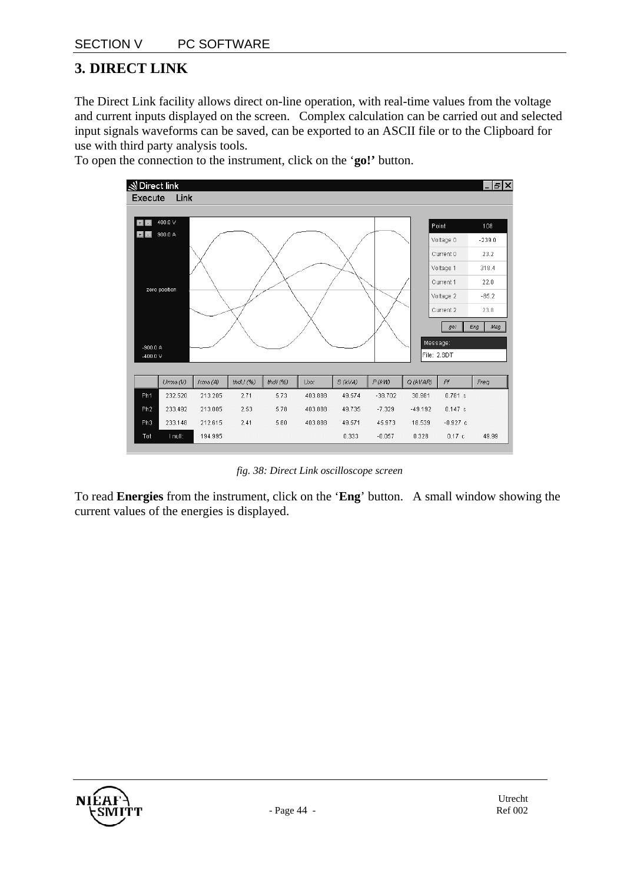## 3. DIRECT LINK

The Direct Link facility allows direct on-line operation, with real-time values from the voltage and current inputs displayed on the screen. Complex calculation can be carried out and selected input signals waveforms can be saved, can be exported to an ASCII file or to the Clipboard for use with third party analysis tools.

To open the connection to the instrument, click on the '**go!**' button.

*fig. 38: Direct Link oscilloscope screen*

To read **Energies** from the instrument, click on the '**Eng**' button. A small window showing the current values of the energies is displayed.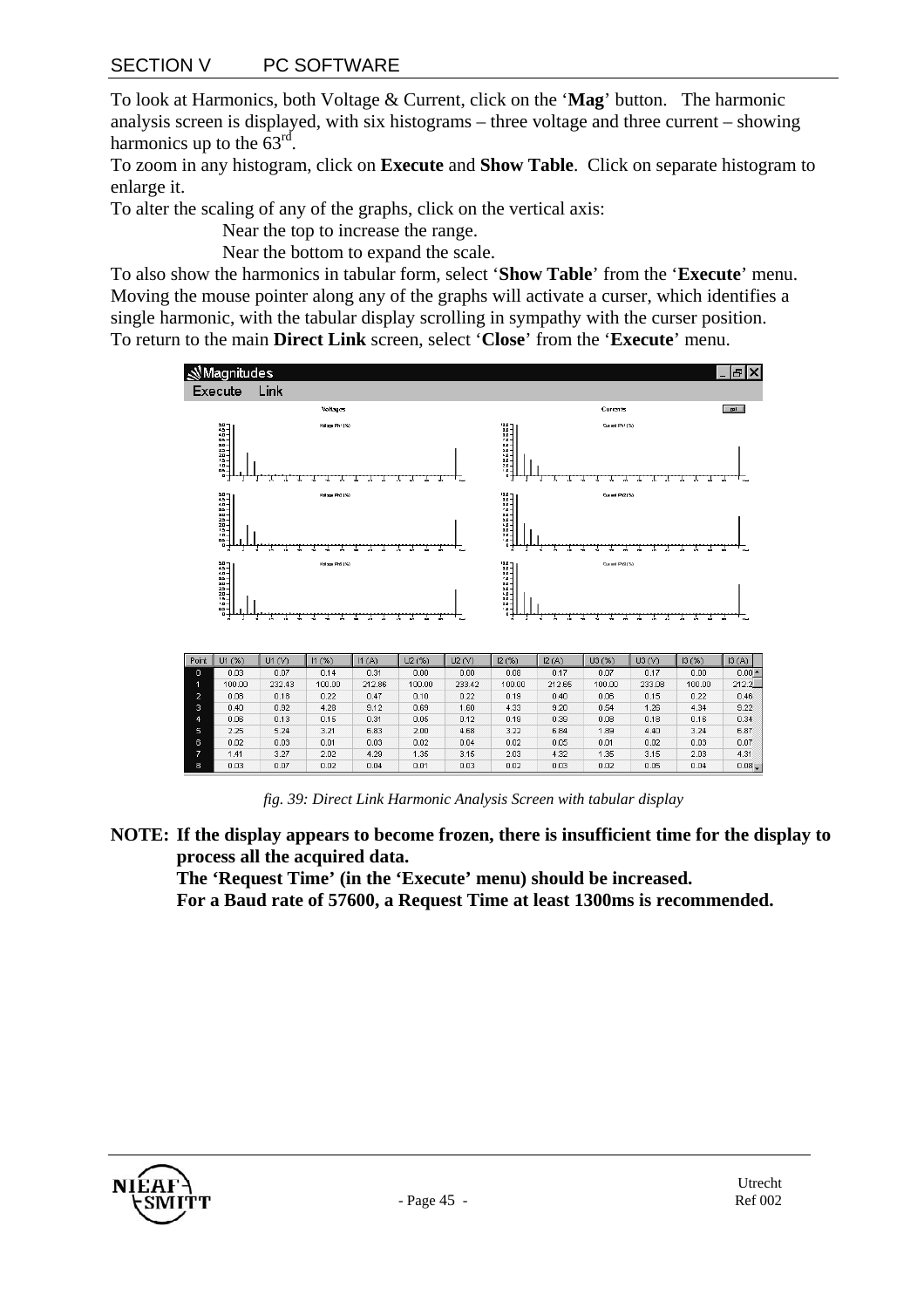To look at Harmonics, both Voltage & Current, click on the '**Mag**' button. The harmonic analysis screen is displayed, with six histograms – three voltage and three current – showing harmonics up to the 63rd.

To zoom in any histogram, click on **Execute** and **Show Table**. Click on separate histogram to enlarge it.

To alter the scaling of any of the graphs, click on the vertical axis:

Near the top to increase the range.

Near the bottom to expand the scale.

To also show the harmonics in tabular form, select '**Show Table**' from the '**Execute**' menu. Moving the mouse pointer along any of the graphs will activate a curser, which identifies a single harmonic, with the tabular display scrolling in sympathy with the curser position.

To return to the main **Direct Link** screen, select '**Close**' from the '**Execute**' menu.

| Point | U1 (%) | U1 (V) | I1 (%) | I1 (A) | U2 (%) | U2 (V) | I2 (%) | I2 (A) | U3 (%) | U3 (V) | I3 (%) | I3 (A) |
|---|---|---|---|---|---|---|---|---|---|---|---|---|
| 0 | 0.03 | 0.07 | 0.14 | 0.31 | 0.00 | 0.00 | 0.08 | 0.17 | 0.07 | 0.17 | 0.00 | 0.00 |
| 1 | 100.00 | 233.43 | 100.00 | 212.86 | 100.00 | 233.42 | 100.00 | 212.65 | 100.00 | 233.08 | 100.00 | 212.2 |
| 2 | 0.08 | 0.18 | 0.22 | 0.47 | 0.10 | 0.22 | 0.19 | 0.40 | 0.06 | 0.15 | 0.22 | 0.46 |
| 3 | 0.40 | 0.92 | 4.28 | 9.12 | 0.69 | 1.60 | 4.33 | 9.20 | 0.54 | 1.26 | 4.34 | 9.22 |
| 4 | 0.06 | 0.13 | 0.15 | 0.31 | 0.05 | 0.12 | 0.18 | 0.39 | 0.08 | 0.18 | 0.16 | 0.34 |
| 5 | 2.25 | 5.24 | 3.21 | 6.83 | 2.00 | 4.68 | 3.22 | 6.84 | 1.89 | 4.40 | 3.24 | 6.87 |
| 6 | 0.02 | 0.03 | 0.01 | 0.03 | 0.02 | 0.04 | 0.02 | 0.05 | 0.01 | 0.02 | 0.03 | 0.07 |
| 7 | 1.41 | 3.27 | 2.02 | 4.29 | 1.35 | 3.15 | 2.03 | 4.32 | 1.35 | 3.15 | 2.03 | 4.31 |
| 8 | 0.03 | 0.07 | 0.02 | 0.04 | 0.01 | 0.03 | 0.02 | 0.03 | 0.02 | 0.05 | 0.04 | 0.08 |

*fig. 39: Direct Link Harmonic Analysis Screen with tabular display*

**NOTE: If the display appears to become frozen, there is insufficient time for the display to process all the acquired data.**
**The 'Request Time' (in the 'Execute' menu) should be increased.**
**For a Baud rate of 57600, a Request Time at least 1300ms is recommended.**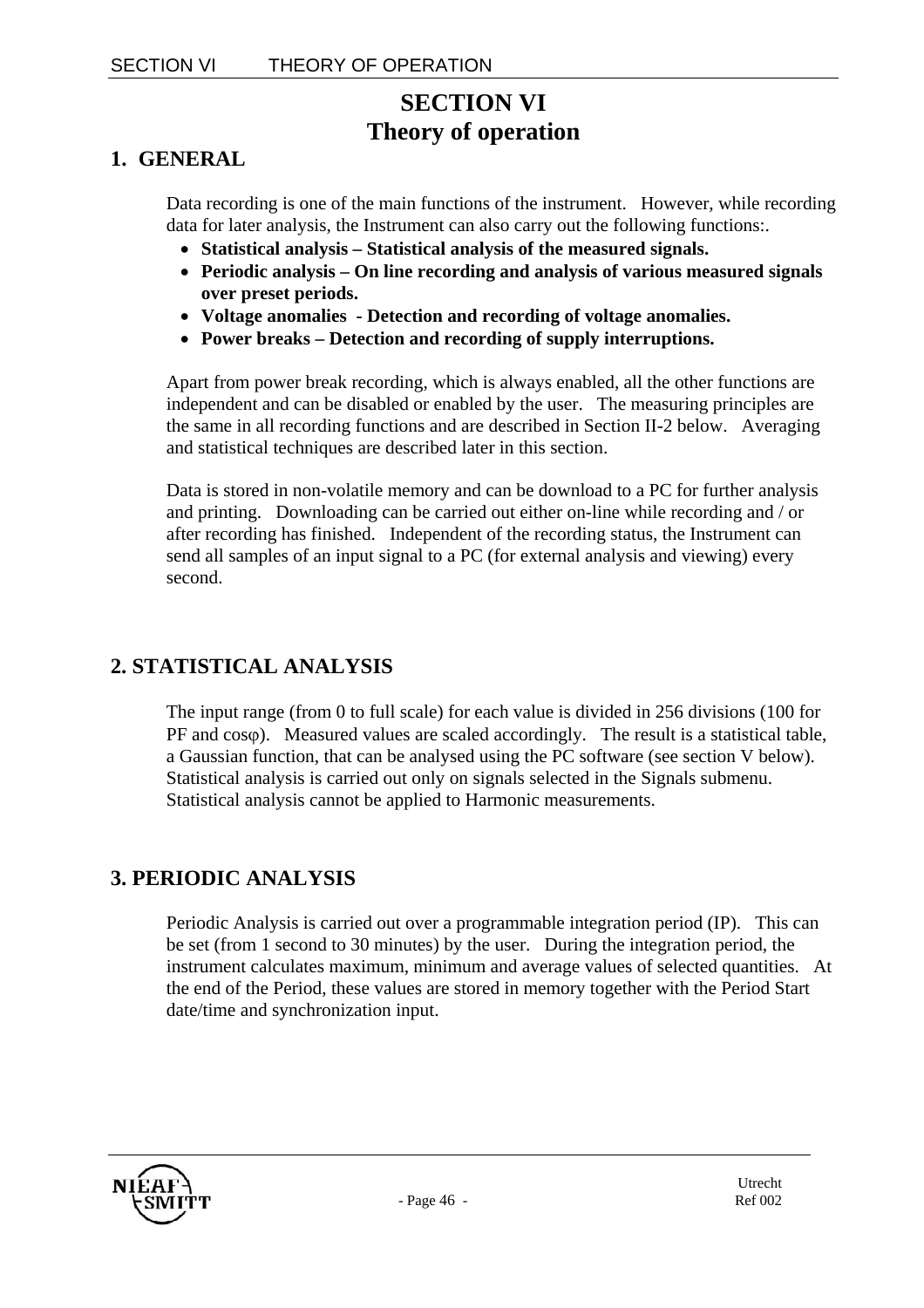# SECTION VI
# Theory of operation

## 1. GENERAL

Data recording is one of the main functions of the instrument. However, while recording data for later analysis, the Instrument can also carry out the following functions:.

- **Statistical analysis – Statistical analysis of the measured signals.**
- **Periodic analysis – On line recording and analysis of various measured signals over preset periods.**
- **Voltage anomalies - Detection and recording of voltage anomalies.**
- **Power breaks – Detection and recording of supply interruptions.**

Apart from power break recording, which is always enabled, all the other functions are independent and can be disabled or enabled by the user. The measuring principles are the same in all recording functions and are described in Section II-2 below. Averaging and statistical techniques are described later in this section.

Data is stored in non-volatile memory and can be download to a PC for further analysis and printing. Downloading can be carried out either on-line while recording and / or after recording has finished. Independent of the recording status, the Instrument can send all samples of an input signal to a PC (for external analysis and viewing) every second.

## 2. STATISTICAL ANALYSIS

The input range (from 0 to full scale) for each value is divided in 256 divisions (100 for PF and cosφ). Measured values are scaled accordingly. The result is a statistical table, a Gaussian function, that can be analysed using the PC software (see section V below). Statistical analysis is carried out only on signals selected in the Signals submenu. Statistical analysis cannot be applied to Harmonic measurements.

## 3. PERIODIC ANALYSIS

Periodic Analysis is carried out over a programmable integration period (IP). This can be set (from 1 second to 30 minutes) by the user. During the integration period, the instrument calculates maximum, minimum and average values of selected quantities. At the end of the Period, these values are stored in memory together with the Period Start date/time and synchronization input.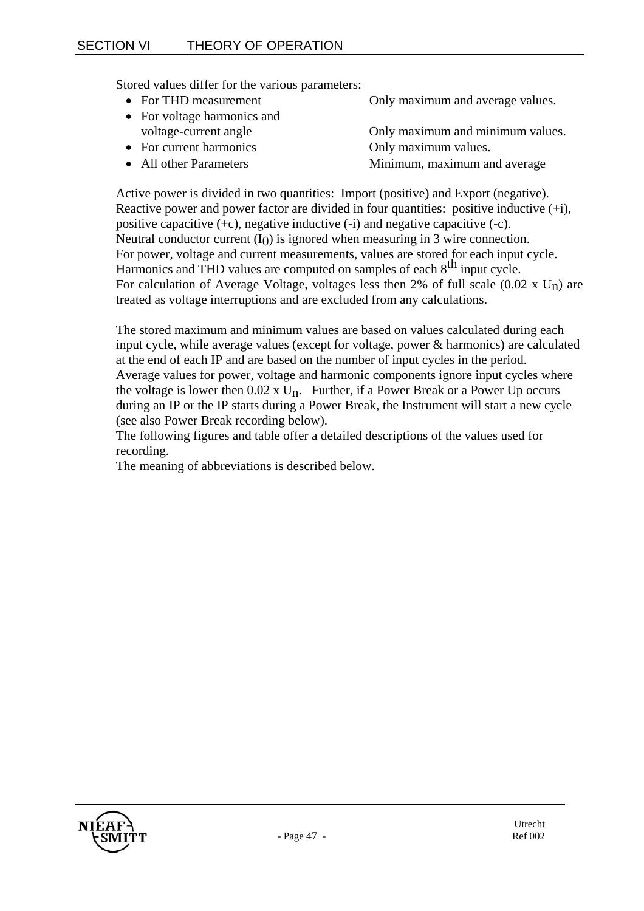Stored values differ for the various parameters:

| | |
|---|---|
| • For THD measurement | Only maximum and average values. |
| • For voltage harmonics and voltage-current angle | Only maximum and minimum values. |
| • For current harmonics | Only maximum values. |
| • All other Parameters | Minimum, maximum and average |

Active power is divided in two quantities: Import (positive) and Export (negative).
Reactive power and power factor are divided in four quantities: positive inductive (+i), positive capacitive (+c), negative inductive (-i) and negative capacitive (-c).
Neutral conductor current ($I_0$) is ignored when measuring in 3 wire connection.
For power, voltage and current measurements, values are stored for each input cycle.
Harmonics and THD values are computed on samples of each $8^{th}$ input cycle.
For calculation of Average Voltage, voltages less then 2% of full scale (0.02 x $U_n$) are treated as voltage interruptions and are excluded from any calculations.

The stored maximum and minimum values are based on values calculated during each input cycle, while average values (except for voltage, power & harmonics) are calculated at the end of each IP and are based on the number of input cycles in the period.
Average values for power, voltage and harmonic components ignore input cycles where the voltage is lower then 0.02 x $U_n$. Further, if a Power Break or a Power Up occurs during an IP or the IP starts during a Power Break, the Instrument will start a new cycle (see also Power Break recording below).
The following figures and table offer a detailed descriptions of the values used for recording.
The meaning of abbreviations is described below.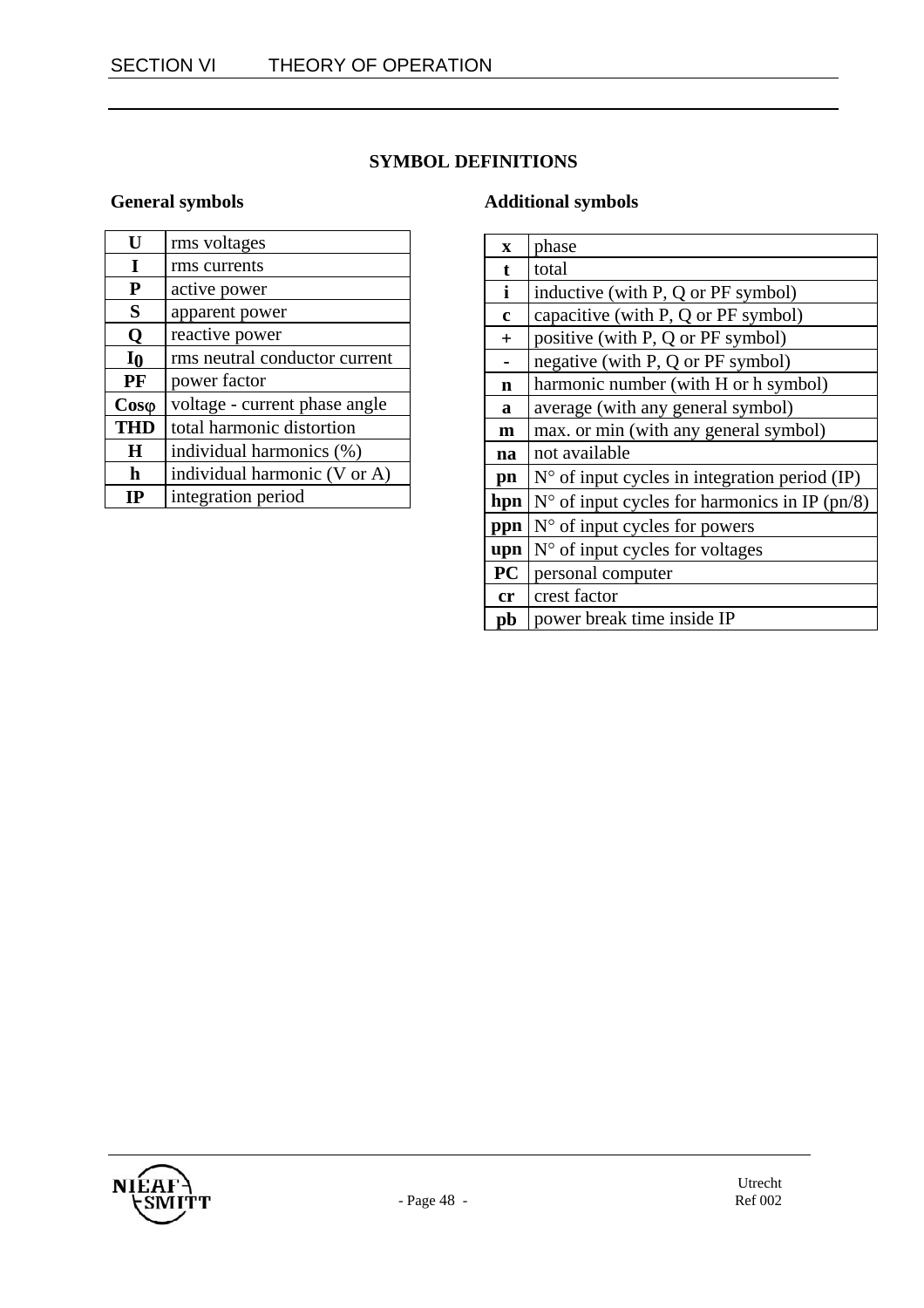## SYMBOL DEFINITIONS

### General symbols

| | |
|---|---|
| **U** | rms voltages |
| **I** | rms currents |
| **P** | active power |
| **S** | apparent power |
| **Q** | reactive power |
| **$I_0$** | rms neutral conductor current |
| **PF** | power factor |
| **Cosφ** | voltage - current phase angle |
| **THD** | total harmonic distortion |
| **H** | individual harmonics (%) |
| **h** | individual harmonic (V or A) |
| **IP** | integration period |

### Additional symbols

| | |
|---|---|
| **x** | phase |
| **t** | total |
| **i** | inductive (with P, Q or PF symbol) |
| **c** | capacitive (with P, Q or PF symbol) |
| **+** | positive (with P, Q or PF symbol) |
| **-** | negative (with P, Q or PF symbol) |
| **n** | harmonic number (with H or h symbol) |
| **a** | average (with any general symbol) |
| **m** | max. or min (with any general symbol) |
| **na** | not available |
| **pn** | N° of input cycles in integration period (IP) |
| **hpn** | N° of input cycles for harmonics in IP (pn/8) |
| **ppn** | N° of input cycles for powers |
| **upn** | N° of input cycles for voltages |
| **PC** | personal computer |
| **cr** | crest factor |
| **pb** | power break time inside IP |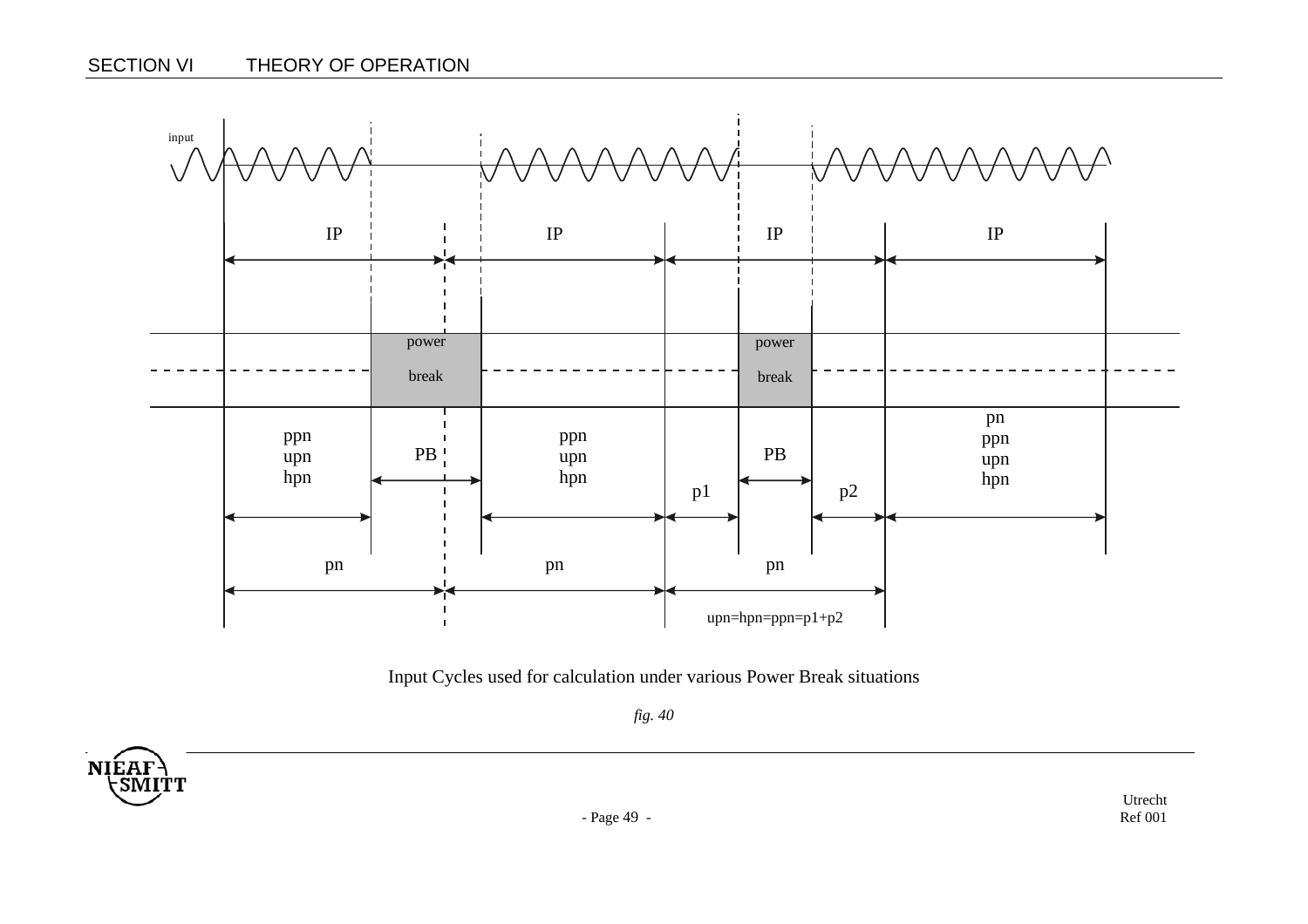input

IP IP IP IP

power break

power break

ppn
upn
hpn

PB

ppn
upn
hpn

p1

PB

p2

pn
ppn
upn
hpn

pn pn pn

upn=hpn=ppn=p1+p2

Input Cycles used for calculation under various Power Break situations

*fig. 40*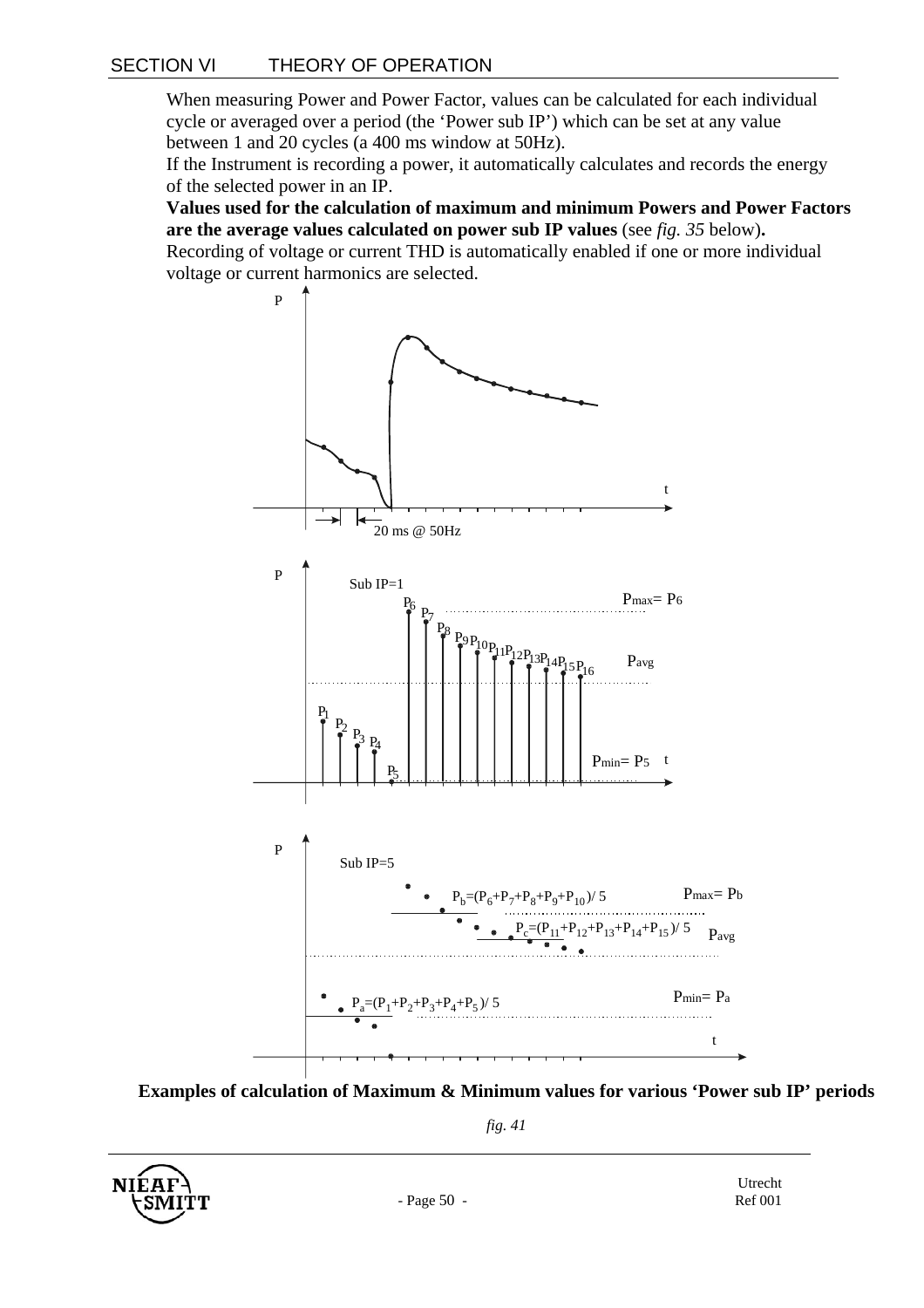When measuring Power and Power Factor, values can be calculated for each individual cycle or averaged over a period (the 'Power sub IP') which can be set at any value between 1 and 20 cycles (a 400 ms window at 50Hz).

If the Instrument is recording a power, it automatically calculates and records the energy of the selected power in an IP.

**Values used for the calculation of maximum and minimum Powers and Power Factors are the average values calculated on power sub IP values** (see *fig. 35* below)**.**

Recording of voltage or current THD is automatically enabled if one or more individual voltage or current harmonics are selected.

**Examples of calculation of Maximum & Minimum values for various 'Power sub IP' periods**

*fig. 41*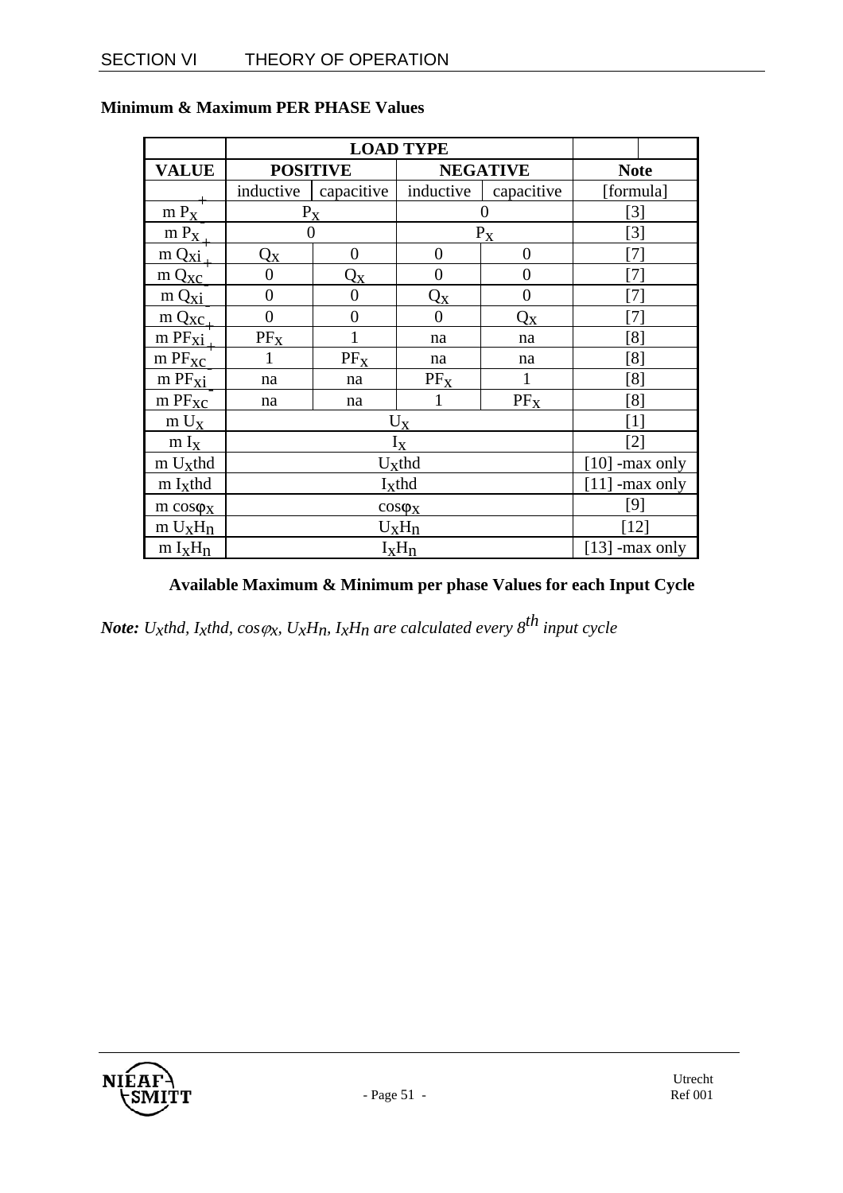## Minimum & Maximum PER PHASE Values

| | LOAD TYPE | | | | |
|---|---|---|---|---|---|
| **VALUE** | **POSITIVE** | | **NEGATIVE** | | **Note** |
| $^{+}_{-}$ | inductive | capacitive | inductive | capacitive | [formula] |
| m $P_{X_-}$ | $P_X$ | | 0 | | [3] |
| m $P_{X_+}$ | 0 | | $P_X$ | | [3] |
| m $Q_{Xi_+}$ | $Q_X$ | 0 | 0 | 0 | [7] |
| m $Q_{XC_-}$ | 0 | $Q_X$ | 0 | 0 | [7] |
| m $Q_{Xi_-}$ | 0 | 0 | $Q_X$ | 0 | [7] |
| m $Q_{XC_+}$ | 0 | 0 | 0 | $Q_X$ | [7] |
| m $PF_{Xi_+}$ | $PF_X$ | 1 | na | na | [8] |
| m $PF_{XC_-}$ | 1 | $PF_X$ | na | na | [8] |
| m $PF_{Xi_-}$ | na | na | $PF_X$ | 1 | [8] |
| m $PF_{XC_-}$ | na | na | 1 | $PF_X$ | [8] |
| m $U_X$ | $U_X$ | | | | [1] |
| m $I_X$ | $I_X$ | | | | [2] |
| m $U_X$thd | $U_X$thd | | | | [10] -max only |
| m $I_X$thd | $I_X$thd | | | | [11] -max only |
| m $\cos\varphi_X$ | $\cos\varphi_X$ | | | | [9] |
| m $U_XH_n$ | $U_XH_n$ | | | | [12] |
| m $I_XH_n$ | $I_XH_n$ | | | | [13] -max only |

**Available Maximum & Minimum per phase Values for each Input Cycle**

***Note:*** *$U_X$thd, $I_X$thd, $\cos\varphi_X$, $U_XH_n$, $I_XH_n$ are calculated every $8^{th}$ input cycle*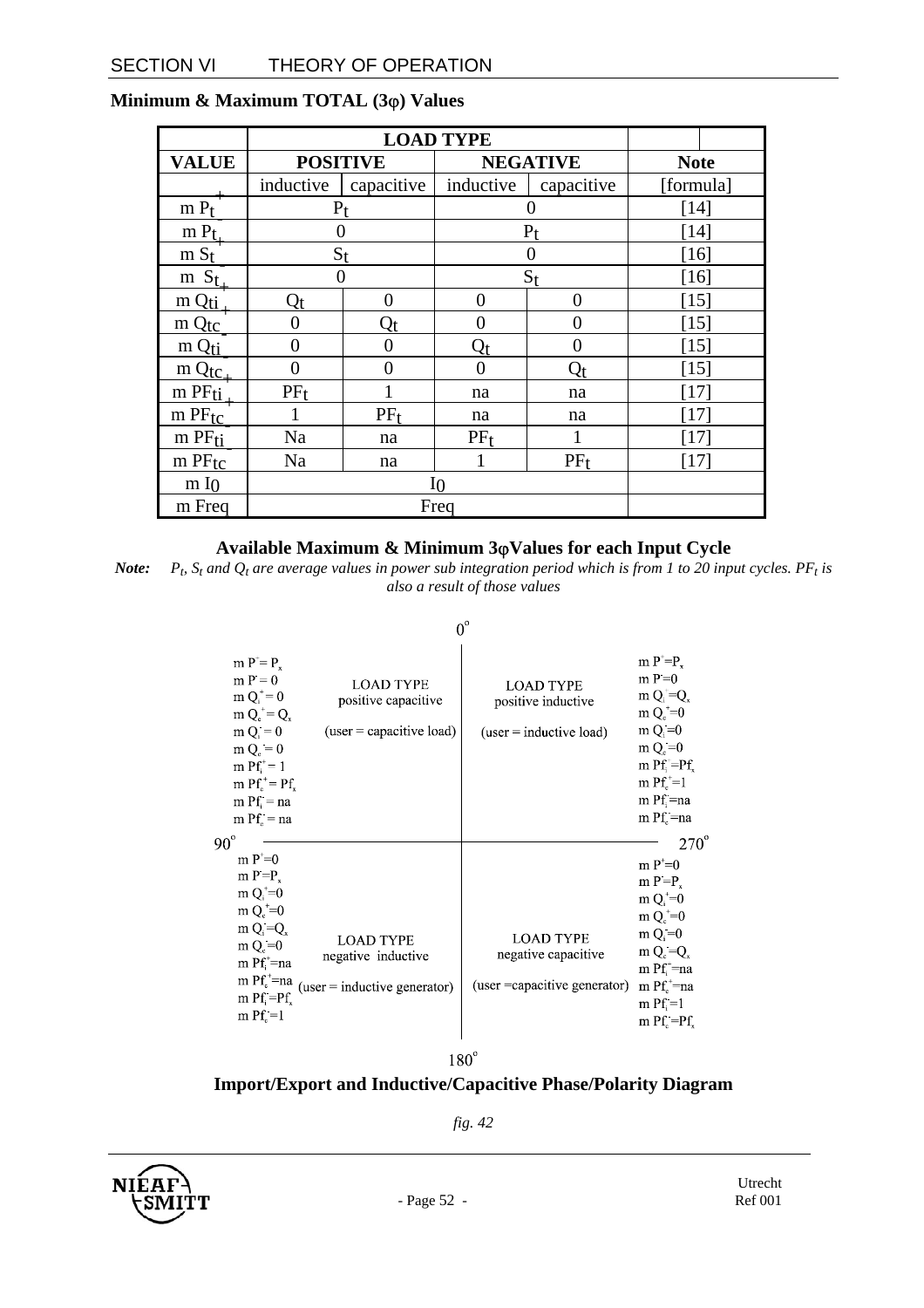## Minimum & Maximum TOTAL (3φ) Values

| | LOAD TYPE | | | | |
|---|---|---|---|---|---|
| **VALUE** | **POSITIVE** | | **NEGATIVE** | | **Note** |
| | inductive | capacitive | inductive | capacitive | [formula] |
| m $P_t^+$ | $P_t$ | | 0 | | [14] |
| m $P_t^-$ | 0 | | $P_t$ | | [14] |
| m $S_t^+$ | $S_t$ | | 0 | | [16] |
| m $S_t^-$ | 0 | | $S_t$ | | [16] |
| m $Q_{ti}^+$ | $Q_t$ | 0 | 0 | 0 | [15] |
| m $Q_{tc}^+$ | 0 | $Q_t$ | 0 | 0 | [15] |
| m $Q_{ti}^-$ | 0 | 0 | $Q_t$ | 0 | [15] |
| m $Q_{tc}^-$ | 0 | 0 | 0 | $Q_t$ | [15] |
| m $PF_{ti}^+$ | $PF_t$ | 1 | na | na | [17] |
| m $PF_{tc}^+$ | 1 | $PF_t$ | na | na | [17] |
| m $PF_{ti}^-$ | Na | na | $PF_t$ | 1 | [17] |
| m $PF_{tc}^-$ | Na | na | 1 | $PF_t$ | [17] |
| m $I_0$ | $I_0$ | | | | |
| m Freq | Freq | | | | |

**Available Maximum & Minimum 3φValues for each Input Cycle**

***Note:*** *$P_t$, $S_t$ and $Q_t$ are average values in power sub integration period which is from 1 to 20 input cycles. $PF_t$ is also a result of those values*

| 90° to 0° quadrant | | 0° to 270° quadrant | |
|---|---|---|---|
| m $P^-=P_x$<br>m $P^-=0$<br>m $Q_i^+=0$<br>m $Q_c^+=Q_x$<br>m $Q_i^-=0$<br>m $Q_c^-=0$<br>m $Pf_i^+=1$<br>m $Pf_c^+=Pf_x$<br>m $Pf_i^-=$ na<br>m $Pf_c^-=$ na | LOAD TYPE<br>positive capacitive<br>(user = capacitive load) | LOAD TYPE<br>positive inductive<br>(user = inductive load) | m $P^+=P_x$<br>m $P^-=0$<br>m $Q_i^+=Q_x$<br>m $Q_c^+=0$<br>m $Q_i^-=0$<br>m $Q_c^-=0$<br>m $Pf_i^+=Pf_x$<br>m $Pf_c^+=1$<br>m $Pf_i^-=$na<br>m $Pf_c^-=$na |
| m $P^+=0$<br>m $P^-=P_x$<br>m $Q_i^+=0$<br>m $Q_c^+=0$<br>m $Q_i^-=Q_x$<br>m $Q_c^-=0$<br>m $Pf_i^+=$na<br>m $Pf_c^+=$na<br>m $Pf_i^-=Pf_x$<br>m $Pf_c^-=1$ | LOAD TYPE<br>negative inductive<br>(user = inductive generator) | LOAD TYPE<br>negative capacitive<br>(user =capacitive generator) | m $P^+=0$<br>m $P^-=P_x$<br>m $Q_i^+=0$<br>m $Q_c^+=0$<br>m $Q_i^-=0$<br>m $Q_c^-=Q_x$<br>m $Pf_i^+=$na<br>m $Pf_c^+=$na<br>m $Pf_i^-=1$<br>m $Pf_c^-=Pf_x$ |

0° (top), 90° (left), 270° (right), 180° (bottom)

**Import/Export and Inductive/Capacitive Phase/Polarity Diagram**

*fig. 42*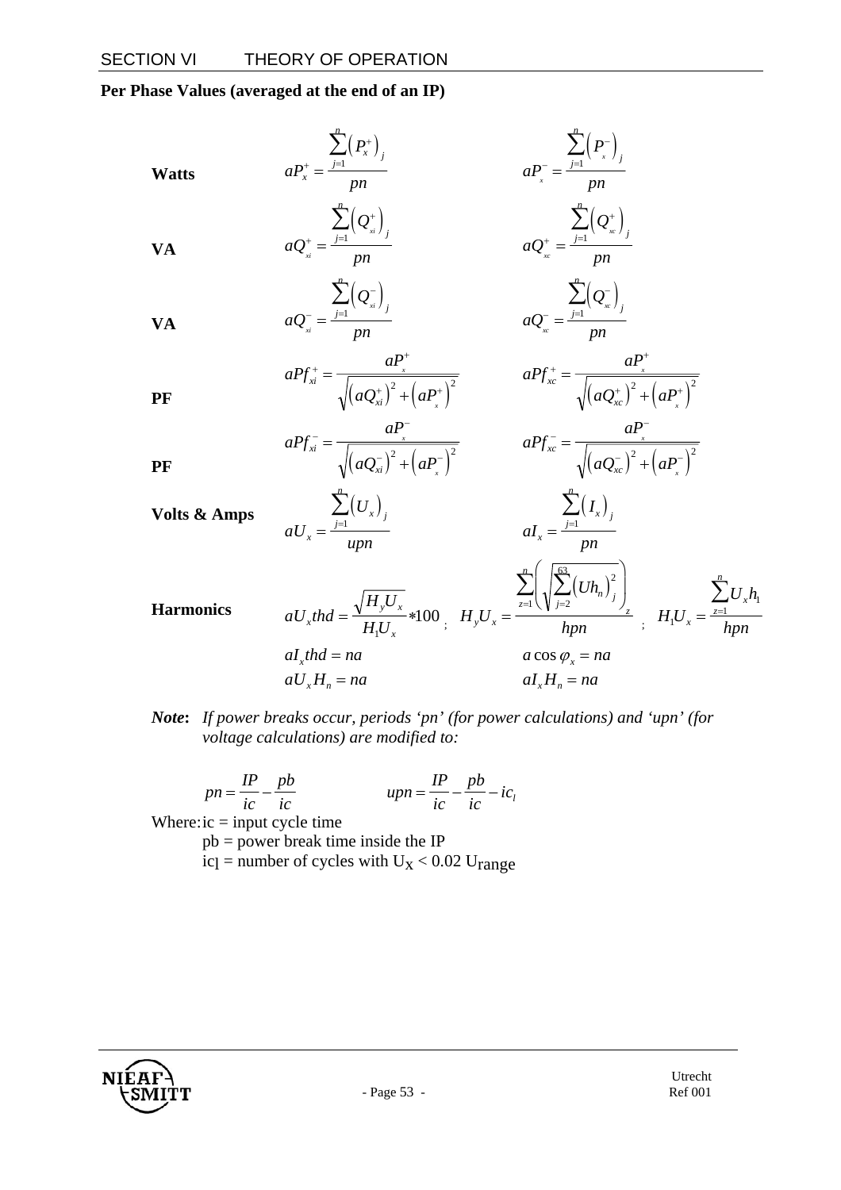### Per Phase Values (averaged at the end of an IP)

**Watts**

$$aP_x^+ = \frac{\sum_{j=1}^{n}\left(P_x^+\right)_j}{pn} \qquad aP_x^- = \frac{\sum_{j=1}^{n}\left(P_x^-\right)_j}{pn}$$

**VA**

$$aQ_{xi}^+ = \frac{\sum_{j=1}^{n}\left(Q_{xi}^+\right)_j}{pn} \qquad aQ_{xc}^+ = \frac{\sum_{j=1}^{n}\left(Q_{xc}^+\right)_j}{pn}$$

**VA**

$$aQ_{xi}^- = \frac{\sum_{j=1}^{n}\left(Q_{xi}^-\right)_j}{pn} \qquad aQ_{xc}^- = \frac{\sum_{j=1}^{n}\left(Q_{xc}^-\right)_j}{pn}$$

**PF**

$$aPf_{xi}^+ = \frac{aP_x^+}{\sqrt{\left(aQ_{xi}^+\right)^2 + \left(aP_x^+\right)^2}} \qquad aPf_{xc}^+ = \frac{aP_x^+}{\sqrt{\left(aQ_{xc}^+\right)^2 + \left(aP_x^+\right)^2}}$$

**PF**

$$aPf_{xi}^- = \frac{aP_x^-}{\sqrt{\left(aQ_{xi}^-\right)^2 + \left(aP_x^-\right)^2}} \qquad aPf_{xc}^- = \frac{aP_x^-}{\sqrt{\left(aQ_{xc}^-\right)^2 + \left(aP_x^-\right)^2}}$$

**Volts & Amps**

$$aU_x = \frac{\sum_{j=1}^{n}\left(U_x\right)_j}{upn} \qquad aI_x = \frac{\sum_{j=1}^{n}\left(I_x\right)_j}{pn}$$

**Harmonics**

$$aU_x thd = \frac{\sqrt{H_y U_x}}{H_1 U_x} * 100 \; ; \quad H_y U_x = \frac{\sum_{z=1}^{n}\left(\sqrt{\sum_{j=2}^{63}\left(Uh_n\right)_j^2}\right)_z}{hpn} \; ; \quad H_1 U_x = \frac{\sum_{z=1}^{n} U_x h_1}{hpn}$$

$$aI_x thd = na \qquad a\cos\varphi_x = na$$

$$aU_x H_n = na \qquad aI_x H_n = na$$

***Note*:** *If power breaks occur, periods 'pn' (for power calculations) and 'upn' (for voltage calculations) are modified to:*

$$pn = \frac{IP}{ic} - \frac{pb}{ic} \qquad upn = \frac{IP}{ic} - \frac{pb}{ic} - ic_l$$

Where: ic = input cycle time

pb = power break time inside the IP

$ic_l$ = number of cycles with $U_X < 0.02\, U_{range}$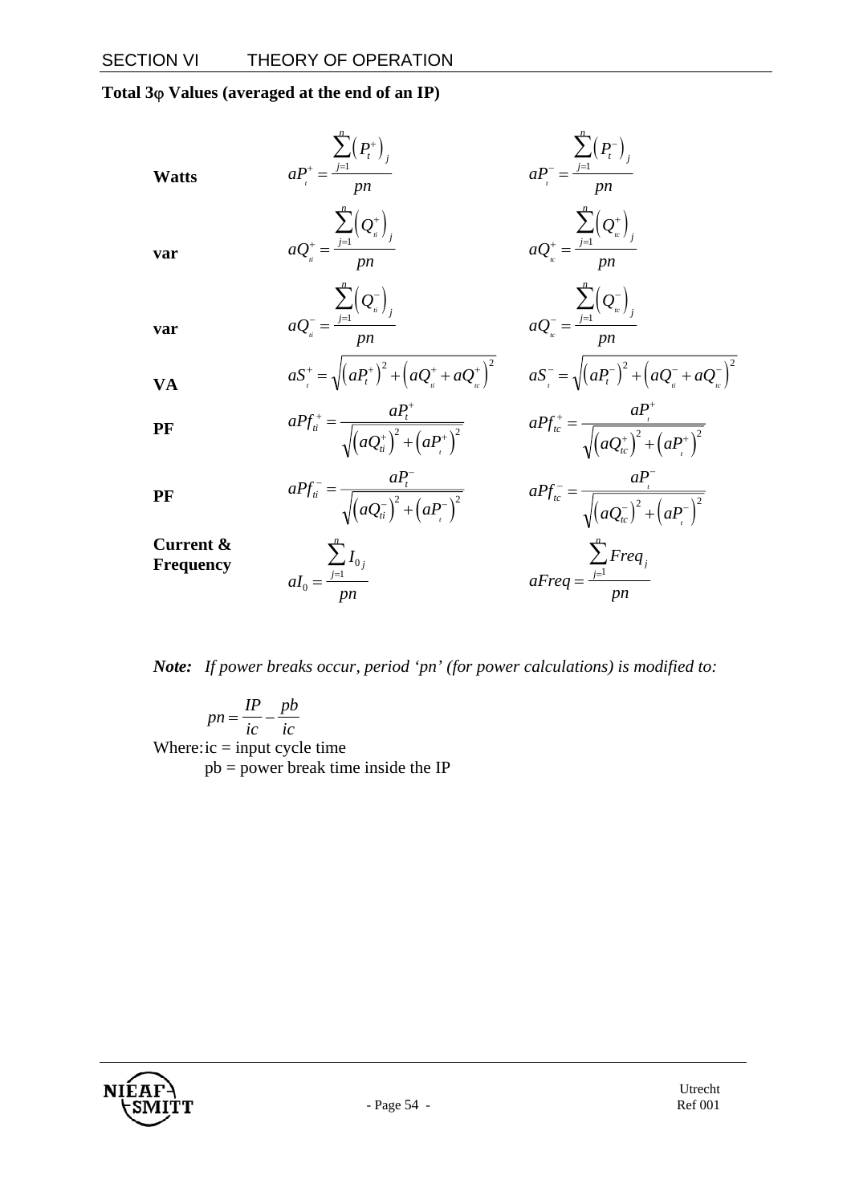## Total 3φ Values (averaged at the end of an IP)

**Watts**

$$aP_t^+ = \frac{\sum_{j=1}^{n}\left(P_t^+\right)_j}{pn} \qquad aP_t^- = \frac{\sum_{j=1}^{n}\left(P_t^-\right)_j}{pn}$$

**var**

$$aQ_{ti}^+ = \frac{\sum_{j=1}^{n}\left(Q_{ti}^+\right)_j}{pn} \qquad aQ_{tc}^+ = \frac{\sum_{j=1}^{n}\left(Q_{tc}^+\right)_j}{pn}$$

**var**

$$aQ_{ti}^- = \frac{\sum_{j=1}^{n}\left(Q_{ti}^-\right)_j}{pn} \qquad aQ_{tc}^- = \frac{\sum_{j=1}^{n}\left(Q_{tc}^-\right)_j}{pn}$$

**VA**

$$aS_t^+ = \sqrt{\left(aP_t^+\right)^2 + \left(aQ_{ti}^+ + aQ_{tc}^+\right)^2} \qquad aS_t^- = \sqrt{\left(aP_t^-\right)^2 + \left(aQ_{ti}^- + aQ_{tc}^-\right)^2}$$

**PF**

$$aPf_{ti}^+ = \frac{aP_t^+}{\sqrt{\left(aQ_{ti}^+\right)^2 + \left(aP_t^+\right)^2}} \qquad aPf_{tc}^+ = \frac{aP_t^+}{\sqrt{\left(aQ_{tc}^+\right)^2 + \left(aP_t^+\right)^2}}$$

**PF**

$$aPf_{ti}^- = \frac{aP_t^-}{\sqrt{\left(aQ_{ti}^-\right)^2 + \left(aP_t^-\right)^2}} \qquad aPf_{tc}^- = \frac{aP_t^-}{\sqrt{\left(aQ_{tc}^-\right)^2 + \left(aP_t^-\right)^2}}$$

**Current & Frequency**

$$aI_0 = \frac{\sum_{j=1}^{n} I_{0j}}{pn} \qquad aFreq = \frac{\sum_{j=1}^{n} Freq_j}{pn}$$

***Note:*** *If power breaks occur, period 'pn' (for power calculations) is modified to:*

$$pn = \frac{IP}{ic} - \frac{pb}{ic}$$

Where: ic = input cycle time

pb = power break time inside the IP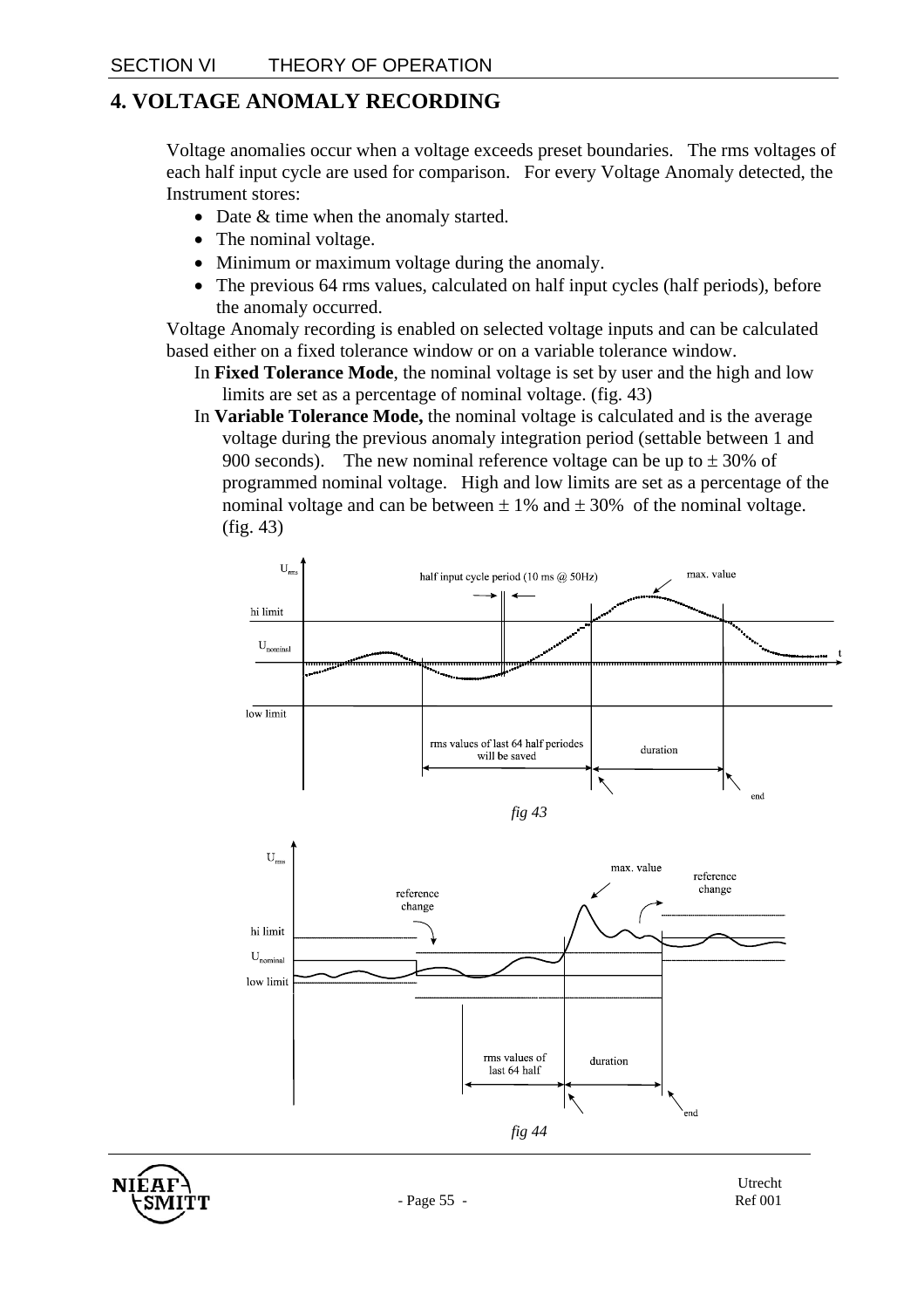## 4. VOLTAGE ANOMALY RECORDING

Voltage anomalies occur when a voltage exceeds preset boundaries. The rms voltages of each half input cycle are used for comparison. For every Voltage Anomaly detected, the Instrument stores:

- Date & time when the anomaly started.
- The nominal voltage.
- Minimum or maximum voltage during the anomaly.
- The previous 64 rms values, calculated on half input cycles (half periods), before the anomaly occurred.

Voltage Anomaly recording is enabled on selected voltage inputs and can be calculated based either on a fixed tolerance window or on a variable tolerance window.

In **Fixed Tolerance Mode**, the nominal voltage is set by user and the high and low limits are set as a percentage of nominal voltage. (fig. 43)

In **Variable Tolerance Mode,** the nominal voltage is calculated and is the average voltage during the previous anomaly integration period (settable between 1 and 900 seconds). The new nominal reference voltage can be up to ± 30% of programmed nominal voltage. High and low limits are set as a percentage of the nominal voltage and can be between ± 1% and ± 30% of the nominal voltage. (fig. 43)

*fig 43*

*fig 44*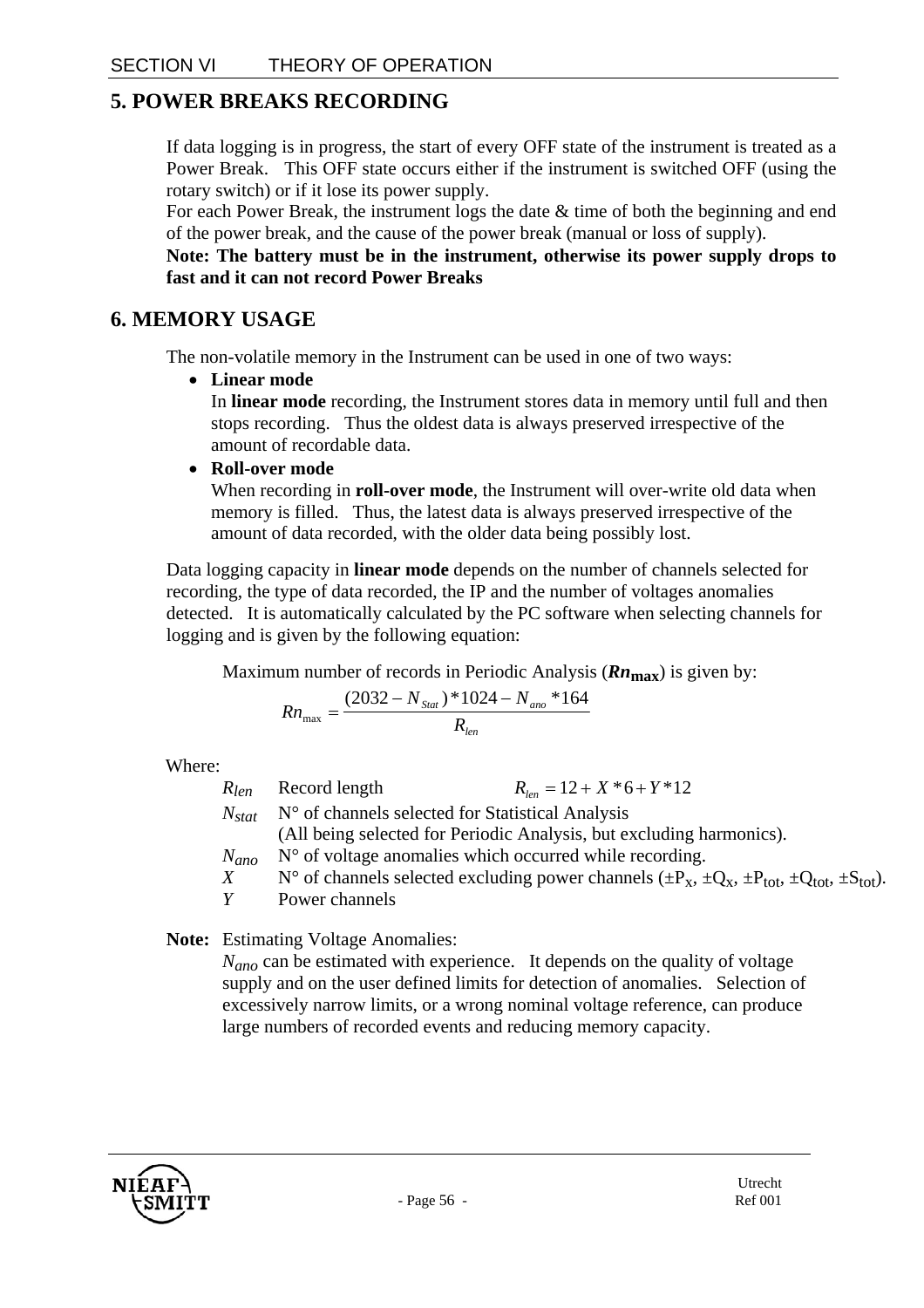## 5. POWER BREAKS RECORDING

If data logging is in progress, the start of every OFF state of the instrument is treated as a Power Break. This OFF state occurs either if the instrument is switched OFF (using the rotary switch) or if it lose its power supply.

For each Power Break, the instrument logs the date & time of both the beginning and end of the power break, and the cause of the power break (manual or loss of supply).

**Note: The battery must be in the instrument, otherwise its power supply drops to fast and it can not record Power Breaks**

## 6. MEMORY USAGE

The non-volatile memory in the Instrument can be used in one of two ways:

- **Linear mode**
  In **linear mode** recording, the Instrument stores data in memory until full and then stops recording. Thus the oldest data is always preserved irrespective of the amount of recordable data.
- **Roll-over mode**
  When recording in **roll-over mode**, the Instrument will over-write old data when memory is filled. Thus, the latest data is always preserved irrespective of the amount of data recorded, with the older data being possibly lost.

Data logging capacity in **linear mode** depends on the number of channels selected for recording, the type of data recorded, the IP and the number of voltages anomalies detected. It is automatically calculated by the PC software when selecting channels for logging and is given by the following equation:

Maximum number of records in Periodic Analysis (***Rn*max**) is given by:

$$Rn_{\max} = \frac{(2032 - N_{Stat}) * 1024 - N_{ano} * 164}{R_{len}}$$

Where:

- $R_{len}$ Record length $R_{len} = 12 + X * 6 + Y * 12$
- $N_{stat}$ N° of channels selected for Statistical Analysis (All being selected for Periodic Analysis, but excluding harmonics).
- $N_{ano}$ N° of voltage anomalies which occurred while recording.
- $X$ N° of channels selected excluding power channels ($\pm P_X$, $\pm Q_X$, $\pm P_{tot}$, $\pm Q_{tot}$, $\pm S_{tot}$).
- $Y$ Power channels

**Note:** Estimating Voltage Anomalies:
$N_{ano}$ can be estimated with experience. It depends on the quality of voltage supply and on the user defined limits for detection of anomalies. Selection of excessively narrow limits, or a wrong nominal voltage reference, can produce large numbers of recorded events and reducing memory capacity.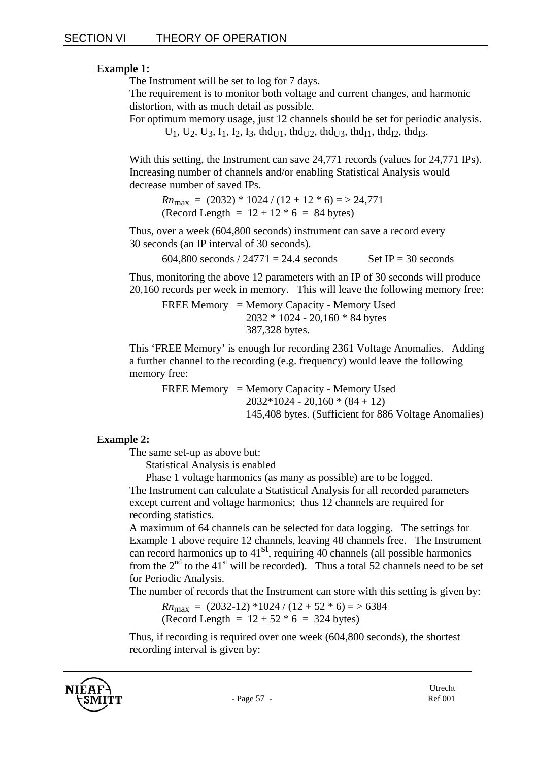**Example 1:**

The Instrument will be set to log for 7 days.

The requirement is to monitor both voltage and current changes, and harmonic distortion, with as much detail as possible.

For optimum memory usage, just 12 channels should be set for periodic analysis.

$U_1$, $U_2$, $U_3$, $I_1$, $I_2$, $I_3$, $thd_{U1}$, $thd_{U2}$, $thd_{U3}$, $thd_{I1}$, $thd_{I2}$, $thd_{I3}$.

With this setting, the Instrument can save 24,771 records (values for 24,771 IPs). Increasing number of channels and/or enabling Statistical Analysis would decrease number of saved IPs.

$Rn_{max}$ = (2032) * 1024 / (12 + 12 * 6) = > 24,771
(Record Length = 12 + 12 * 6 = 84 bytes)

Thus, over a week (604,800 seconds) instrument can save a record every 30 seconds (an IP interval of 30 seconds).

604,800 seconds / 24771 = 24.4 seconds    Set IP = 30 seconds

Thus, monitoring the above 12 parameters with an IP of 30 seconds will produce 20,160 records per week in memory. This will leave the following memory free:

FREE Memory = Memory Capacity - Memory Used
2032 * 1024 - 20,160 * 84 bytes
387,328 bytes.

This 'FREE Memory' is enough for recording 2361 Voltage Anomalies. Adding a further channel to the recording (e.g. frequency) would leave the following memory free:

FREE Memory = Memory Capacity - Memory Used
2032*1024 - 20,160 * (84 + 12)
145,408 bytes. (Sufficient for 886 Voltage Anomalies)

**Example 2:**

The same set-up as above but:

Statistical Analysis is enabled

Phase 1 voltage harmonics (as many as possible) are to be logged.

The Instrument can calculate a Statistical Analysis for all recorded parameters except current and voltage harmonics; thus 12 channels are required for recording statistics.

A maximum of 64 channels can be selected for data logging. The settings for Example 1 above require 12 channels, leaving 48 channels free. The Instrument can record harmonics up to $41^{st}$, requiring 40 channels (all possible harmonics from the $2^{nd}$ to the $41^{st}$ will be recorded). Thus a total 52 channels need to be set for Periodic Analysis.

The number of records that the Instrument can store with this setting is given by:

$Rn_{max}$ = (2032-12) *1024 / (12 + 52 * 6) = > 6384
(Record Length = 12 + 52 * 6 = 324 bytes)

Thus, if recording is required over one week (604,800 seconds), the shortest recording interval is given by: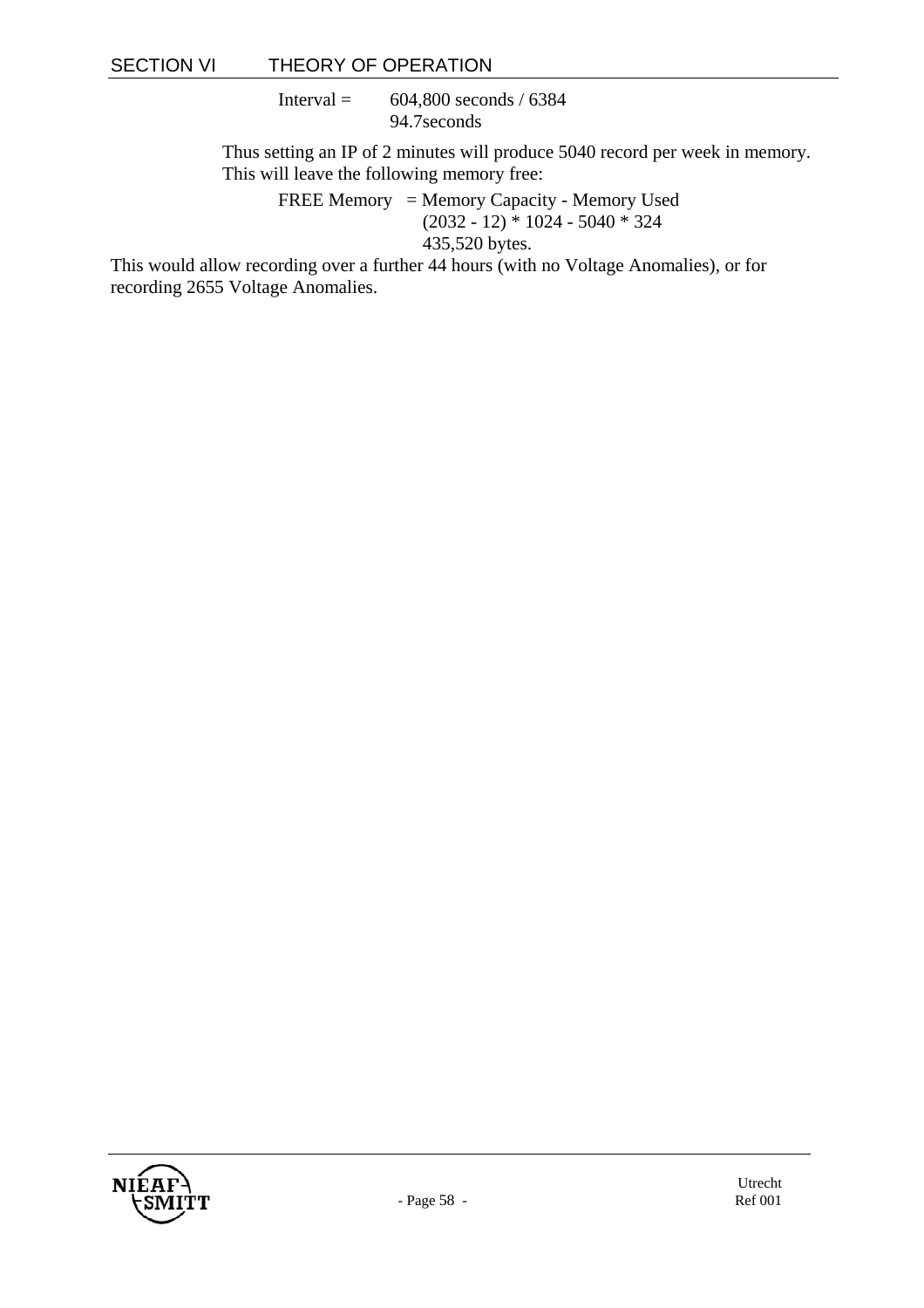Interval = 604,800 seconds / 6384
94.7seconds

Thus setting an IP of 2 minutes will produce 5040 record per week in memory. This will leave the following memory free:

FREE Memory = Memory Capacity - Memory Used
(2032 - 12) * 1024 - 5040 * 324
435,520 bytes.

This would allow recording over a further 44 hours (with no Voltage Anomalies), or for recording 2655 Voltage Anomalies.